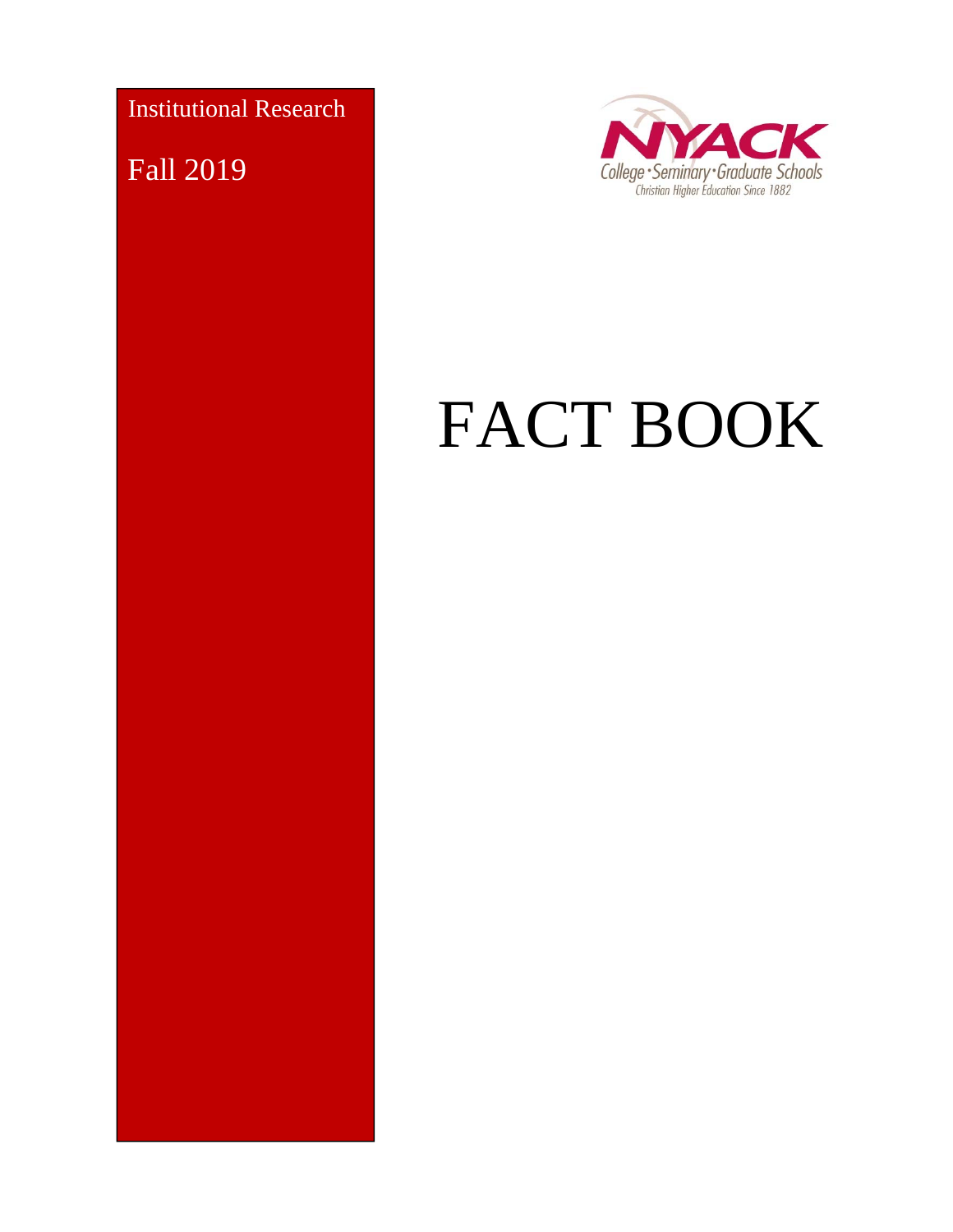Institutional Research

Fall 2019

NYACK

College • Seminary • Graduate Schools

Christian Higher Education Since 1882

# FACT BOOK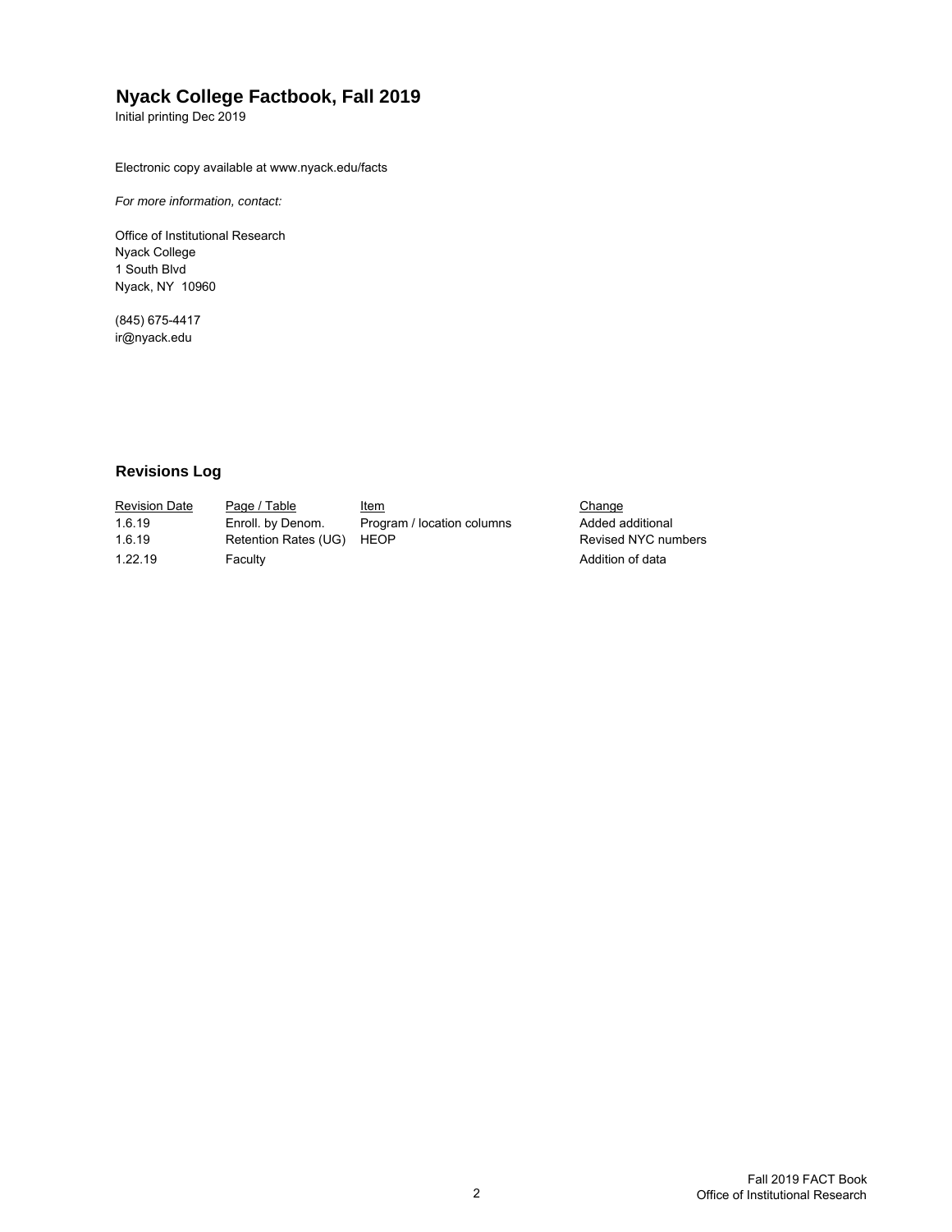# Nyack College Factbook, Fall 2019

Initial printing Dec 2019

Electronic copy available at www.nyack.edu/facts

*For more information, contact:*

Office of Institutional Research
Nyack College
1 South Blvd
Nyack, NY 10960

(845) 675-4417
ir@nyack.edu

## Revisions Log

| Revision Date | Page / Table | Item | Change |
|---|---|---|---|
| 1.6.19 | Enroll. by Denom. | Program / location columns | Added additional |
| 1.6.19 | Retention Rates (UG) | HEOP | Revised NYC numbers |
| 1.22.19 | Faculty | | Addition of data |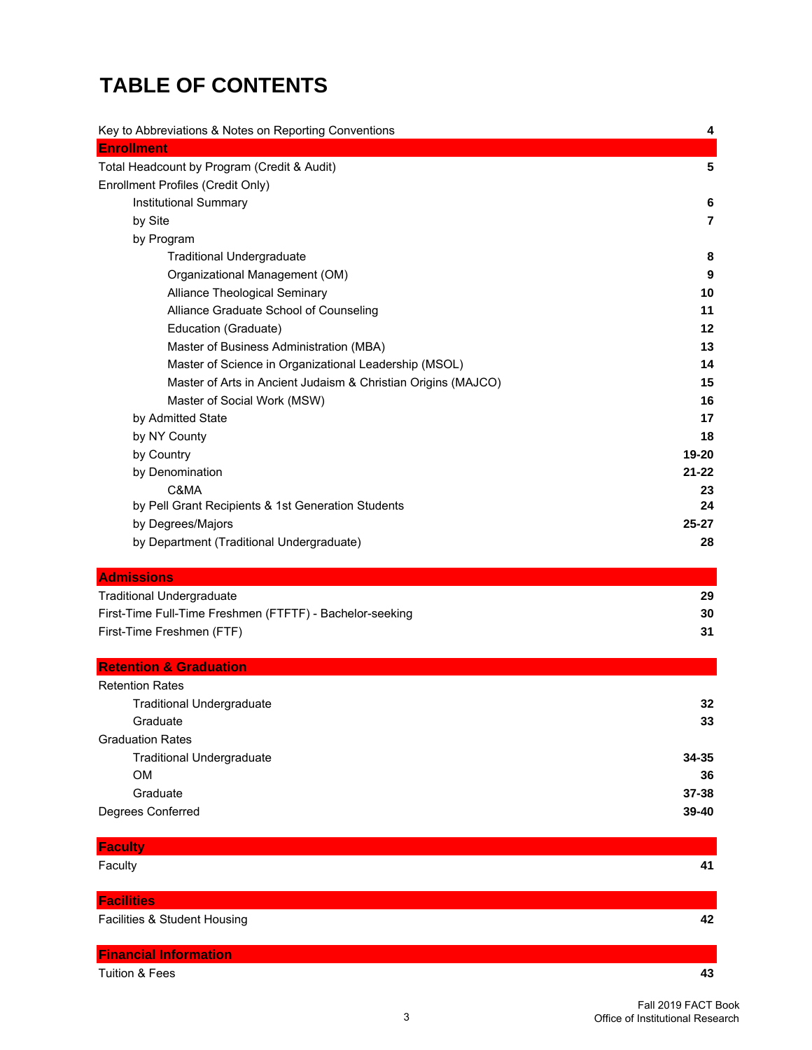# TABLE OF CONTENTS

| | |
|---|---|
| Key to Abbreviations & Notes on Reporting Conventions | **4** |
| **Enrollment** | |
| Total Headcount by Program (Credit & Audit) | **5** |
| Enrollment Profiles (Credit Only) | |
| Institutional Summary | **6** |
| by Site | **7** |
| by Program | |
| Traditional Undergraduate | **8** |
| Organizational Management (OM) | **9** |
| Alliance Theological Seminary | **10** |
| Alliance Graduate School of Counseling | **11** |
| Education (Graduate) | **12** |
| Master of Business Administration (MBA) | **13** |
| Master of Science in Organizational Leadership (MSOL) | **14** |
| Master of Arts in Ancient Judaism & Christian Origins (MAJCO) | **15** |
| Master of Social Work (MSW) | **16** |
| by Admitted State | **17** |
| by NY County | **18** |
| by Country | **19-20** |
| by Denomination | **21-22** |
| C&MA | **23** |
| by Pell Grant Recipients & 1st Generation Students | **24** |
| by Degrees/Majors | **25-27** |
| by Department (Traditional Undergraduate) | **28** |
| **Admissions** | |
| Traditional Undergraduate | **29** |
| First-Time Full-Time Freshmen (FTFTF) - Bachelor-seeking | **30** |
| First-Time Freshmen (FTF) | **31** |
| **Retention & Graduation** | |
| Retention Rates | |
| Traditional Undergraduate | **32** |
| Graduate | **33** |
| Graduation Rates | |
| Traditional Undergraduate | **34-35** |
| OM | **36** |
| Graduate | **37-38** |
| Degrees Conferred | **39-40** |
| **Faculty** | |
| Faculty | **41** |
| **Facilities** | |
| Facilities & Student Housing | **42** |
| **Financial Information** | |
| Tuition & Fees | **43** |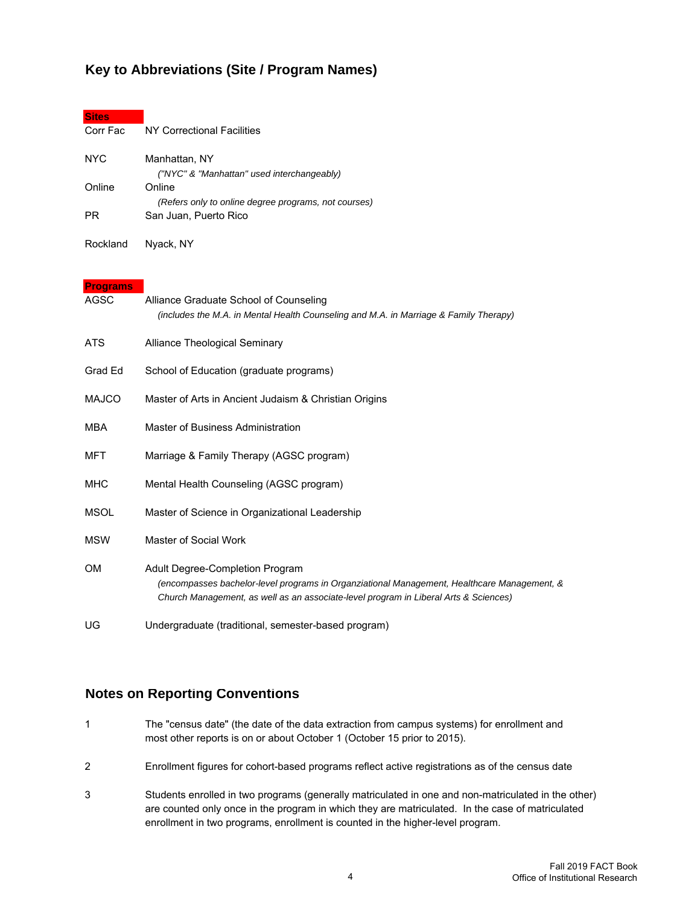## Key to Abbreviations (Site / Program Names)

**Sites**

| | |
|---|---|
| Corr Fac | NY Correctional Facilities |
| NYC | Manhattan, NY *("NYC" & "Manhattan" used interchangeably)* |
| Online | Online *(Refers only to online degree programs, not courses)* |
| PR | San Juan, Puerto Rico |
| Rockland | Nyack, NY |

**Programs**

| | |
|---|---|
| AGSC | Alliance Graduate School of Counseling *(includes the M.A. in Mental Health Counseling and M.A. in Marriage & Family Therapy)* |
| ATS | Alliance Theological Seminary |
| Grad Ed | School of Education (graduate programs) |
| MAJCO | Master of Arts in Ancient Judaism & Christian Origins |
| MBA | Master of Business Administration |
| MFT | Marriage & Family Therapy (AGSC program) |
| MHC | Mental Health Counseling (AGSC program) |
| MSOL | Master of Science in Organizational Leadership |
| MSW | Master of Social Work |
| OM | Adult Degree-Completion Program *(encompasses bachelor-level programs in Organziational Management, Healthcare Management, & Church Management, as well as an associate-level program in Liberal Arts & Sciences)* |
| UG | Undergraduate (traditional, semester-based program) |

## Notes on Reporting Conventions

1. The "census date" (the date of the data extraction from campus systems) for enrollment and most other reports is on or about October 1 (October 15 prior to 2015).

2. Enrollment figures for cohort-based programs reflect active registrations as of the census date

3. Students enrolled in two programs (generally matriculated in one and non-matriculated in the other) are counted only once in the program in which they are matriculated. In the case of matriculated enrollment in two programs, enrollment is counted in the higher-level program.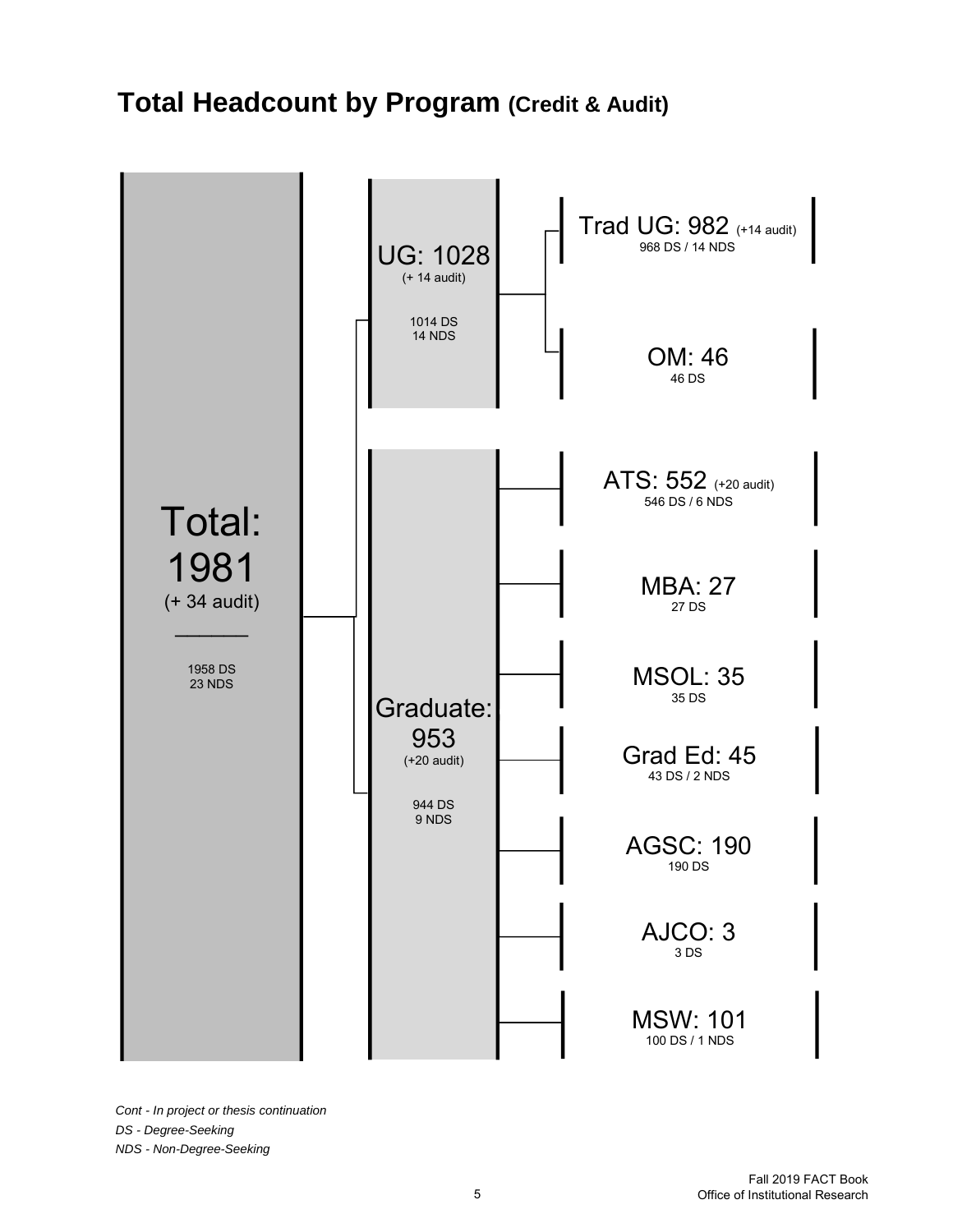# Total Headcount by Program (Credit & Audit)

**Total: 1981** (+ 34 audit)

1958 DS
23 NDS

- **UG: 1028** (+ 14 audit)
  1014 DS
  14 NDS
  - **Trad UG: 982** (+14 audit)
    968 DS / 14 NDS
  - **OM: 46**
    46 DS
- **Graduate: 953** (+20 audit)
  944 DS
  9 NDS
  - **ATS: 552** (+20 audit)
    546 DS / 6 NDS
  - **MBA: 27**
    27 DS
  - **MSOL: 35**
    35 DS
  - **Grad Ed: 45**
    43 DS / 2 NDS
  - **AGSC: 190**
    190 DS
  - **AJCO: 3**
    3 DS
  - **MSW: 101**
    100 DS / 1 NDS

*Cont - In project or thesis continuation*
*DS - Degree-Seeking*
*NDS - Non-Degree-Seeking*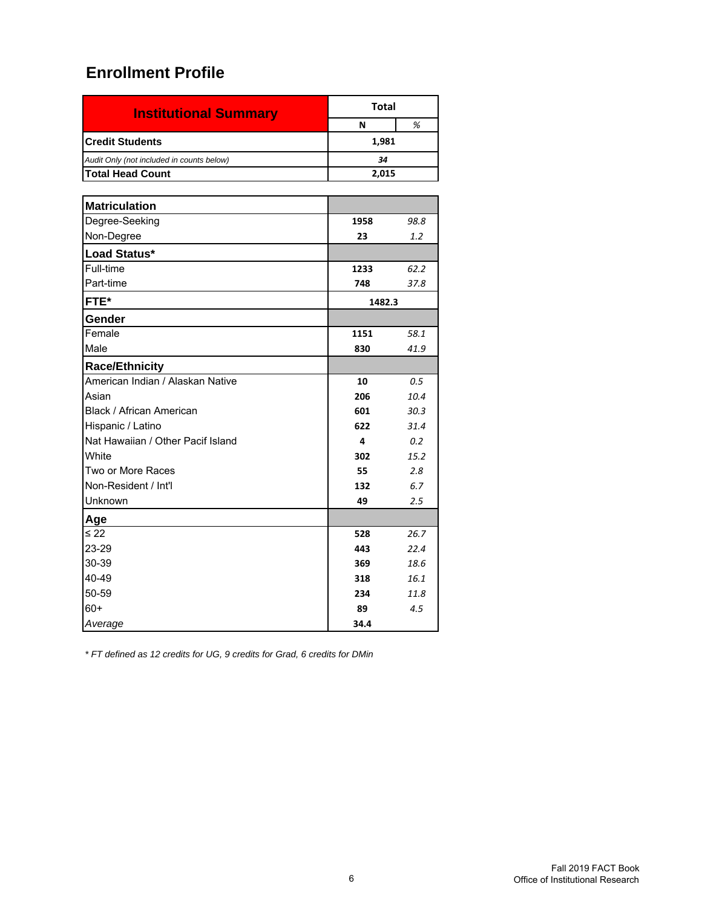## Enrollment Profile

| Institutional Summary | Total | |
|---|---|---|
| | N | % |
| **Credit Students** | 1,981 | |
| *Audit Only (not included in counts below)* | *34* | |
| **Total Head Count** | 2,015 | |

| | N | % |
|---|---|---|
| **Matriculation** | | |
| Degree-Seeking | 1958 | *98.8* |
| Non-Degree | 23 | *1.2* |
| **Load Status*** | | |
| Full-time | 1233 | *62.2* |
| Part-time | 748 | *37.8* |
| **FTE*** | 1482.3 | |
| **Gender** | | |
| Female | 1151 | *58.1* |
| Male | 830 | *41.9* |
| **Race/Ethnicity** | | |
| American Indian / Alaskan Native | 10 | *0.5* |
| Asian | 206 | *10.4* |
| Black / African American | 601 | *30.3* |
| Hispanic / Latino | 622 | *31.4* |
| Nat Hawaiian / Other Pacif Island | 4 | *0.2* |
| White | 302 | *15.2* |
| Two or More Races | 55 | *2.8* |
| Non-Resident / Int'l | 132 | *6.7* |
| Unknown | 49 | *2.5* |
| **Age** | | |
| ≤ 22 | 528 | *26.7* |
| 23-29 | 443 | *22.4* |
| 30-39 | 369 | *18.6* |
| 40-49 | 318 | *16.1* |
| 50-59 | 234 | *11.8* |
| 60+ | 89 | *4.5* |
| *Average* | 34.4 | |

*\* FT defined as 12 credits for UG, 9 credits for Grad, 6 credits for DMin*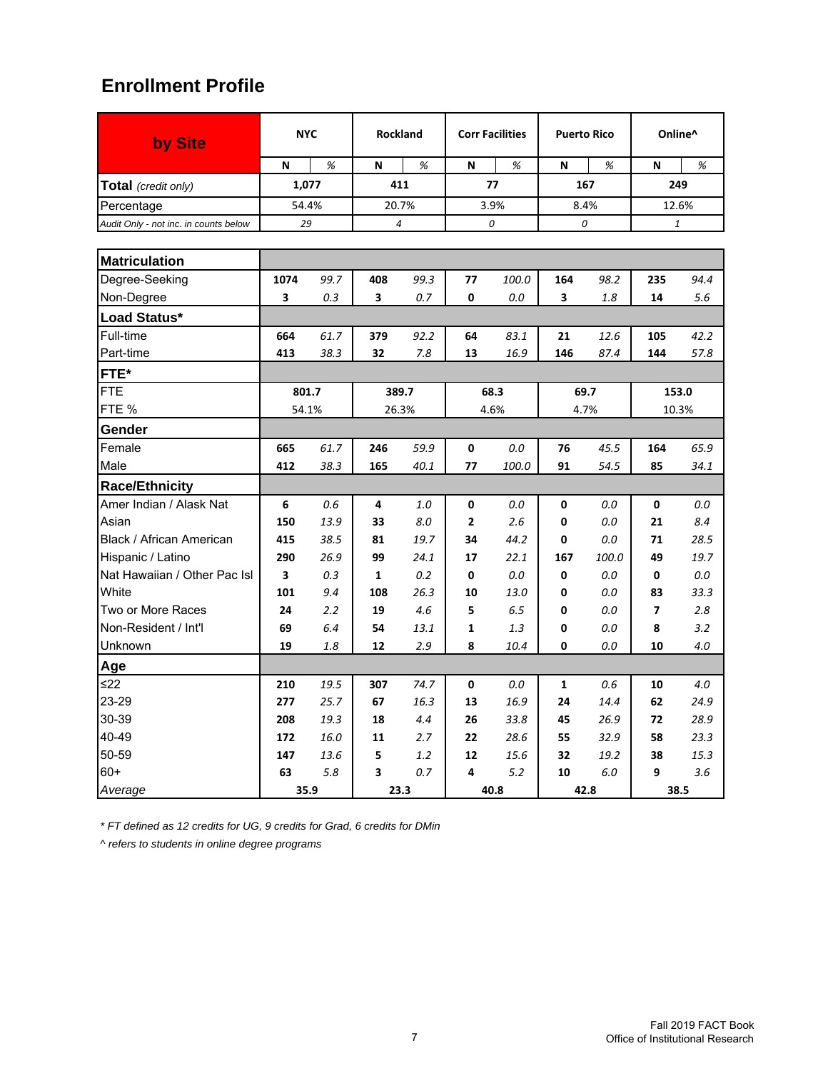## Enrollment Profile

| by Site | NYC | | Rockland | | Corr Facilities | | Puerto Rico | | Online^ | |
|---|---|---|---|---|---|---|---|---|---|---|
| | N | % | N | % | N | % | N | % | N | % |
| **Total** *(credit only)* | **1,077** | | **411** | | **77** | | **167** | | **249** | |
| Percentage | 54.4% | | 20.7% | | 3.9% | | 8.4% | | 12.6% | |
| *Audit Only - not inc. in counts below* | *29* | | *4* | | *0* | | *0* | | *1* | |
| **Matriculation** | | | | | | | | | | |
| Degree-Seeking | **1074** | *99.7* | **408** | *99.3* | **77** | *100.0* | **164** | *98.2* | **235** | *94.4* |
| Non-Degree | **3** | *0.3* | **3** | *0.7* | **0** | *0.0* | **3** | *1.8* | **14** | *5.6* |
| **Load Status*** | | | | | | | | | | |
| Full-time | **664** | *61.7* | **379** | *92.2* | **64** | *83.1* | **21** | *12.6* | **105** | *42.2* |
| Part-time | **413** | *38.3* | **32** | *7.8* | **13** | *16.9* | **146** | *87.4* | **144** | *57.8* |
| **FTE*** | | | | | | | | | | |
| FTE | **801.7** | | **389.7** | | **68.3** | | **69.7** | | **153.0** | |
| FTE % | 54.1% | | 26.3% | | 4.6% | | 4.7% | | 10.3% | |
| **Gender** | | | | | | | | | | |
| Female | **665** | *61.7* | **246** | *59.9* | **0** | *0.0* | **76** | *45.5* | **164** | *65.9* |
| Male | **412** | *38.3* | **165** | *40.1* | **77** | *100.0* | **91** | *54.5* | **85** | *34.1* |
| **Race/Ethnicity** | | | | | | | | | | |
| Amer Indian / Alask Nat | **6** | *0.6* | **4** | *1.0* | **0** | *0.0* | **0** | *0.0* | **0** | *0.0* |
| Asian | **150** | *13.9* | **33** | *8.0* | **2** | *2.6* | **0** | *0.0* | **21** | *8.4* |
| Black / African American | **415** | *38.5* | **81** | *19.7* | **34** | *44.2* | **0** | *0.0* | **71** | *28.5* |
| Hispanic / Latino | **290** | *26.9* | **99** | *24.1* | **17** | *22.1* | **167** | *100.0* | **49** | *19.7* |
| Nat Hawaiian / Other Pac Isl | **3** | *0.3* | **1** | *0.2* | **0** | *0.0* | **0** | *0.0* | **0** | *0.0* |
| White | **101** | *9.4* | **108** | *26.3* | **10** | *13.0* | **0** | *0.0* | **83** | *33.3* |
| Two or More Races | **24** | *2.2* | **19** | *4.6* | **5** | *6.5* | **0** | *0.0* | **7** | *2.8* |
| Non-Resident / Int'l | **69** | *6.4* | **54** | *13.1* | **1** | *1.3* | **0** | *0.0* | **8** | *3.2* |
| Unknown | **19** | *1.8* | **12** | *2.9* | **8** | *10.4* | **0** | *0.0* | **10** | *4.0* |
| **Age** | | | | | | | | | | |
| ≤22 | **210** | *19.5* | **307** | *74.7* | **0** | *0.0* | **1** | *0.6* | **10** | *4.0* |
| 23-29 | **277** | *25.7* | **67** | *16.3* | **13** | *16.9* | **24** | *14.4* | **62** | *24.9* |
| 30-39 | **208** | *19.3* | **18** | *4.4* | **26** | *33.8* | **45** | *26.9* | **72** | *28.9* |
| 40-49 | **172** | *16.0* | **11** | *2.7* | **22** | *28.6* | **55** | *32.9* | **58** | *23.3* |
| 50-59 | **147** | *13.6* | **5** | *1.2* | **12** | *15.6* | **32** | *19.2* | **38** | *15.3* |
| 60+ | **63** | *5.8* | **3** | *0.7* | **4** | *5.2* | **10** | *6.0* | **9** | *3.6* |
| *Average* | **35.9** | | **23.3** | | **40.8** | | **42.8** | | **38.5** | |

*\* FT defined as 12 credits for UG, 9 credits for Grad, 6 credits for DMin*

*^ refers to students in online degree programs*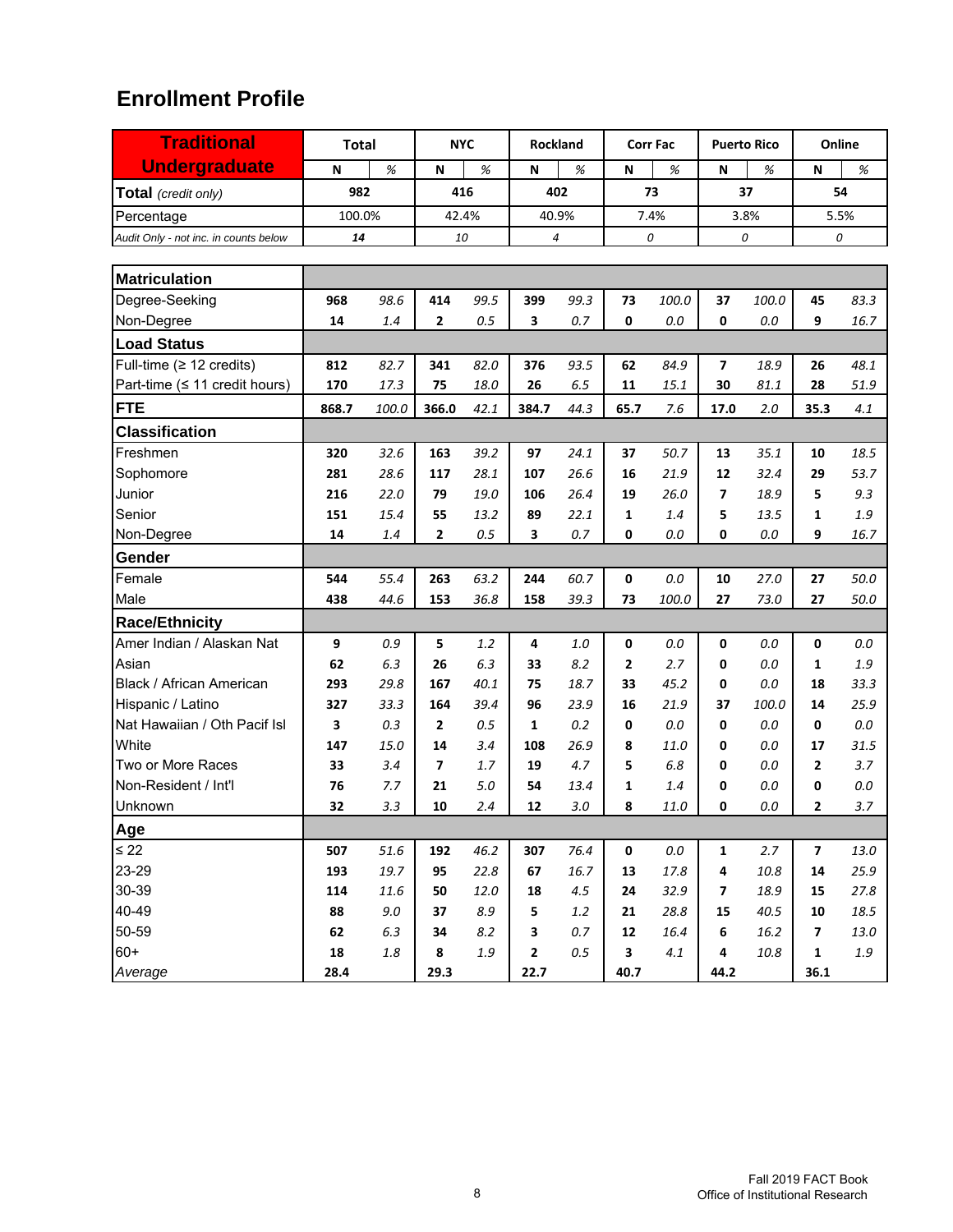# Enrollment Profile

| Traditional Undergraduate | Total | | NYC | | Rockland | | Corr Fac | | Puerto Rico | | Online | |
|---|---|---|---|---|---|---|---|---|---|---|---|---|
| | N | % | N | % | N | % | N | % | N | % | N | % |
| **Total** *(credit only)* | 982 | | 416 | | 402 | | 73 | | 37 | | 54 | |
| Percentage | 100.0% | | 42.4% | | 40.9% | | 7.4% | | 3.8% | | 5.5% | |
| *Audit Only - not inc. in counts below* | *14* | | *10* | | *4* | | *0* | | *0* | | *0* | |
| **Matriculation** | | | | | | | | | | | | |
| Degree-Seeking | 968 | 98.6 | 414 | 99.5 | 399 | 99.3 | 73 | 100.0 | 37 | 100.0 | 45 | 83.3 |
| Non-Degree | 14 | 1.4 | 2 | 0.5 | 3 | 0.7 | 0 | 0.0 | 0 | 0.0 | 9 | 16.7 |
| **Load Status** | | | | | | | | | | | | |
| Full-time (≥ 12 credits) | 812 | 82.7 | 341 | 82.0 | 376 | 93.5 | 62 | 84.9 | 7 | 18.9 | 26 | 48.1 |
| Part-time (≤ 11 credit hours) | 170 | 17.3 | 75 | 18.0 | 26 | 6.5 | 11 | 15.1 | 30 | 81.1 | 28 | 51.9 |
| **FTE** | 868.7 | 100.0 | 366.0 | 42.1 | 384.7 | 44.3 | 65.7 | 7.6 | 17.0 | 2.0 | 35.3 | 4.1 |
| **Classification** | | | | | | | | | | | | |
| Freshmen | 320 | 32.6 | 163 | 39.2 | 97 | 24.1 | 37 | 50.7 | 13 | 35.1 | 10 | 18.5 |
| Sophomore | 281 | 28.6 | 117 | 28.1 | 107 | 26.6 | 16 | 21.9 | 12 | 32.4 | 29 | 53.7 |
| Junior | 216 | 22.0 | 79 | 19.0 | 106 | 26.4 | 19 | 26.0 | 7 | 18.9 | 5 | 9.3 |
| Senior | 151 | 15.4 | 55 | 13.2 | 89 | 22.1 | 1 | 1.4 | 5 | 13.5 | 1 | 1.9 |
| Non-Degree | 14 | 1.4 | 2 | 0.5 | 3 | 0.7 | 0 | 0.0 | 0 | 0.0 | 9 | 16.7 |
| **Gender** | | | | | | | | | | | | |
| Female | 544 | 55.4 | 263 | 63.2 | 244 | 60.7 | 0 | 0.0 | 10 | 27.0 | 27 | 50.0 |
| Male | 438 | 44.6 | 153 | 36.8 | 158 | 39.3 | 73 | 100.0 | 27 | 73.0 | 27 | 50.0 |
| **Race/Ethnicity** | | | | | | | | | | | | |
| Amer Indian / Alaskan Nat | 9 | 0.9 | 5 | 1.2 | 4 | 1.0 | 0 | 0.0 | 0 | 0.0 | 0 | 0.0 |
| Asian | 62 | 6.3 | 26 | 6.3 | 33 | 8.2 | 2 | 2.7 | 0 | 0.0 | 1 | 1.9 |
| Black / African American | 293 | 29.8 | 167 | 40.1 | 75 | 18.7 | 33 | 45.2 | 0 | 0.0 | 18 | 33.3 |
| Hispanic / Latino | 327 | 33.3 | 164 | 39.4 | 96 | 23.9 | 16 | 21.9 | 37 | 100.0 | 14 | 25.9 |
| Nat Hawaiian / Oth Pacif Isl | 3 | 0.3 | 2 | 0.5 | 1 | 0.2 | 0 | 0.0 | 0 | 0.0 | 0 | 0.0 |
| White | 147 | 15.0 | 14 | 3.4 | 108 | 26.9 | 8 | 11.0 | 0 | 0.0 | 17 | 31.5 |
| Two or More Races | 33 | 3.4 | 7 | 1.7 | 19 | 4.7 | 5 | 6.8 | 0 | 0.0 | 2 | 3.7 |
| Non-Resident / Int'l | 76 | 7.7 | 21 | 5.0 | 54 | 13.4 | 1 | 1.4 | 0 | 0.0 | 0 | 0.0 |
| Unknown | 32 | 3.3 | 10 | 2.4 | 12 | 3.0 | 8 | 11.0 | 0 | 0.0 | 2 | 3.7 |
| **Age** | | | | | | | | | | | | |
| ≤ 22 | 507 | 51.6 | 192 | 46.2 | 307 | 76.4 | 0 | 0.0 | 1 | 2.7 | 7 | 13.0 |
| 23-29 | 193 | 19.7 | 95 | 22.8 | 67 | 16.7 | 13 | 17.8 | 4 | 10.8 | 14 | 25.9 |
| 30-39 | 114 | 11.6 | 50 | 12.0 | 18 | 4.5 | 24 | 32.9 | 7 | 18.9 | 15 | 27.8 |
| 40-49 | 88 | 9.0 | 37 | 8.9 | 5 | 1.2 | 21 | 28.8 | 15 | 40.5 | 10 | 18.5 |
| 50-59 | 62 | 6.3 | 34 | 8.2 | 3 | 0.7 | 12 | 16.4 | 6 | 16.2 | 7 | 13.0 |
| 60+ | 18 | 1.8 | 8 | 1.9 | 2 | 0.5 | 3 | 4.1 | 4 | 10.8 | 1 | 1.9 |
| *Average* | 28.4 | | 29.3 | | 22.7 | | 40.7 | | 44.2 | | 36.1 | |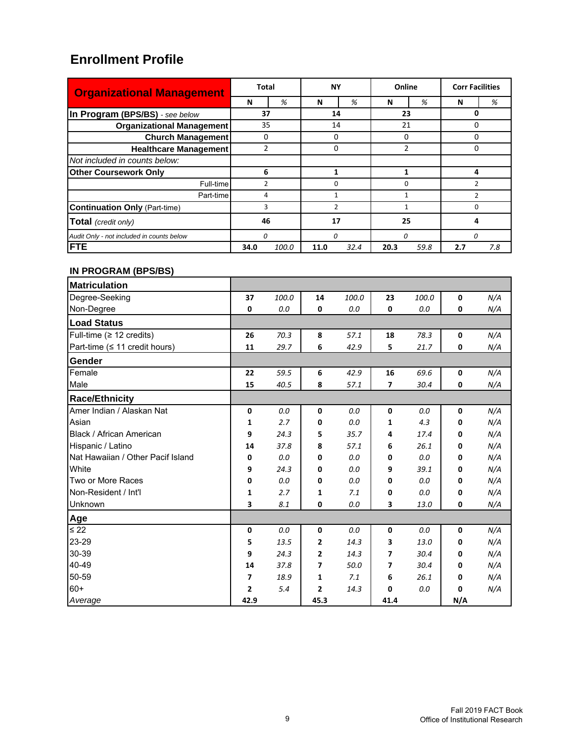# Enrollment Profile

| Organizational Management | Total | | NY | | Online | | Corr Facilities | |
|---|---|---|---|---|---|---|---|---|
| | N | % | N | % | N | % | N | % |
| **In Program (BPS/BS)** - *see below* | **37** | | **14** | | **23** | | **0** | |
| **Organizational Management** | 35 | | 14 | | 21 | | 0 | |
| **Church Management** | 0 | | 0 | | 0 | | 0 | |
| **Healthcare Management** | 2 | | 0 | | 2 | | 0 | |
| *Not included in counts below:* | | | | | | | | |
| **Other Coursework Only** | **6** | | **1** | | **1** | | **4** | |
| Full-time | 2 | | 0 | | 0 | | 2 | |
| Part-time | 4 | | 1 | | 1 | | 2 | |
| **Continuation Only** (Part-time) | 3 | | 2 | | 1 | | 0 | |
| **Total** *(credit only)* | **46** | | **17** | | **25** | | **4** | |
| *Audit Only - not included in counts below* | *0* | | *0* | | *0* | | *0* | |
| **FTE** | **34.0** | *100.0* | **11.0** | *32.4* | **20.3** | *59.8* | **2.7** | *7.8* |

## IN PROGRAM (BPS/BS)

| | Total N | Total % | NY N | NY % | Online N | Online % | Corr Facilities N | Corr Facilities % |
|---|---|---|---|---|---|---|---|---|
| **Matriculation** | | | | | | | | |
| Degree-Seeking | **37** | *100.0* | **14** | *100.0* | **23** | *100.0* | **0** | *N/A* |
| Non-Degree | **0** | *0.0* | **0** | *0.0* | **0** | *0.0* | **0** | *N/A* |
| **Load Status** | | | | | | | | |
| Full-time (≥ 12 credits) | **26** | *70.3* | **8** | *57.1* | **18** | *78.3* | **0** | *N/A* |
| Part-time (≤ 11 credit hours) | **11** | *29.7* | **6** | *42.9* | **5** | *21.7* | **0** | *N/A* |
| **Gender** | | | | | | | | |
| Female | **22** | *59.5* | **6** | *42.9* | **16** | *69.6* | **0** | *N/A* |
| Male | **15** | *40.5* | **8** | *57.1* | **7** | *30.4* | **0** | *N/A* |
| **Race/Ethnicity** | | | | | | | | |
| Amer Indian / Alaskan Nat | **0** | *0.0* | **0** | *0.0* | **0** | *0.0* | **0** | *N/A* |
| Asian | **1** | *2.7* | **0** | *0.0* | **1** | *4.3* | **0** | *N/A* |
| Black / African American | **9** | *24.3* | **5** | *35.7* | **4** | *17.4* | **0** | *N/A* |
| Hispanic / Latino | **14** | *37.8* | **8** | *57.1* | **6** | *26.1* | **0** | *N/A* |
| Nat Hawaiian / Other Pacif Island | **0** | *0.0* | **0** | *0.0* | **0** | *0.0* | **0** | *N/A* |
| White | **9** | *24.3* | **0** | *0.0* | **9** | *39.1* | **0** | *N/A* |
| Two or More Races | **0** | *0.0* | **0** | *0.0* | **0** | *0.0* | **0** | *N/A* |
| Non-Resident / Int'l | **1** | *2.7* | **1** | *7.1* | **0** | *0.0* | **0** | *N/A* |
| Unknown | **3** | *8.1* | **0** | *0.0* | **3** | *13.0* | **0** | *N/A* |
| **Age** | | | | | | | | |
| ≤ 22 | **0** | *0.0* | **0** | *0.0* | **0** | *0.0* | **0** | *N/A* |
| 23-29 | **5** | *13.5* | **2** | *14.3* | **3** | *13.0* | **0** | *N/A* |
| 30-39 | **9** | *24.3* | **2** | *14.3* | **7** | *30.4* | **0** | *N/A* |
| 40-49 | **14** | *37.8* | **7** | *50.0* | **7** | *30.4* | **0** | *N/A* |
| 50-59 | **7** | *18.9* | **1** | *7.1* | **6** | *26.1* | **0** | *N/A* |
| 60+ | **2** | *5.4* | **2** | *14.3* | **0** | *0.0* | **0** | *N/A* |
| *Average* | **42.9** | | **45.3** | | **41.4** | | **N/A** | |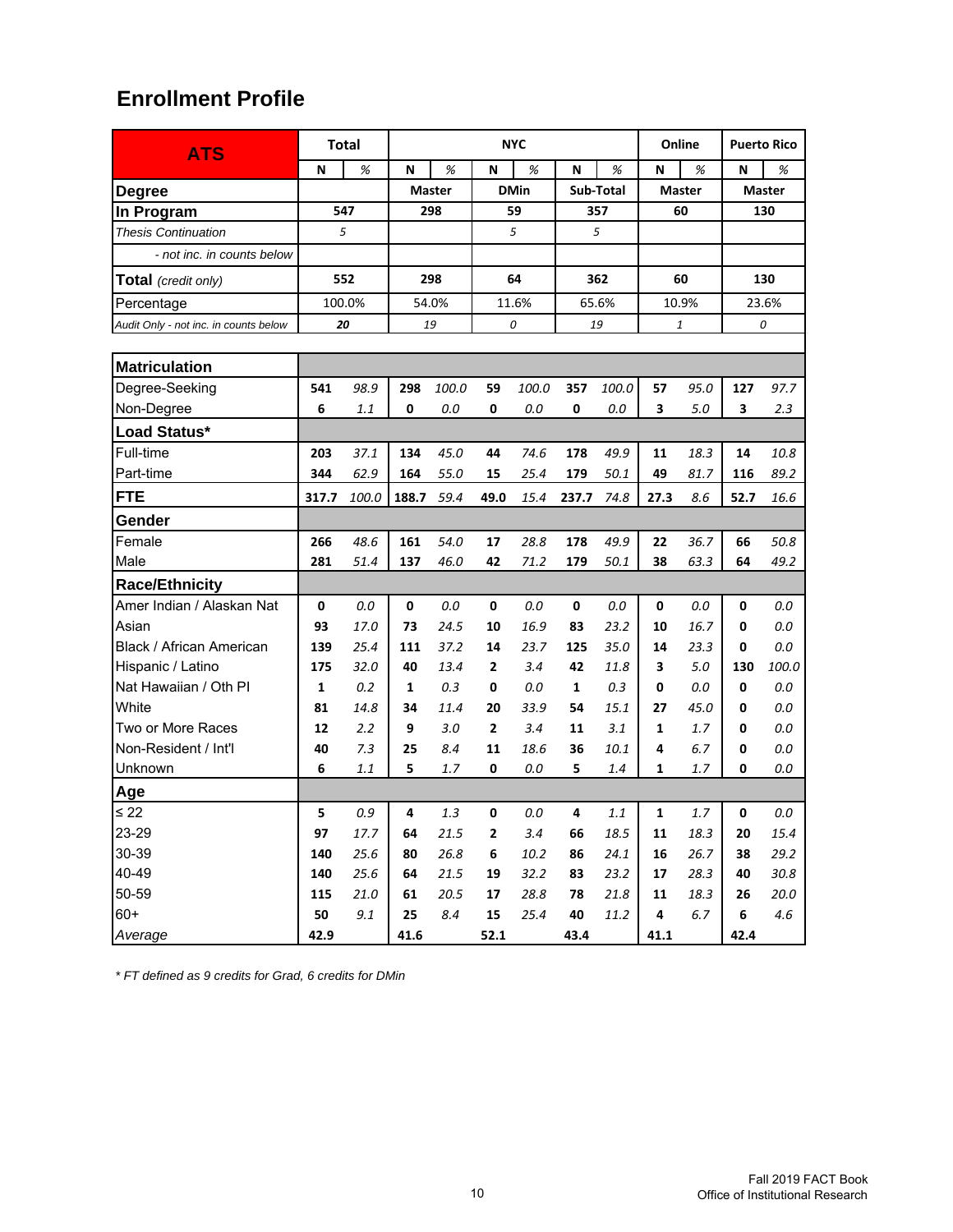## Enrollment Profile

| ATS | Total | | NYC | | | | | | Online | | Puerto Rico | |
|---|---|---|---|---|---|---|---|---|---|---|---|---|
| | N | % | N | % | N | % | N | % | N | % | N | % |
| **Degree** | | | Master | | DMin | | Sub-Total | | Master | | Master | |
| **In Program** | 547 | | 298 | | 59 | | 357 | | 60 | | 130 | |
| *Thesis Continuation* | *5* | | | | *5* | | *5* | | | | | |
| *- not inc. in counts below* | | | | | | | | | | | | |
| **Total** *(credit only)* | 552 | | 298 | | 64 | | 362 | | 60 | | 130 | |
| Percentage | 100.0% | | 54.0% | | 11.6% | | 65.6% | | 10.9% | | 23.6% | |
| *Audit Only - not inc. in counts below* | ***20*** | | *19* | | *0* | | *19* | | *1* | | *0* | |
| **Matriculation** | | | | | | | | | | | | |
| Degree-Seeking | **541** | *98.9* | **298** | *100.0* | **59** | *100.0* | **357** | *100.0* | **57** | *95.0* | **127** | *97.7* |
| Non-Degree | **6** | *1.1* | **0** | *0.0* | **0** | *0.0* | **0** | *0.0* | **3** | *5.0* | **3** | *2.3* |
| **Load Status*** | | | | | | | | | | | | |
| Full-time | **203** | *37.1* | **134** | *45.0* | **44** | *74.6* | **178** | *49.9* | **11** | *18.3* | **14** | *10.8* |
| Part-time | **344** | *62.9* | **164** | *55.0* | **15** | *25.4* | **179** | *50.1* | **49** | *81.7* | **116** | *89.2* |
| **FTE** | **317.7** | *100.0* | **188.7** | *59.4* | **49.0** | *15.4* | **237.7** | *74.8* | **27.3** | *8.6* | **52.7** | *16.6* |
| **Gender** | | | | | | | | | | | | |
| Female | **266** | *48.6* | **161** | *54.0* | **17** | *28.8* | **178** | *49.9* | **22** | *36.7* | **66** | *50.8* |
| Male | **281** | *51.4* | **137** | *46.0* | **42** | *71.2* | **179** | *50.1* | **38** | *63.3* | **64** | *49.2* |
| **Race/Ethnicity** | | | | | | | | | | | | |
| Amer Indian / Alaskan Nat | **0** | *0.0* | **0** | *0.0* | **0** | *0.0* | **0** | *0.0* | **0** | *0.0* | **0** | *0.0* |
| Asian | **93** | *17.0* | **73** | *24.5* | **10** | *16.9* | **83** | *23.2* | **10** | *16.7* | **0** | *0.0* |
| Black / African American | **139** | *25.4* | **111** | *37.2* | **14** | *23.7* | **125** | *35.0* | **14** | *23.3* | **0** | *0.0* |
| Hispanic / Latino | **175** | *32.0* | **40** | *13.4* | **2** | *3.4* | **42** | *11.8* | **3** | *5.0* | **130** | *100.0* |
| Nat Hawaiian / Oth PI | **1** | *0.2* | **1** | *0.3* | **0** | *0.0* | **1** | *0.3* | **0** | *0.0* | **0** | *0.0* |
| White | **81** | *14.8* | **34** | *11.4* | **20** | *33.9* | **54** | *15.1* | **27** | *45.0* | **0** | *0.0* |
| Two or More Races | **12** | *2.2* | **9** | *3.0* | **2** | *3.4* | **11** | *3.1* | **1** | *1.7* | **0** | *0.0* |
| Non-Resident / Int'l | **40** | *7.3* | **25** | *8.4* | **11** | *18.6* | **36** | *10.1* | **4** | *6.7* | **0** | *0.0* |
| Unknown | **6** | *1.1* | **5** | *1.7* | **0** | *0.0* | **5** | *1.4* | **1** | *1.7* | **0** | *0.0* |
| **Age** | | | | | | | | | | | | |
| ≤ 22 | **5** | *0.9* | **4** | *1.3* | **0** | *0.0* | **4** | *1.1* | **1** | *1.7* | **0** | *0.0* |
| 23-29 | **97** | *17.7* | **64** | *21.5* | **2** | *3.4* | **66** | *18.5* | **11** | *18.3* | **20** | *15.4* |
| 30-39 | **140** | *25.6* | **80** | *26.8* | **6** | *10.2* | **86** | *24.1* | **16** | *26.7* | **38** | *29.2* |
| 40-49 | **140** | *25.6* | **64** | *21.5* | **19** | *32.2* | **83** | *23.2* | **17** | *28.3* | **40** | *30.8* |
| 50-59 | **115** | *21.0* | **61** | *20.5* | **17** | *28.8* | **78** | *21.8* | **11** | *18.3* | **26** | *20.0* |
| 60+ | **50** | *9.1* | **25** | *8.4* | **15** | *25.4* | **40** | *11.2* | **4** | *6.7* | **6** | *4.6* |
| *Average* | **42.9** | | **41.6** | | **52.1** | | **43.4** | | **41.1** | | **42.4** | |

*\* FT defined as 9 credits for Grad, 6 credits for DMin*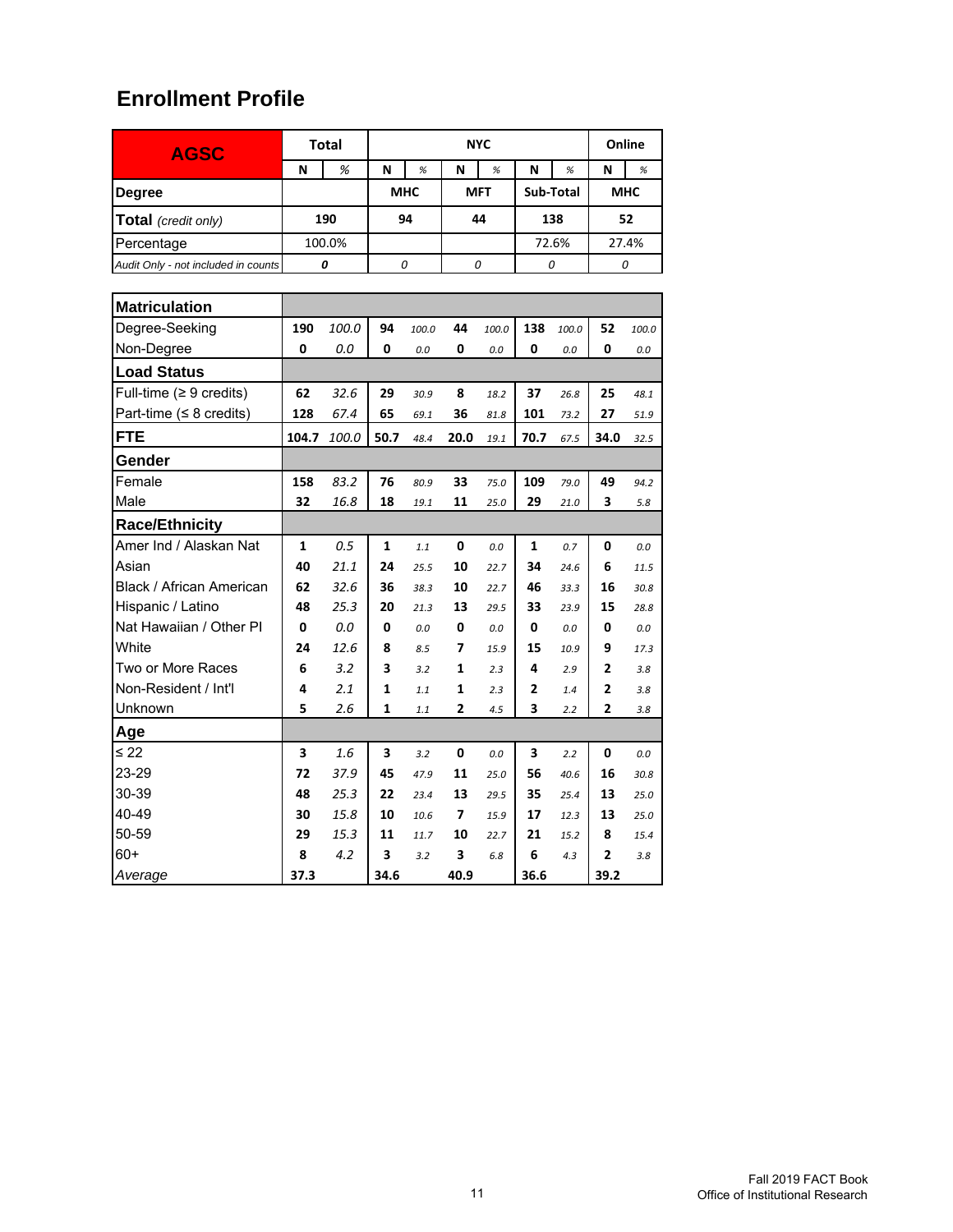# Enrollment Profile

| AGSC | Total | | NYC | | | | | | Online | |
|---|---|---|---|---|---|---|---|---|---|---|
| | N | % | N | % | N | % | N | % | N | % |
| **Degree** | | | MHC | | MFT | | Sub-Total | | MHC | |
| **Total** *(credit only)* | 190 | | 94 | | 44 | | 138 | | 52 | |
| Percentage | 100.0% | | | | | | 72.6% | | 27.4% | |
| *Audit Only - not included in counts* | *0* | | *0* | | *0* | | *0* | | *0* | |

| | Total N | Total % | MHC N | MHC % | MFT N | MFT % | Sub-Total N | Sub-Total % | Online MHC N | Online MHC % |
|---|---|---|---|---|---|---|---|---|---|---|
| **Matriculation** | | | | | | | | | | |
| Degree-Seeking | 190 | 100.0 | 94 | 100.0 | 44 | 100.0 | 138 | 100.0 | 52 | 100.0 |
| Non-Degree | 0 | 0.0 | 0 | 0.0 | 0 | 0.0 | 0 | 0.0 | 0 | 0.0 |
| **Load Status** | | | | | | | | | | |
| Full-time (≥ 9 credits) | 62 | 32.6 | 29 | 30.9 | 8 | 18.2 | 37 | 26.8 | 25 | 48.1 |
| Part-time (≤ 8 credits) | 128 | 67.4 | 65 | 69.1 | 36 | 81.8 | 101 | 73.2 | 27 | 51.9 |
| **FTE** | 104.7 | 100.0 | 50.7 | 48.4 | 20.0 | 19.1 | 70.7 | 67.5 | 34.0 | 32.5 |
| **Gender** | | | | | | | | | | |
| Female | 158 | 83.2 | 76 | 80.9 | 33 | 75.0 | 109 | 79.0 | 49 | 94.2 |
| Male | 32 | 16.8 | 18 | 19.1 | 11 | 25.0 | 29 | 21.0 | 3 | 5.8 |
| **Race/Ethnicity** | | | | | | | | | | |
| Amer Ind / Alaskan Nat | 1 | 0.5 | 1 | 1.1 | 0 | 0.0 | 1 | 0.7 | 0 | 0.0 |
| Asian | 40 | 21.1 | 24 | 25.5 | 10 | 22.7 | 34 | 24.6 | 6 | 11.5 |
| Black / African American | 62 | 32.6 | 36 | 38.3 | 10 | 22.7 | 46 | 33.3 | 16 | 30.8 |
| Hispanic / Latino | 48 | 25.3 | 20 | 21.3 | 13 | 29.5 | 33 | 23.9 | 15 | 28.8 |
| Nat Hawaiian / Other PI | 0 | 0.0 | 0 | 0.0 | 0 | 0.0 | 0 | 0.0 | 0 | 0.0 |
| White | 24 | 12.6 | 8 | 8.5 | 7 | 15.9 | 15 | 10.9 | 9 | 17.3 |
| Two or More Races | 6 | 3.2 | 3 | 3.2 | 1 | 2.3 | 4 | 2.9 | 2 | 3.8 |
| Non-Resident / Int'l | 4 | 2.1 | 1 | 1.1 | 1 | 2.3 | 2 | 1.4 | 2 | 3.8 |
| Unknown | 5 | 2.6 | 1 | 1.1 | 2 | 4.5 | 3 | 2.2 | 2 | 3.8 |
| **Age** | | | | | | | | | | |
| ≤ 22 | 3 | 1.6 | 3 | 3.2 | 0 | 0.0 | 3 | 2.2 | 0 | 0.0 |
| 23-29 | 72 | 37.9 | 45 | 47.9 | 11 | 25.0 | 56 | 40.6 | 16 | 30.8 |
| 30-39 | 48 | 25.3 | 22 | 23.4 | 13 | 29.5 | 35 | 25.4 | 13 | 25.0 |
| 40-49 | 30 | 15.8 | 10 | 10.6 | 7 | 15.9 | 17 | 12.3 | 13 | 25.0 |
| 50-59 | 29 | 15.3 | 11 | 11.7 | 10 | 22.7 | 21 | 15.2 | 8 | 15.4 |
| 60+ | 8 | 4.2 | 3 | 3.2 | 3 | 6.8 | 6 | 4.3 | 2 | 3.8 |
| *Average* | 37.3 | | 34.6 | | 40.9 | | 36.6 | | 39.2 | |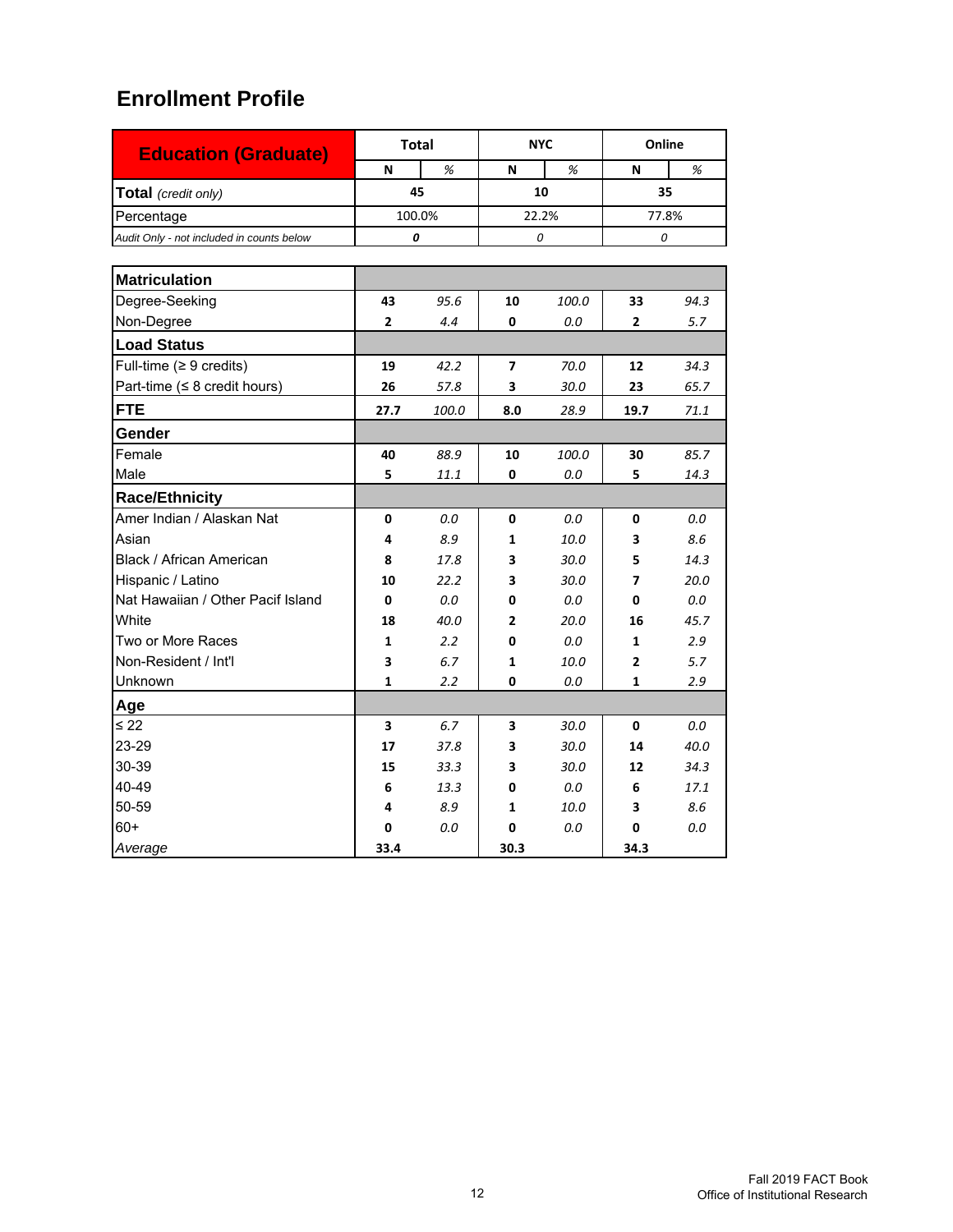## Enrollment Profile

| Education (Graduate) | Total | | NYC | | Online | |
|---|---|---|---|---|---|---|
| | N | % | N | % | N | % |
| **Total** *(credit only)* | 45 | | 10 | | 35 | |
| Percentage | 100.0% | | 22.2% | | 77.8% | |
| *Audit Only - not included in counts below* | *0* | | *0* | | *0* | |

| | Total N | Total % | NYC N | NYC % | Online N | Online % |
|---|---|---|---|---|---|---|
| **Matriculation** | | | | | | |
| Degree-Seeking | **43** | *95.6* | **10** | *100.0* | **33** | *94.3* |
| Non-Degree | **2** | *4.4* | **0** | *0.0* | **2** | *5.7* |
| **Load Status** | | | | | | |
| Full-time (≥ 9 credits) | **19** | *42.2* | **7** | *70.0* | **12** | *34.3* |
| Part-time (≤ 8 credit hours) | **26** | *57.8* | **3** | *30.0* | **23** | *65.7* |
| **FTE** | **27.7** | *100.0* | **8.0** | *28.9* | **19.7** | *71.1* |
| **Gender** | | | | | | |
| Female | **40** | *88.9* | **10** | *100.0* | **30** | *85.7* |
| Male | **5** | *11.1* | **0** | *0.0* | **5** | *14.3* |
| **Race/Ethnicity** | | | | | | |
| Amer Indian / Alaskan Nat | **0** | *0.0* | **0** | *0.0* | **0** | *0.0* |
| Asian | **4** | *8.9* | **1** | *10.0* | **3** | *8.6* |
| Black / African American | **8** | *17.8* | **3** | *30.0* | **5** | *14.3* |
| Hispanic / Latino | **10** | *22.2* | **3** | *30.0* | **7** | *20.0* |
| Nat Hawaiian / Other Pacif Island | **0** | *0.0* | **0** | *0.0* | **0** | *0.0* |
| White | **18** | *40.0* | **2** | *20.0* | **16** | *45.7* |
| Two or More Races | **1** | *2.2* | **0** | *0.0* | **1** | *2.9* |
| Non-Resident / Int'l | **3** | *6.7* | **1** | *10.0* | **2** | *5.7* |
| Unknown | **1** | *2.2* | **0** | *0.0* | **1** | *2.9* |
| **Age** | | | | | | |
| ≤ 22 | **3** | *6.7* | **3** | *30.0* | **0** | *0.0* |
| 23-29 | **17** | *37.8* | **3** | *30.0* | **14** | *40.0* |
| 30-39 | **15** | *33.3* | **3** | *30.0* | **12** | *34.3* |
| 40-49 | **6** | *13.3* | **0** | *0.0* | **6** | *17.1* |
| 50-59 | **4** | *8.9* | **1** | *10.0* | **3** | *8.6* |
| 60+ | **0** | *0.0* | **0** | *0.0* | **0** | *0.0* |
| *Average* | **33.4** | | **30.3** | | **34.3** | |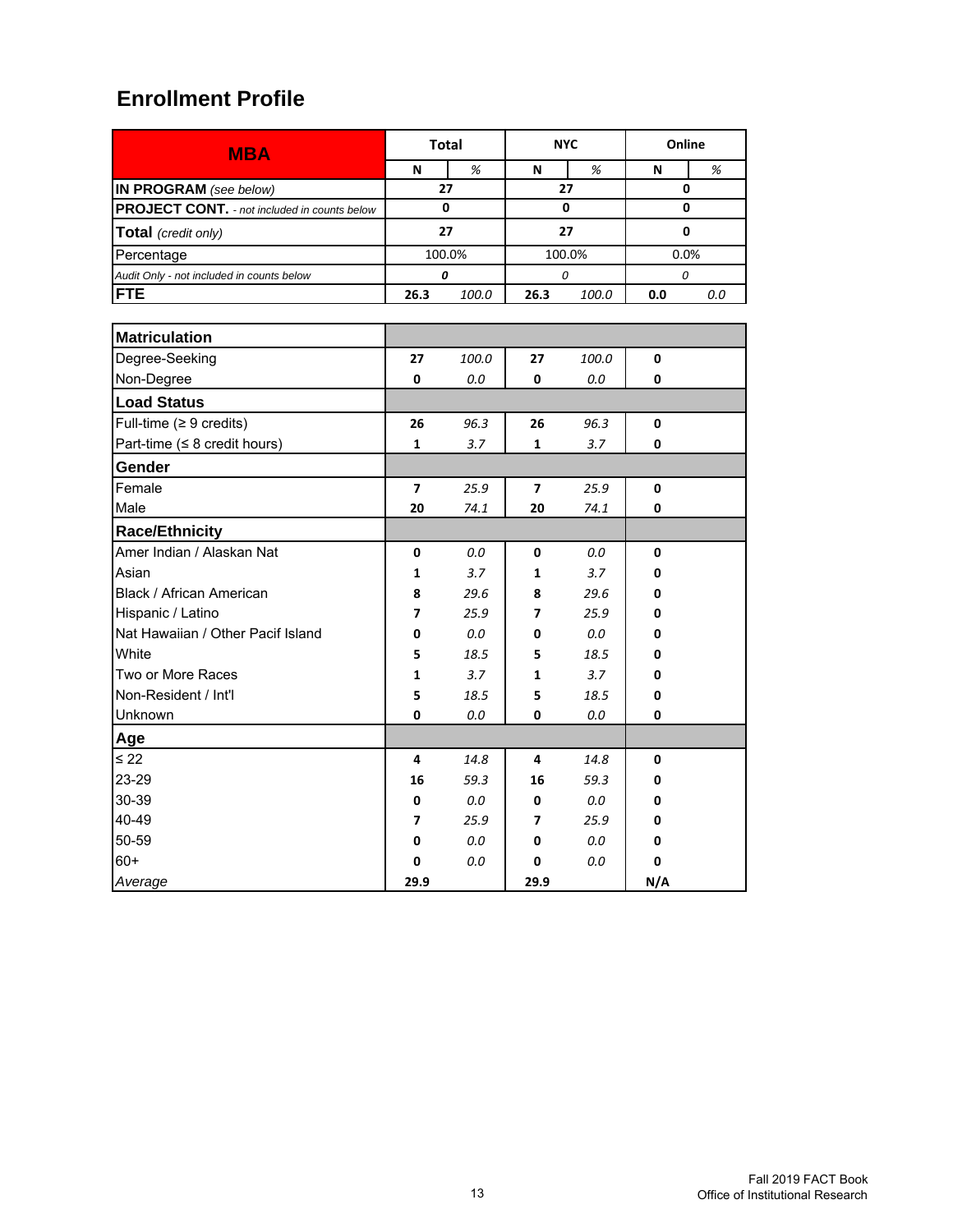## Enrollment Profile

| MBA | Total | | NYC | | Online | |
|---|---|---|---|---|---|---|
| | N | % | N | % | N | % |
| **IN PROGRAM** *(see below)* | 27 | | 27 | | 0 | |
| **PROJECT CONT.** *- not included in counts below* | 0 | | 0 | | 0 | |
| **Total** *(credit only)* | 27 | | 27 | | 0 | |
| Percentage | 100.0% | | 100.0% | | 0.0% | |
| *Audit Only - not included in counts below* | *0* | | *0* | | *0* | |
| **FTE** | 26.3 | *100.0* | 26.3 | *100.0* | 0.0 | *0.0* |
| **Matriculation** | | | | | | |
| Degree-Seeking | 27 | *100.0* | 27 | *100.0* | 0 | |
| Non-Degree | 0 | *0.0* | 0 | *0.0* | 0 | |
| **Load Status** | | | | | | |
| Full-time (≥ 9 credits) | 26 | *96.3* | 26 | *96.3* | 0 | |
| Part-time (≤ 8 credit hours) | 1 | *3.7* | 1 | *3.7* | 0 | |
| **Gender** | | | | | | |
| Female | 7 | *25.9* | 7 | *25.9* | 0 | |
| Male | 20 | *74.1* | 20 | *74.1* | 0 | |
| **Race/Ethnicity** | | | | | | |
| Amer Indian / Alaskan Nat | 0 | *0.0* | 0 | *0.0* | 0 | |
| Asian | 1 | *3.7* | 1 | *3.7* | 0 | |
| Black / African American | 8 | *29.6* | 8 | *29.6* | 0 | |
| Hispanic / Latino | 7 | *25.9* | 7 | *25.9* | 0 | |
| Nat Hawaiian / Other Pacif Island | 0 | *0.0* | 0 | *0.0* | 0 | |
| White | 5 | *18.5* | 5 | *18.5* | 0 | |
| Two or More Races | 1 | *3.7* | 1 | *3.7* | 0 | |
| Non-Resident / Int'l | 5 | *18.5* | 5 | *18.5* | 0 | |
| Unknown | 0 | *0.0* | 0 | *0.0* | 0 | |
| **Age** | | | | | | |
| ≤ 22 | 4 | *14.8* | 4 | *14.8* | 0 | |
| 23-29 | 16 | *59.3* | 16 | *59.3* | 0 | |
| 30-39 | 0 | *0.0* | 0 | *0.0* | 0 | |
| 40-49 | 7 | *25.9* | 7 | *25.9* | 0 | |
| 50-59 | 0 | *0.0* | 0 | *0.0* | 0 | |
| 60+ | 0 | *0.0* | 0 | *0.0* | 0 | |
| *Average* | 29.9 | | 29.9 | | N/A | |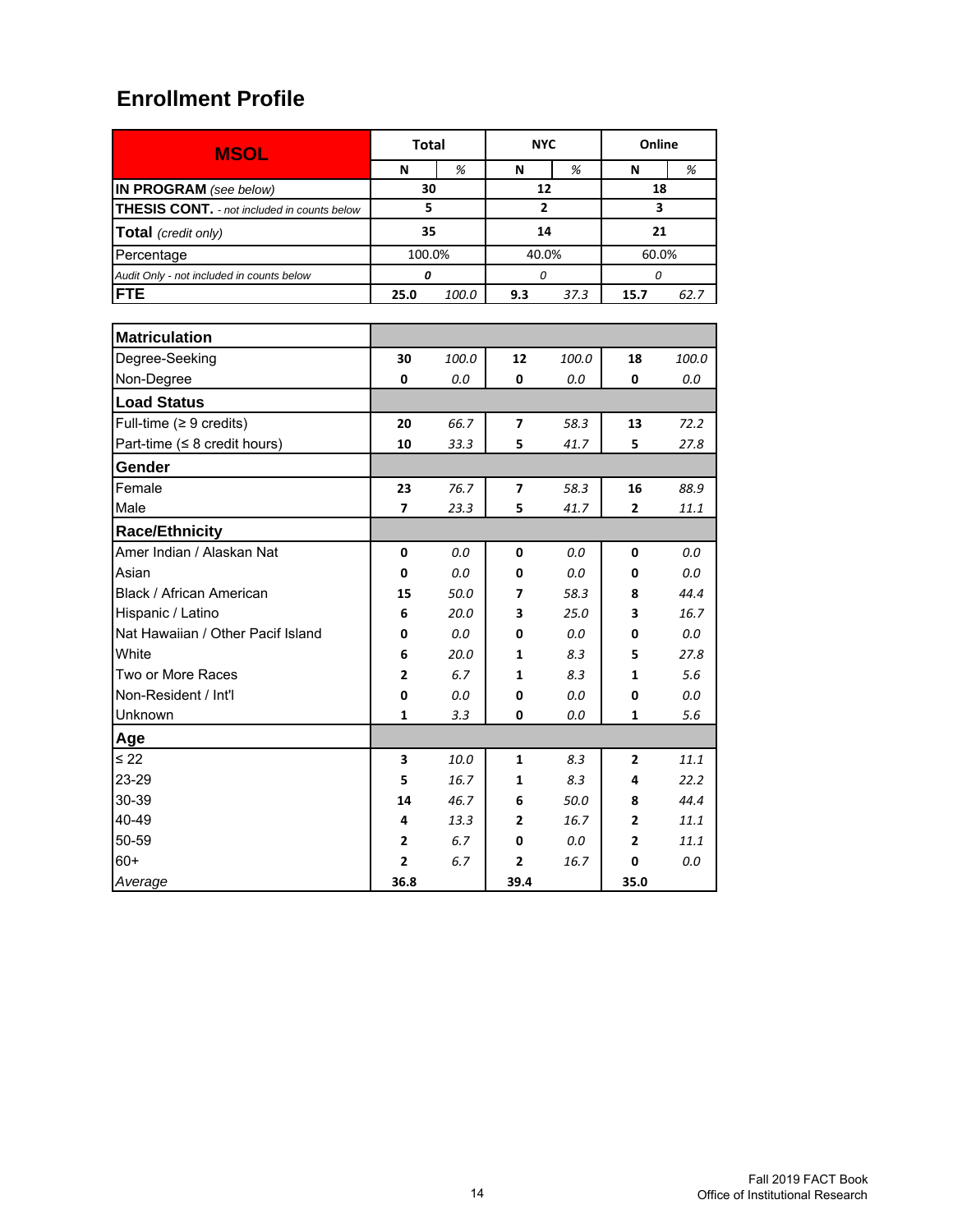## Enrollment Profile

| MSOL | Total | | NYC | | Online | |
|---|---|---|---|---|---|---|
| | N | % | N | % | N | % |
| **IN PROGRAM** *(see below)* | 30 | | 12 | | 18 | |
| **THESIS CONT.** - *not included in counts below* | 5 | | 2 | | 3 | |
| **Total** *(credit only)* | 35 | | 14 | | 21 | |
| Percentage | 100.0% | | 40.0% | | 60.0% | |
| *Audit Only - not included in counts below* | 0 | | 0 | | 0 | |
| **FTE** | 25.0 | 100.0 | 9.3 | 37.3 | 15.7 | 62.7 |

| | Total N | Total % | NYC N | NYC % | Online N | Online % |
|---|---|---|---|---|---|---|
| **Matriculation** | | | | | | |
| Degree-Seeking | 30 | 100.0 | 12 | 100.0 | 18 | 100.0 |
| Non-Degree | 0 | 0.0 | 0 | 0.0 | 0 | 0.0 |
| **Load Status** | | | | | | |
| Full-time (≥ 9 credits) | 20 | 66.7 | 7 | 58.3 | 13 | 72.2 |
| Part-time (≤ 8 credit hours) | 10 | 33.3 | 5 | 41.7 | 5 | 27.8 |
| **Gender** | | | | | | |
| Female | 23 | 76.7 | 7 | 58.3 | 16 | 88.9 |
| Male | 7 | 23.3 | 5 | 41.7 | 2 | 11.1 |
| **Race/Ethnicity** | | | | | | |
| Amer Indian / Alaskan Nat | 0 | 0.0 | 0 | 0.0 | 0 | 0.0 |
| Asian | 0 | 0.0 | 0 | 0.0 | 0 | 0.0 |
| Black / African American | 15 | 50.0 | 7 | 58.3 | 8 | 44.4 |
| Hispanic / Latino | 6 | 20.0 | 3 | 25.0 | 3 | 16.7 |
| Nat Hawaiian / Other Pacif Island | 0 | 0.0 | 0 | 0.0 | 0 | 0.0 |
| White | 6 | 20.0 | 1 | 8.3 | 5 | 27.8 |
| Two or More Races | 2 | 6.7 | 1 | 8.3 | 1 | 5.6 |
| Non-Resident / Int'l | 0 | 0.0 | 0 | 0.0 | 0 | 0.0 |
| Unknown | 1 | 3.3 | 0 | 0.0 | 1 | 5.6 |
| **Age** | | | | | | |
| ≤ 22 | 3 | 10.0 | 1 | 8.3 | 2 | 11.1 |
| 23-29 | 5 | 16.7 | 1 | 8.3 | 4 | 22.2 |
| 30-39 | 14 | 46.7 | 6 | 50.0 | 8 | 44.4 |
| 40-49 | 4 | 13.3 | 2 | 16.7 | 2 | 11.1 |
| 50-59 | 2 | 6.7 | 0 | 0.0 | 2 | 11.1 |
| 60+ | 2 | 6.7 | 2 | 16.7 | 0 | 0.0 |
| *Average* | 36.8 | | 39.4 | | 35.0 | |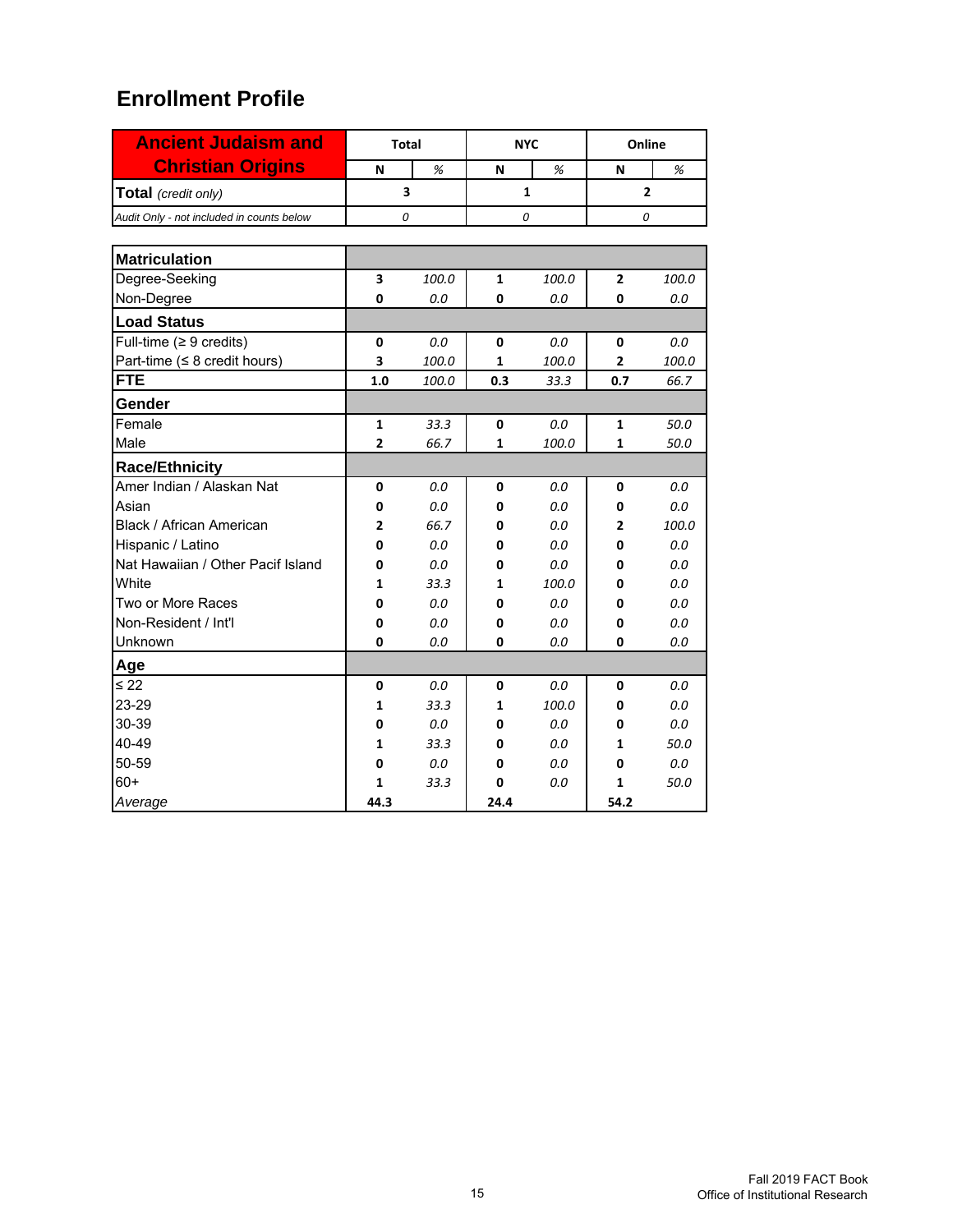## Enrollment Profile

| Ancient Judaism and Christian Origins | Total | | NYC | | Online | |
|---|---|---|---|---|---|---|
| | N | % | N | % | N | % |
| **Total** *(credit only)* | 3 | | 1 | | 2 | |
| *Audit Only - not included in counts below* | *0* | | *0* | | *0* | |

| | Total N | Total % | NYC N | NYC % | Online N | Online % |
|---|---|---|---|---|---|---|
| **Matriculation** | | | | | | |
| Degree-Seeking | 3 | 100.0 | 1 | 100.0 | 2 | 100.0 |
| Non-Degree | 0 | 0.0 | 0 | 0.0 | 0 | 0.0 |
| **Load Status** | | | | | | |
| Full-time (≥ 9 credits) | 0 | 0.0 | 0 | 0.0 | 0 | 0.0 |
| Part-time (≤ 8 credit hours) | 3 | 100.0 | 1 | 100.0 | 2 | 100.0 |
| **FTE** | 1.0 | 100.0 | 0.3 | 33.3 | 0.7 | 66.7 |
| **Gender** | | | | | | |
| Female | 1 | 33.3 | 0 | 0.0 | 1 | 50.0 |
| Male | 2 | 66.7 | 1 | 100.0 | 1 | 50.0 |
| **Race/Ethnicity** | | | | | | |
| Amer Indian / Alaskan Nat | 0 | 0.0 | 0 | 0.0 | 0 | 0.0 |
| Asian | 0 | 0.0 | 0 | 0.0 | 0 | 0.0 |
| Black / African American | 2 | 66.7 | 0 | 0.0 | 2 | 100.0 |
| Hispanic / Latino | 0 | 0.0 | 0 | 0.0 | 0 | 0.0 |
| Nat Hawaiian / Other Pacif Island | 0 | 0.0 | 0 | 0.0 | 0 | 0.0 |
| White | 1 | 33.3 | 1 | 100.0 | 0 | 0.0 |
| Two or More Races | 0 | 0.0 | 0 | 0.0 | 0 | 0.0 |
| Non-Resident / Int'l | 0 | 0.0 | 0 | 0.0 | 0 | 0.0 |
| Unknown | 0 | 0.0 | 0 | 0.0 | 0 | 0.0 |
| **Age** | | | | | | |
| ≤ 22 | 0 | 0.0 | 0 | 0.0 | 0 | 0.0 |
| 23-29 | 1 | 33.3 | 1 | 100.0 | 0 | 0.0 |
| 30-39 | 0 | 0.0 | 0 | 0.0 | 0 | 0.0 |
| 40-49 | 1 | 33.3 | 0 | 0.0 | 1 | 50.0 |
| 50-59 | 0 | 0.0 | 0 | 0.0 | 0 | 0.0 |
| 60+ | 1 | 33.3 | 0 | 0.0 | 1 | 50.0 |
| *Average* | 44.3 | | 24.4 | | 54.2 | |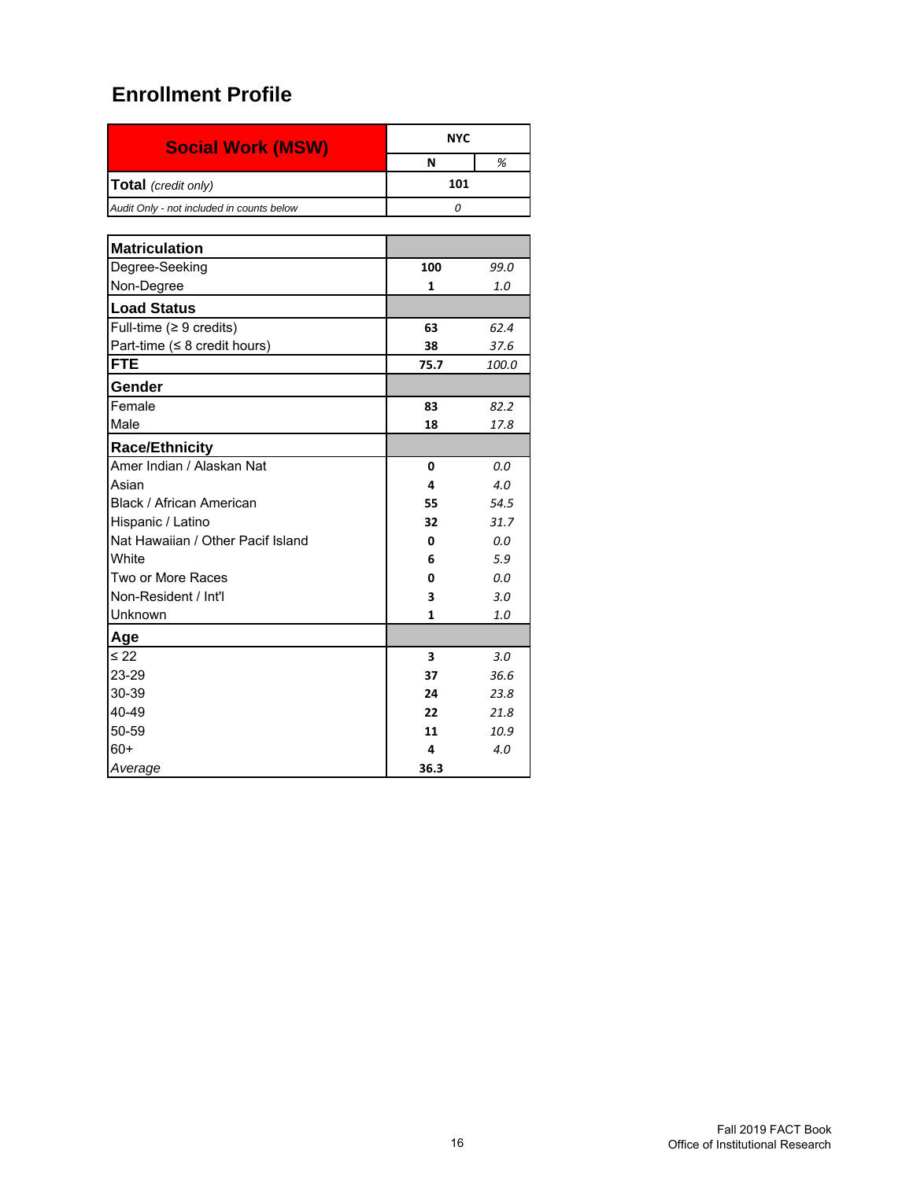## Enrollment Profile

| Social Work (MSW) | NYC | |
|---|---|---|
| | N | % |
| **Total** *(credit only)* | **101** | |
| *Audit Only - not included in counts below* | *0* | |

| | N | % |
|---|---|---|
| **Matriculation** | | |
| Degree-Seeking | **100** | *99.0* |
| Non-Degree | **1** | *1.0* |
| **Load Status** | | |
| Full-time (≥ 9 credits) | **63** | *62.4* |
| Part-time (≤ 8 credit hours) | **38** | *37.6* |
| **FTE** | **75.7** | *100.0* |
| **Gender** | | |
| Female | **83** | *82.2* |
| Male | **18** | *17.8* |
| **Race/Ethnicity** | | |
| Amer Indian / Alaskan Nat | **0** | *0.0* |
| Asian | **4** | *4.0* |
| Black / African American | **55** | *54.5* |
| Hispanic / Latino | **32** | *31.7* |
| Nat Hawaiian / Other Pacif Island | **0** | *0.0* |
| White | **6** | *5.9* |
| Two or More Races | **0** | *0.0* |
| Non-Resident / Int'l | **3** | *3.0* |
| Unknown | **1** | *1.0* |
| **Age** | | |
| ≤ 22 | **3** | *3.0* |
| 23-29 | **37** | *36.6* |
| 30-39 | **24** | *23.8* |
| 40-49 | **22** | *21.8* |
| 50-59 | **11** | *10.9* |
| 60+ | **4** | *4.0* |
| *Average* | **36.3** | |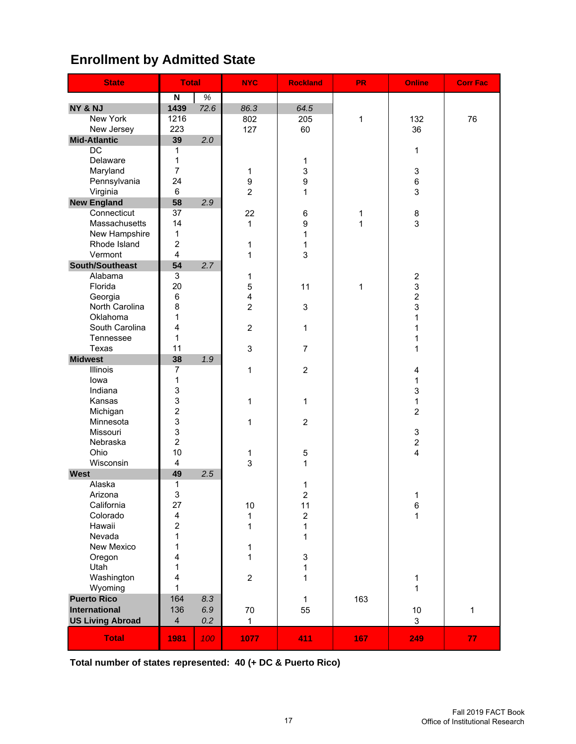## Enrollment by Admitted State

| State | Total | | NYC | Rockland | PR | Online | Corr Fac |
|---|---|---|---|---|---|---|---|
| | N | % | | | | | |
| **NY & NJ** | **1439** | *72.6* | *86.3* | *64.5* | | | |
| New York | 1216 | | 802 | 205 | 1 | 132 | 76 |
| New Jersey | 223 | | 127 | 60 | | 36 | |
| **Mid-Atlantic** | **39** | *2.0* | | | | | |
| DC | 1 | | | | | 1 | |
| Delaware | 1 | | | 1 | | | |
| Maryland | 7 | | 1 | 3 | | 3 | |
| Pennsylvania | 24 | | 9 | 9 | | 6 | |
| Virginia | 6 | | 2 | 1 | | 3 | |
| **New England** | **58** | *2.9* | | | | | |
| Connecticut | 37 | | 22 | 6 | 1 | 8 | |
| Massachusetts | 14 | | 1 | 9 | 1 | 3 | |
| New Hampshire | 1 | | | 1 | | | |
| Rhode Island | 2 | | 1 | 1 | | | |
| Vermont | 4 | | 1 | 3 | | | |
| **South/Southeast** | **54** | *2.7* | | | | | |
| Alabama | 3 | | 1 | | | 2 | |
| Florida | 20 | | 5 | 11 | 1 | 3 | |
| Georgia | 6 | | 4 | | | 2 | |
| North Carolina | 8 | | 2 | 3 | | 3 | |
| Oklahoma | 1 | | | | | 1 | |
| South Carolina | 4 | | 2 | 1 | | 1 | |
| Tennessee | 1 | | | | | 1 | |
| Texas | 11 | | 3 | 7 | | 1 | |
| **Midwest** | **38** | *1.9* | | | | | |
| Illinois | 7 | | 1 | 2 | | 4 | |
| Iowa | 1 | | | | | 1 | |
| Indiana | 3 | | | | | 3 | |
| Kansas | 3 | | 1 | 1 | | 1 | |
| Michigan | 2 | | | | | 2 | |
| Minnesota | 3 | | 1 | 2 | | | |
| Missouri | 3 | | | | | 3 | |
| Nebraska | 2 | | | | | 2 | |
| Ohio | 10 | | 1 | 5 | | 4 | |
| Wisconsin | 4 | | 3 | 1 | | | |
| **West** | **49** | *2.5* | | | | | |
| Alaska | 1 | | | 1 | | | |
| Arizona | 3 | | | 2 | | 1 | |
| California | 27 | | 10 | 11 | | 6 | |
| Colorado | 4 | | 1 | 2 | | 1 | |
| Hawaii | 2 | | 1 | 1 | | | |
| Nevada | 1 | | | 1 | | | |
| New Mexico | 1 | | 1 | | | | |
| Oregon | 4 | | 1 | 3 | | | |
| Utah | 1 | | | 1 | | | |
| Washington | 4 | | 2 | 1 | | 1 | |
| Wyoming | 1 | | | | | 1 | |
| **Puerto Rico** | 164 | *8.3* | | 1 | 163 | | |
| **International** | 136 | *6.9* | 70 | 55 | | 10 | 1 |
| **US Living Abroad** | 4 | *0.2* | 1 | | | 3 | |
| **Total** | **1981** | *100* | **1077** | **411** | **167** | **249** | **77** |

**Total number of states represented: 40 (+ DC & Puerto Rico)**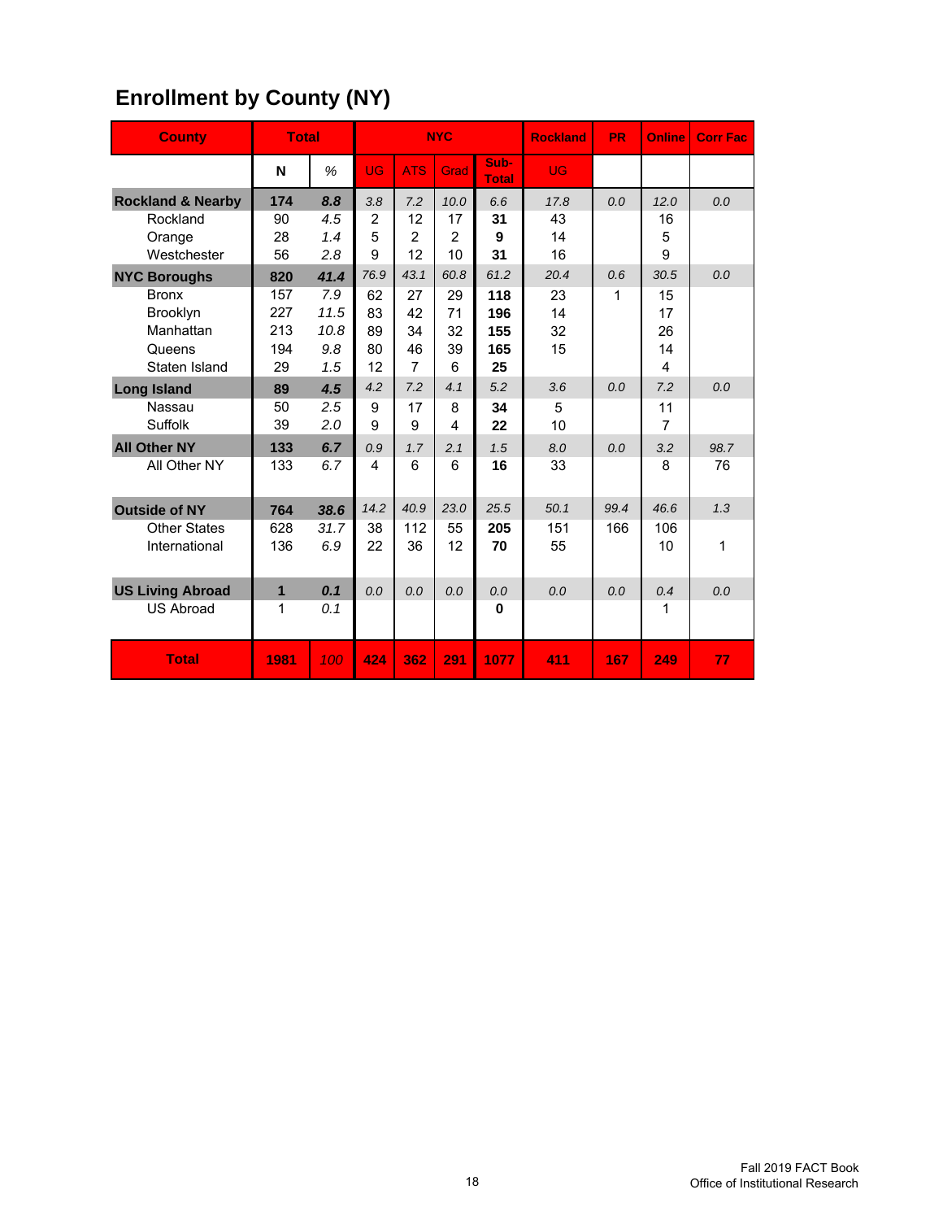# Enrollment by County (NY)

| County | Total | | NYC | | | | Rockland | PR | Online | Corr Fac |
|---|---|---|---|---|---|---|---|---|---|---|
| | N | % | UG | ATS | Grad | Sub-Total | UG | | | |
| **Rockland & Nearby** | **174** | ***8.8*** | *3.8* | *7.2* | *10.0* | *6.6* | *17.8* | *0.0* | *12.0* | *0.0* |
| Rockland | 90 | *4.5* | 2 | 12 | 17 | **31** | 43 | | 16 | |
| Orange | 28 | *1.4* | 5 | 2 | 2 | **9** | 14 | | 5 | |
| Westchester | 56 | *2.8* | 9 | 12 | 10 | **31** | 16 | | 9 | |
| **NYC Boroughs** | **820** | ***41.4*** | *76.9* | *43.1* | *60.8* | *61.2* | *20.4* | *0.6* | *30.5* | *0.0* |
| Bronx | 157 | *7.9* | 62 | 27 | 29 | **118** | 23 | 1 | 15 | |
| Brooklyn | 227 | *11.5* | 83 | 42 | 71 | **196** | 14 | | 17 | |
| Manhattan | 213 | *10.8* | 89 | 34 | 32 | **155** | 32 | | 26 | |
| Queens | 194 | *9.8* | 80 | 46 | 39 | **165** | 15 | | 14 | |
| Staten Island | 29 | *1.5* | 12 | 7 | 6 | **25** | | | 4 | |
| **Long Island** | **89** | ***4.5*** | *4.2* | *7.2* | *4.1* | *5.2* | *3.6* | *0.0* | *7.2* | *0.0* |
| Nassau | 50 | *2.5* | 9 | 17 | 8 | **34** | 5 | | 11 | |
| Suffolk | 39 | *2.0* | 9 | 9 | 4 | **22** | 10 | | 7 | |
| **All Other NY** | **133** | ***6.7*** | *0.9* | *1.7* | *2.1* | *1.5* | *8.0* | *0.0* | *3.2* | *98.7* |
| All Other NY | 133 | *6.7* | 4 | 6 | 6 | **16** | 33 | | 8 | 76 |
| **Outside of NY** | **764** | ***38.6*** | *14.2* | *40.9* | *23.0* | *25.5* | *50.1* | *99.4* | *46.6* | *1.3* |
| Other States | 628 | *31.7* | 38 | 112 | 55 | **205** | 151 | 166 | 106 | |
| International | 136 | *6.9* | 22 | 36 | 12 | **70** | 55 | | 10 | 1 |
| **US Living Abroad** | **1** | ***0.1*** | *0.0* | *0.0* | *0.0* | *0.0* | *0.0* | *0.0* | *0.4* | *0.0* |
| US Abroad | 1 | *0.1* | | | | **0** | | | 1 | |
| **Total** | **1981** | *100* | **424** | **362** | **291** | **1077** | **411** | **167** | **249** | **77** |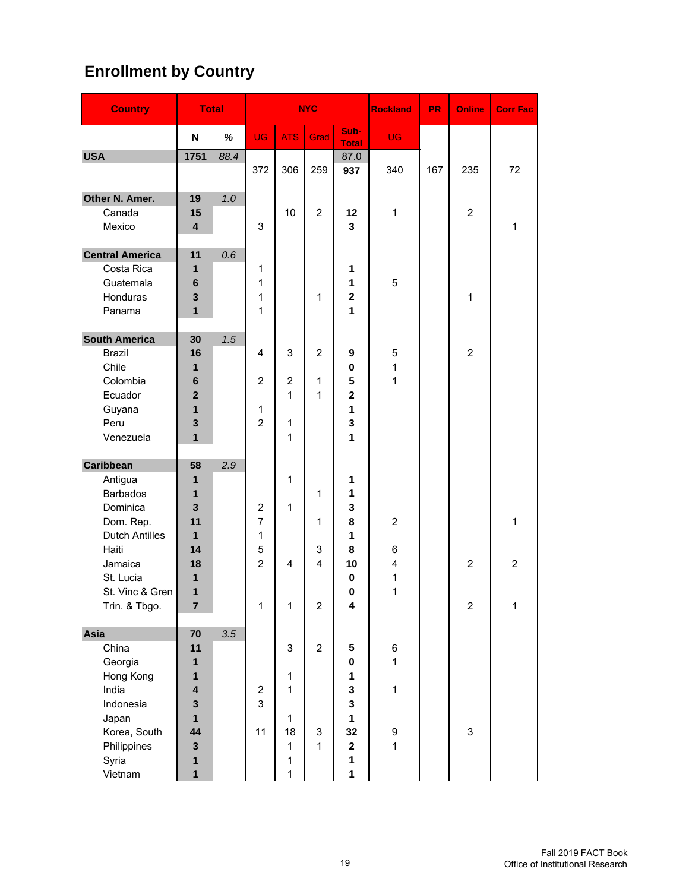# Enrollment by Country

| Country | Total | | NYC | | | | Rockland | PR | Online | Corr Fac |
|---|---|---|---|---|---|---|---|---|---|---|
| | N | % | UG | ATS | Grad | Sub-Total | UG | | | |
| **USA** | **1751** | *88.4* | | | | 87.0 | | | | |
| | | | 372 | 306 | 259 | **937** | 340 | 167 | 235 | 72 |
| **Other N. Amer.** | **19** | *1.0* | | | | | | | | |
| Canada | **15** | | | 10 | 2 | **12** | 1 | | 2 | |
| Mexico | **4** | | 3 | | | **3** | | | | 1 |
| **Central America** | **11** | *0.6* | | | | | | | | |
| Costa Rica | **1** | | 1 | | | **1** | | | | |
| Guatemala | **6** | | 1 | | | **1** | 5 | | | |
| Honduras | **3** | | 1 | | 1 | **2** | | | 1 | |
| Panama | **1** | | 1 | | | **1** | | | | |
| **South America** | **30** | *1.5* | | | | | | | | |
| Brazil | **16** | | 4 | 3 | 2 | **9** | 5 | | 2 | |
| Chile | **1** | | | | | **0** | 1 | | | |
| Colombia | **6** | | 2 | 2 | 1 | **5** | 1 | | | |
| Ecuador | **2** | | | 1 | 1 | **2** | | | | |
| Guyana | **1** | | 1 | | | **1** | | | | |
| Peru | **3** | | 2 | 1 | | **3** | | | | |
| Venezuela | **1** | | | 1 | | **1** | | | | |
| **Caribbean** | **58** | *2.9* | | | | | | | | |
| Antigua | **1** | | | 1 | | **1** | | | | |
| Barbados | **1** | | | | 1 | **1** | | | | |
| Dominica | **3** | | 2 | 1 | | **3** | | | | |
| Dom. Rep. | **11** | | 7 | | 1 | **8** | 2 | | | 1 |
| Dutch Antilles | **1** | | 1 | | | **1** | | | | |
| Haiti | **14** | | 5 | | 3 | **8** | 6 | | | |
| Jamaica | **18** | | 2 | 4 | 4 | **10** | 4 | | 2 | 2 |
| St. Lucia | **1** | | | | | **0** | 1 | | | |
| St. Vinc & Gren | **1** | | | | | **0** | 1 | | | |
| Trin. & Tbgo. | **7** | | 1 | 1 | 2 | **4** | | | 2 | 1 |
| **Asia** | **70** | *3.5* | | | | | | | | |
| China | **11** | | | 3 | 2 | **5** | 6 | | | |
| Georgia | **1** | | | | | **0** | 1 | | | |
| Hong Kong | **1** | | | 1 | | **1** | | | | |
| India | **4** | | 2 | 1 | | **3** | 1 | | | |
| Indonesia | **3** | | 3 | | | **3** | | | | |
| Japan | **1** | | | 1 | | **1** | | | | |
| Korea, South | **44** | | 11 | 18 | 3 | **32** | 9 | | 3 | |
| Philippines | **3** | | | 1 | 1 | **2** | 1 | | | |
| Syria | **1** | | | 1 | | **1** | | | | |
| Vietnam | **1** | | | 1 | | **1** | | | | |

Fall 2019 FACT Book
Office of Institutional Research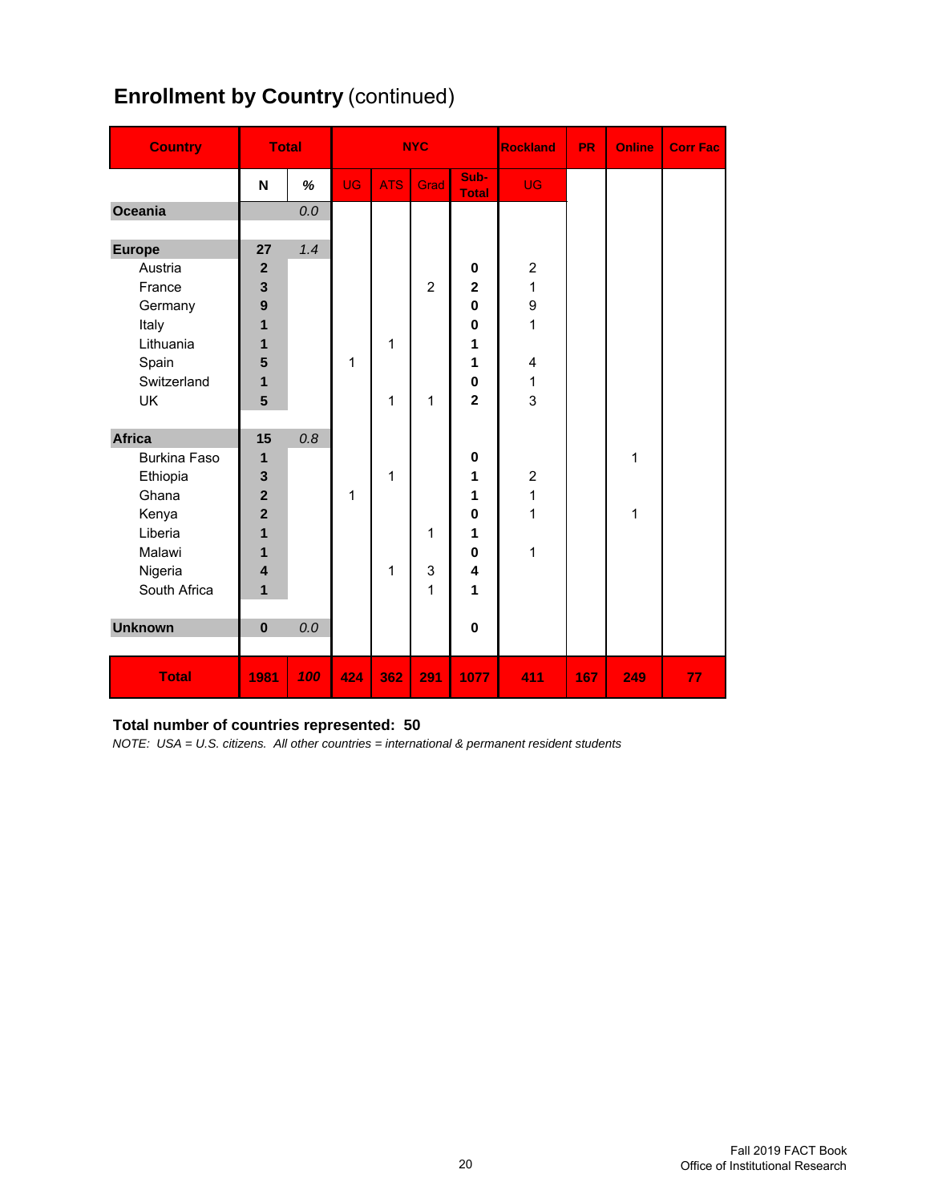## Enrollment by Country (continued)

| Country | Total | | NYC | | | | Rockland | PR | Online | Corr Fac |
|---|---|---|---|---|---|---|---|---|---|---|
| | N | % | UG | ATS | Grad | Sub-Total | UG | | | |
| **Oceania** | | 0.0 | | | | | | | | |
| | | | | | | | | | | |
| **Europe** | 27 | 1.4 | | | | | | | | |
| Austria | 2 | | | | | 0 | 2 | | | |
| France | 3 | | | | 2 | 2 | 1 | | | |
| Germany | 9 | | | | | 0 | 9 | | | |
| Italy | 1 | | | | | 0 | 1 | | | |
| Lithuania | 1 | | | 1 | | 1 | | | | |
| Spain | 5 | | 1 | | | 1 | 4 | | | |
| Switzerland | 1 | | | | | 0 | 1 | | | |
| UK | 5 | | | 1 | 1 | 2 | 3 | | | |
| | | | | | | | | | | |
| **Africa** | 15 | 0.8 | | | | | | | | |
| Burkina Faso | 1 | | | | | 0 | | | 1 | |
| Ethiopia | 3 | | | 1 | | 1 | 2 | | | |
| Ghana | 2 | | 1 | | | 1 | 1 | | | |
| Kenya | 2 | | | | | 0 | 1 | | 1 | |
| Liberia | 1 | | | | 1 | 1 | | | | |
| Malawi | 1 | | | | | 0 | 1 | | | |
| Nigeria | 4 | | | 1 | 3 | 4 | | | | |
| South Africa | 1 | | | | 1 | 1 | | | | |
| | | | | | | | | | | |
| **Unknown** | 0 | 0.0 | | | | 0 | | | | |
| | | | | | | | | | | |
| **Total** | 1981 | 100 | 424 | 362 | 291 | 1077 | 411 | 167 | 249 | 77 |

**Total number of countries represented: 50**

*NOTE: USA = U.S. citizens. All other countries = international & permanent resident students*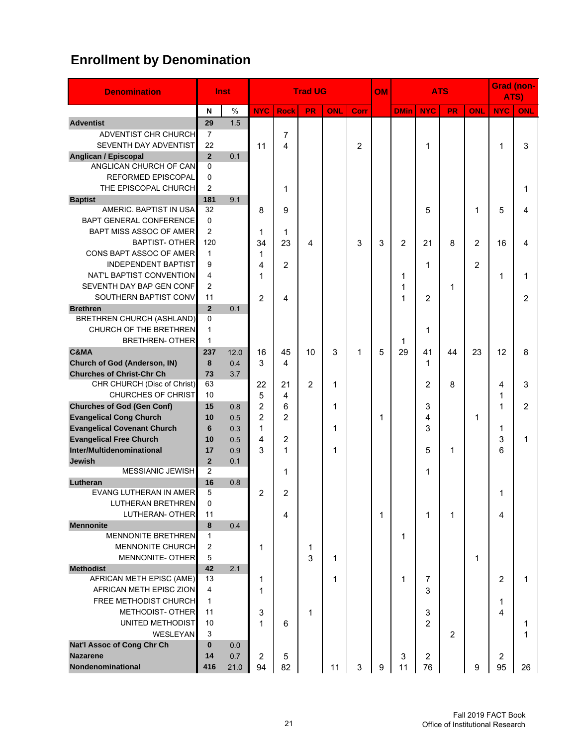## Enrollment by Denomination

| Denomination | Inst | | Trad UG | | | | | OM | ATS | | | | Grad (non-ATS) | |
|---|---|---|---|---|---|---|---|---|---|---|---|---|---|---|
| | N | % | NYC | Rock | PR | ONL | Corr | | DMin | NYC | PR | ONL | NYC | ONL |
| **Adventist** | **29** | 1.5 | | | | | | | | | | | | |
| ADVENTIST CHR CHURCH | 7 | | | 7 | | | | | | | | | | |
| SEVENTH DAY ADVENTIST | 22 | | 11 | 4 | | | 2 | | | 1 | | | 1 | 3 |
| **Anglican / Episcopal** | **2** | 0.1 | | | | | | | | | | | | |
| ANGLICAN CHURCH OF CAN | 0 | | | | | | | | | | | | | |
| REFORMED EPISCOPAL | 0 | | | | | | | | | | | | | |
| THE EPISCOPAL CHURCH | 2 | | | 1 | | | | | | | | | | 1 |
| **Baptist** | **181** | 9.1 | | | | | | | | | | | | |
| AMERIC. BAPTIST IN USA | 32 | | 8 | 9 | | | | | | 5 | | 1 | 5 | 4 |
| BAPT GENERAL CONFERENCE | 0 | | | | | | | | | | | | | |
| BAPT MISS ASSOC OF AMER | 2 | | 1 | 1 | | | | | | | | | | |
| BAPTIST- OTHER | 120 | | 34 | 23 | 4 | | 3 | 3 | 2 | 21 | 8 | 2 | 16 | 4 |
| CONS BAPT ASSOC OF AMER | 1 | | 1 | | | | | | | | | | | |
| INDEPENDENT BAPTIST | 9 | | 4 | 2 | | | | | | 1 | | 2 | | |
| NAT'L BAPTIST CONVENTION | 4 | | 1 | | | | | | 1 | | | | 1 | 1 |
| SEVENTH DAY BAP GEN CONF | 2 | | | | | | | | 1 | | 1 | | | |
| SOUTHERN BAPTIST CONV | 11 | | 2 | 4 | | | | | 1 | 2 | | | | 2 |
| **Brethren** | **2** | 0.1 | | | | | | | | | | | | |
| BRETHREN CHURCH (ASHLAND) | 0 | | | | | | | | | | | | | |
| CHURCH OF THE BRETHREN | 1 | | | | | | | | | 1 | | | | |
| BRETHREN- OTHER | 1 | | | | | | | | 1 | | | | | |
| **C&MA** | **237** | 12.0 | 16 | 45 | 10 | 3 | 1 | 5 | 29 | 41 | 44 | 23 | 12 | 8 |
| **Church of God (Anderson, IN)** | **8** | 0.4 | 3 | 4 | | | | | | 1 | | | | |
| **Churches of Christ-Chr Ch** | **73** | 3.7 | | | | | | | | | | | | |
| CHR CHURCH (Disc of Christ) | 63 | | 22 | 21 | 2 | 1 | | | | 2 | 8 | | 4 | 3 |
| CHURCHES OF CHRIST | 10 | | 5 | 4 | | | | | | | | | 1 | |
| **Churches of God (Gen Conf)** | **15** | 0.8 | 2 | 6 | | 1 | | | | 3 | | | 1 | 2 |
| **Evangelical Cong Church** | **10** | 0.5 | 2 | 2 | | | | 1 | | 4 | | 1 | | |
| **Evangelical Covenant Church** | **6** | 0.3 | 1 | | | 1 | | | | 3 | | | 1 | |
| **Evangelical Free Church** | **10** | 0.5 | 4 | 2 | | | | | | | | | 3 | 1 |
| **Inter/Multidenominational** | **17** | 0.9 | 3 | 1 | | 1 | | | | 5 | 1 | | 6 | |
| **Jewish** | **2** | 0.1 | | | | | | | | | | | | |
| MESSIANIC JEWISH | 2 | | | 1 | | | | | | 1 | | | | |
| **Lutheran** | **16** | 0.8 | | | | | | | | | | | | |
| EVANG LUTHERAN IN AMER | 5 | | 2 | 2 | | | | | | | | | 1 | |
| LUTHERAN BRETHREN | 0 | | | | | | | | | | | | | |
| LUTHERAN- OTHER | 11 | | | 4 | | | | 1 | | 1 | 1 | | 4 | |
| **Mennonite** | **8** | 0.4 | | | | | | | | | | | | |
| MENNONITE BRETHREN | 1 | | | | | | | | 1 | | | | | |
| MENNONITE CHURCH | 2 | | 1 | | 1 | | | | | | | | | |
| MENNONITE- OTHER | 5 | | | | 3 | 1 | | | | | | 1 | | |
| **Methodist** | **42** | 2.1 | | | | | | | | | | | | |
| AFRICAN METH EPISC (AME) | 13 | | 1 | | | 1 | | | 1 | 7 | | | 2 | 1 |
| AFRICAN METH EPISC ZION | 4 | | 1 | | | | | | | 3 | | | | |
| FREE METHODIST CHURCH | 1 | | | | | | | | | | | | 1 | |
| METHODIST- OTHER | 11 | | 3 | | 1 | | | | | 3 | | | 4 | |
| UNITED METHODIST | 10 | | 1 | 6 | | | | | | 2 | | | | 1 |
| WESLEYAN | 3 | | | | | | | | | | 2 | | | 1 |
| **Nat'l Assoc of Cong Chr Ch** | **0** | 0.0 | | | | | | | | | | | | |
| **Nazarene** | **14** | 0.7 | 2 | 5 | | | | | 3 | 2 | | | 2 | |
| **Nondenominational** | **416** | 21.0 | 94 | 82 | | 11 | 3 | 9 | 11 | 76 | | 9 | 95 | 26 |

Fall 2019 FACT Book
Office of Institutional Research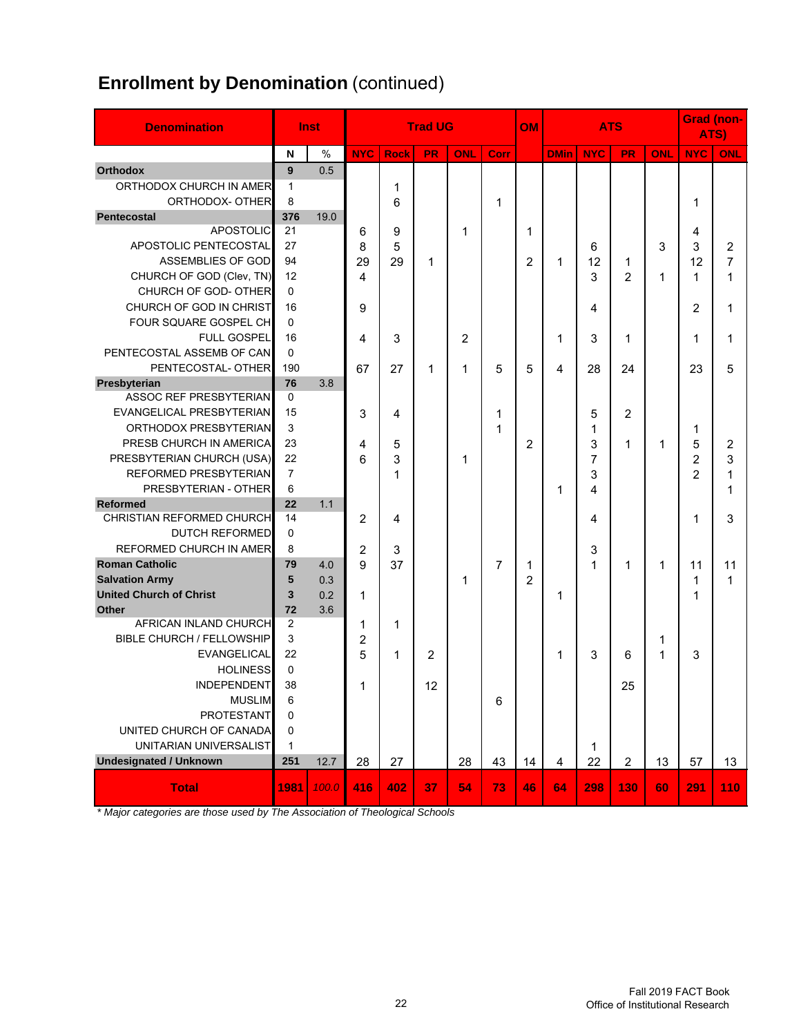# **Enrollment by Denomination** (continued)

| Denomination | Inst | | Trad UG | | | | | OM | ATS | | | | Grad (non-ATS) | |
|---|---|---|---|---|---|---|---|---|---|---|---|---|---|---|
| | N | % | NYC | Rock | PR | ONL | Corr | | DMin | NYC | PR | ONL | NYC | ONL |
| **Orthodox** | **9** | 0.5 | | | | | | | | | | | | |
| ORTHODOX CHURCH IN AMER | 1 | | | 1 | | | | | | | | | | |
| ORTHODOX- OTHER | 8 | | | 6 | | | 1 | | | | | | 1 | |
| **Pentecostal** | **376** | 19.0 | | | | | | | | | | | | |
| APOSTOLIC | 21 | | 6 | 9 | | 1 | | 1 | | | | | 4 | |
| APOSTOLIC PENTECOSTAL | 27 | | 8 | 5 | | | | | | 6 | | 3 | 3 | 2 |
| ASSEMBLIES OF GOD | 94 | | 29 | 29 | 1 | | | 2 | 1 | 12 | 1 | | 12 | 7 |
| CHURCH OF GOD (Clev, TN) | 12 | | 4 | | | | | | | 3 | 2 | 1 | 1 | 1 |
| CHURCH OF GOD- OTHER | 0 | | | | | | | | | | | | | |
| CHURCH OF GOD IN CHRIST | 16 | | 9 | | | | | | | 4 | | | 2 | 1 |
| FOUR SQUARE GOSPEL CH | 0 | | | | | | | | | | | | | |
| FULL GOSPEL | 16 | | 4 | 3 | | 2 | | | 1 | 3 | 1 | | 1 | 1 |
| PENTECOSTAL ASSEMB OF CAN | 0 | | | | | | | | | | | | | |
| PENTECOSTAL- OTHER | 190 | | 67 | 27 | 1 | 1 | 5 | 5 | 4 | 28 | 24 | | 23 | 5 |
| **Presbyterian** | **76** | 3.8 | | | | | | | | | | | | |
| ASSOC REF PRESBYTERIAN | 0 | | | | | | | | | | | | | |
| EVANGELICAL PRESBYTERIAN | 15 | | 3 | 4 | | | 1 | | | 5 | 2 | | | |
| ORTHODOX PRESBYTERIAN | 3 | | | | | | 1 | | | 1 | | | 1 | |
| PRESB CHURCH IN AMERICA | 23 | | 4 | 5 | | | | 2 | | 3 | 1 | 1 | 5 | 2 |
| PRESBYTERIAN CHURCH (USA) | 22 | | 6 | 3 | | 1 | | | | 7 | | | 2 | 3 |
| REFORMED PRESBYTERIAN | 7 | | | 1 | | | | | | 3 | | | 2 | 1 |
| PRESBYTERIAN - OTHER | 6 | | | | | | | | 1 | 4 | | | | 1 |
| **Reformed** | **22** | 1.1 | | | | | | | | | | | | |
| CHRISTIAN REFORMED CHURCH | 14 | | 2 | 4 | | | | | | 4 | | | 1 | 3 |
| DUTCH REFORMED | 0 | | | | | | | | | | | | | |
| REFORMED CHURCH IN AMER | 8 | | 2 | 3 | | | | | | 3 | | | | |
| **Roman Catholic** | **79** | 4.0 | 9 | 37 | | | 7 | 1 | | 1 | 1 | 1 | 11 | 11 |
| **Salvation Army** | **5** | 0.3 | | | | 1 | | 2 | | | | | 1 | 1 |
| **United Church of Christ** | **3** | 0.2 | 1 | | | | | | 1 | | | | 1 | |
| **Other** | **72** | 3.6 | | | | | | | | | | | | |
| AFRICAN INLAND CHURCH | 2 | | 1 | 1 | | | | | | | | | | |
| BIBLE CHURCH / FELLOWSHIP | 3 | | 2 | | | | | | | | | 1 | | |
| EVANGELICAL | 22 | | 5 | 1 | 2 | | | | 1 | 3 | 6 | 1 | 3 | |
| HOLINESS | 0 | | | | | | | | | | | | | |
| INDEPENDENT | 38 | | 1 | | 12 | | | | | | 25 | | | |
| MUSLIM | 6 | | | | | | 6 | | | | | | | |
| PROTESTANT | 0 | | | | | | | | | | | | | |
| UNITED CHURCH OF CANADA | 0 | | | | | | | | | | | | | |
| UNITARIAN UNIVERSALIST | 1 | | | | | | | | | 1 | | | | |
| **Undesignated / Unknown** | **251** | 12.7 | 28 | 27 | | 28 | 43 | 14 | 4 | 22 | 2 | 13 | 57 | 13 |
| **Total** | **1981** | *100.0* | **416** | **402** | **37** | **54** | **73** | **46** | **64** | **298** | **130** | **60** | **291** | **110** |

*\* Major categories are those used by The Association of Theological Schools*

Fall 2019 FACT Book
Office of Institutional Research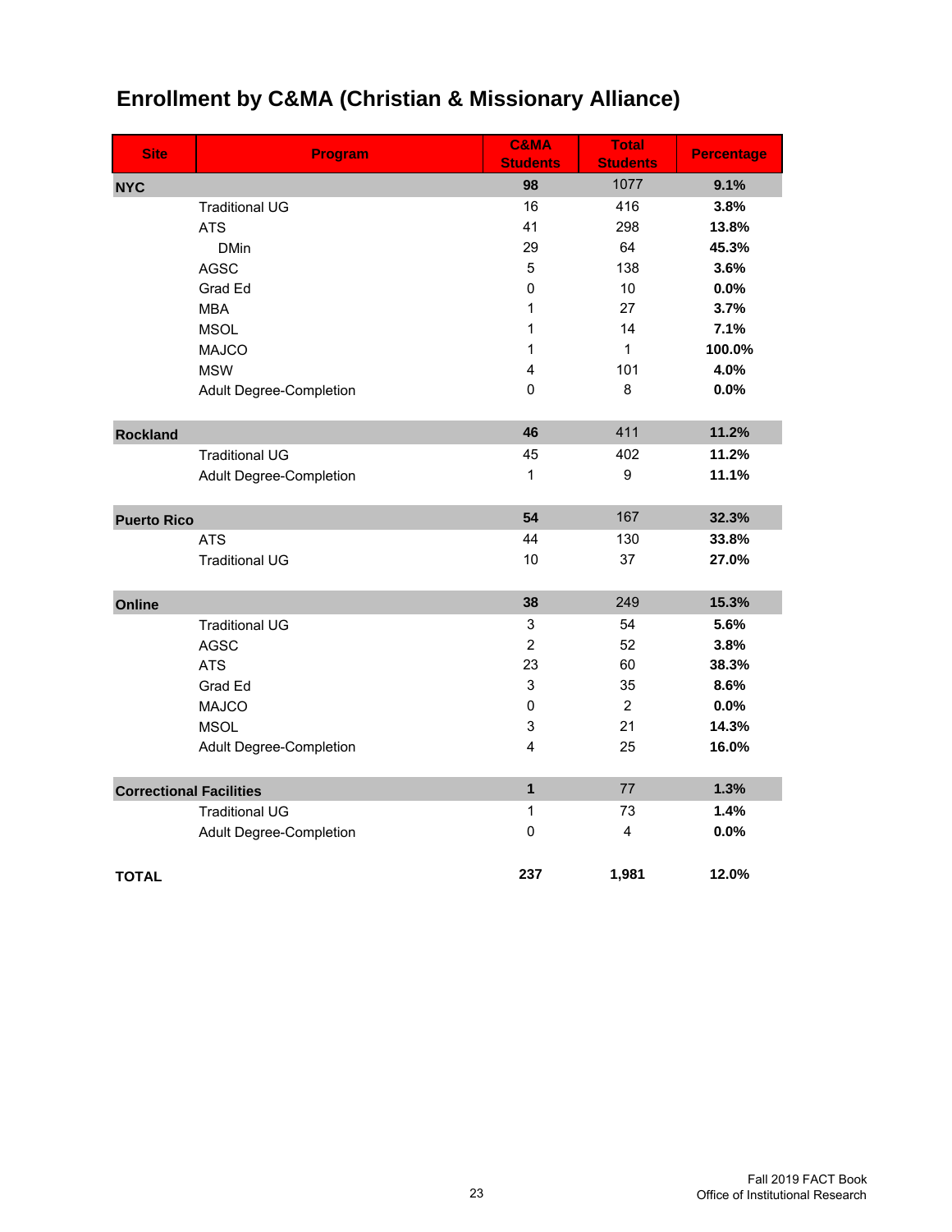# Enrollment by C&MA (Christian & Missionary Alliance)

| Site | Program | C&MA Students | Total Students | Percentage |
|---|---|---|---|---|
| **NYC** | | **98** | 1077 | **9.1%** |
| | Traditional UG | 16 | 416 | **3.8%** |
| | ATS | 41 | 298 | **13.8%** |
| | DMin | 29 | 64 | **45.3%** |
| | AGSC | 5 | 138 | **3.6%** |
| | Grad Ed | 0 | 10 | **0.0%** |
| | MBA | 1 | 27 | **3.7%** |
| | MSOL | 1 | 14 | **7.1%** |
| | MAJCO | 1 | 1 | **100.0%** |
| | MSW | 4 | 101 | **4.0%** |
| | Adult Degree-Completion | 0 | 8 | **0.0%** |
| **Rockland** | | **46** | 411 | **11.2%** |
| | Traditional UG | 45 | 402 | **11.2%** |
| | Adult Degree-Completion | 1 | 9 | **11.1%** |
| **Puerto Rico** | | **54** | 167 | **32.3%** |
| | ATS | 44 | 130 | **33.8%** |
| | Traditional UG | 10 | 37 | **27.0%** |
| **Online** | | **38** | 249 | **15.3%** |
| | Traditional UG | 3 | 54 | **5.6%** |
| | AGSC | 2 | 52 | **3.8%** |
| | ATS | 23 | 60 | **38.3%** |
| | Grad Ed | 3 | 35 | **8.6%** |
| | MAJCO | 0 | 2 | **0.0%** |
| | MSOL | 3 | 21 | **14.3%** |
| | Adult Degree-Completion | 4 | 25 | **16.0%** |
| **Correctional Facilities** | | **1** | 77 | **1.3%** |
| | Traditional UG | 1 | 73 | **1.4%** |
| | Adult Degree-Completion | 0 | 4 | **0.0%** |
| **TOTAL** | | **237** | **1,981** | **12.0%** |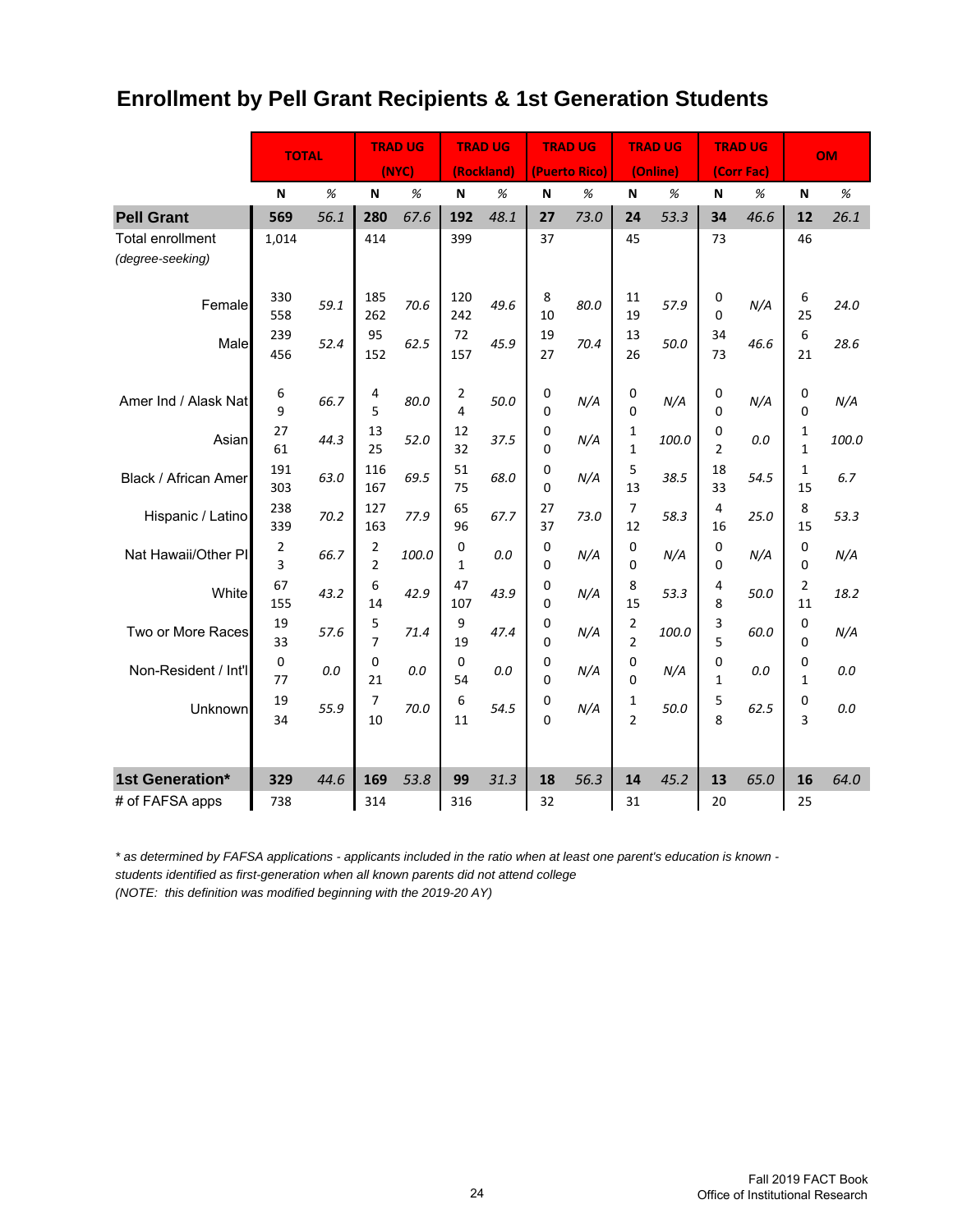# Enrollment by Pell Grant Recipients & 1st Generation Students

| | TOTAL | | TRAD UG (NYC) | | TRAD UG (Rockland) | | TRAD UG (Puerto Rico) | | TRAD UG (Online) | | TRAD UG (Corr Fac) | | OM | |
|---|---|---|---|---|---|---|---|---|---|---|---|---|---|---|
| | N | % | N | % | N | % | N | % | N | % | N | % | N | % |
| **Pell Grant** | **569** | *56.1* | **280** | *67.6* | **192** | *48.1* | **27** | *73.0* | **24** | *53.3* | **34** | *46.6* | **12** | *26.1* |
| Total enrollment *(degree-seeking)* | 1,014 | | 414 | | 399 | | 37 | | 45 | | 73 | | 46 | |
| Female | 330<br>558 | *59.1* | 185<br>262 | *70.6* | 120<br>242 | *49.6* | 8<br>10 | *80.0* | 11<br>19 | *57.9* | 0<br>0 | *N/A* | 6<br>25 | *24.0* |
| Male | 239<br>456 | *52.4* | 95<br>152 | *62.5* | 72<br>157 | *45.9* | 19<br>27 | *70.4* | 13<br>26 | *50.0* | 34<br>73 | *46.6* | 6<br>21 | *28.6* |
| Amer Ind / Alask Nat | 6<br>9 | *66.7* | 4<br>5 | *80.0* | 2<br>4 | *50.0* | 0<br>0 | *N/A* | 0<br>0 | *N/A* | 0<br>0 | *N/A* | 0<br>0 | *N/A* |
| Asian | 27<br>61 | *44.3* | 13<br>25 | *52.0* | 12<br>32 | *37.5* | 0<br>0 | *N/A* | 1<br>1 | *100.0* | 0<br>2 | *0.0* | 1<br>1 | *100.0* |
| Black / African Amer | 191<br>303 | *63.0* | 116<br>167 | *69.5* | 51<br>75 | *68.0* | 0<br>0 | *N/A* | 5<br>13 | *38.5* | 18<br>33 | *54.5* | 1<br>15 | *6.7* |
| Hispanic / Latino | 238<br>339 | *70.2* | 127<br>163 | *77.9* | 65<br>96 | *67.7* | 27<br>37 | *73.0* | 7<br>12 | *58.3* | 4<br>16 | *25.0* | 8<br>15 | *53.3* |
| Nat Hawaii/Other PI | 2<br>3 | *66.7* | 2<br>2 | *100.0* | 0<br>1 | *0.0* | 0<br>0 | *N/A* | 0<br>0 | *N/A* | 0<br>0 | *N/A* | 0<br>0 | *N/A* |
| White | 67<br>155 | *43.2* | 6<br>14 | *42.9* | 47<br>107 | *43.9* | 0<br>0 | *N/A* | 8<br>15 | *53.3* | 4<br>8 | *50.0* | 2<br>11 | *18.2* |
| Two or More Races | 19<br>33 | *57.6* | 5<br>7 | *71.4* | 9<br>19 | *47.4* | 0<br>0 | *N/A* | 2<br>2 | *100.0* | 3<br>5 | *60.0* | 0<br>0 | *N/A* |
| Non-Resident / Int'l | 0<br>77 | *0.0* | 0<br>21 | *0.0* | 0<br>54 | *0.0* | 0<br>0 | *N/A* | 0<br>0 | *N/A* | 0<br>1 | *0.0* | 0<br>1 | *0.0* |
| Unknown | 19<br>34 | *55.9* | 7<br>10 | *70.0* | 6<br>11 | *54.5* | 0<br>0 | *N/A* | 1<br>2 | *50.0* | 5<br>8 | *62.5* | 0<br>3 | *0.0* |
| **1st Generation*** | **329** | *44.6* | **169** | *53.8* | **99** | *31.3* | **18** | *56.3* | **14** | *45.2* | **13** | *65.0* | **16** | *64.0* |
| # of FAFSA apps | 738 | | 314 | | 316 | | 32 | | 31 | | 20 | | 25 | |

*\* as determined by FAFSA applications - applicants included in the ratio when at least one parent's education is known - students identified as first-generation when all known parents did not attend college*
*(NOTE: this definition was modified beginning with the 2019-20 AY)*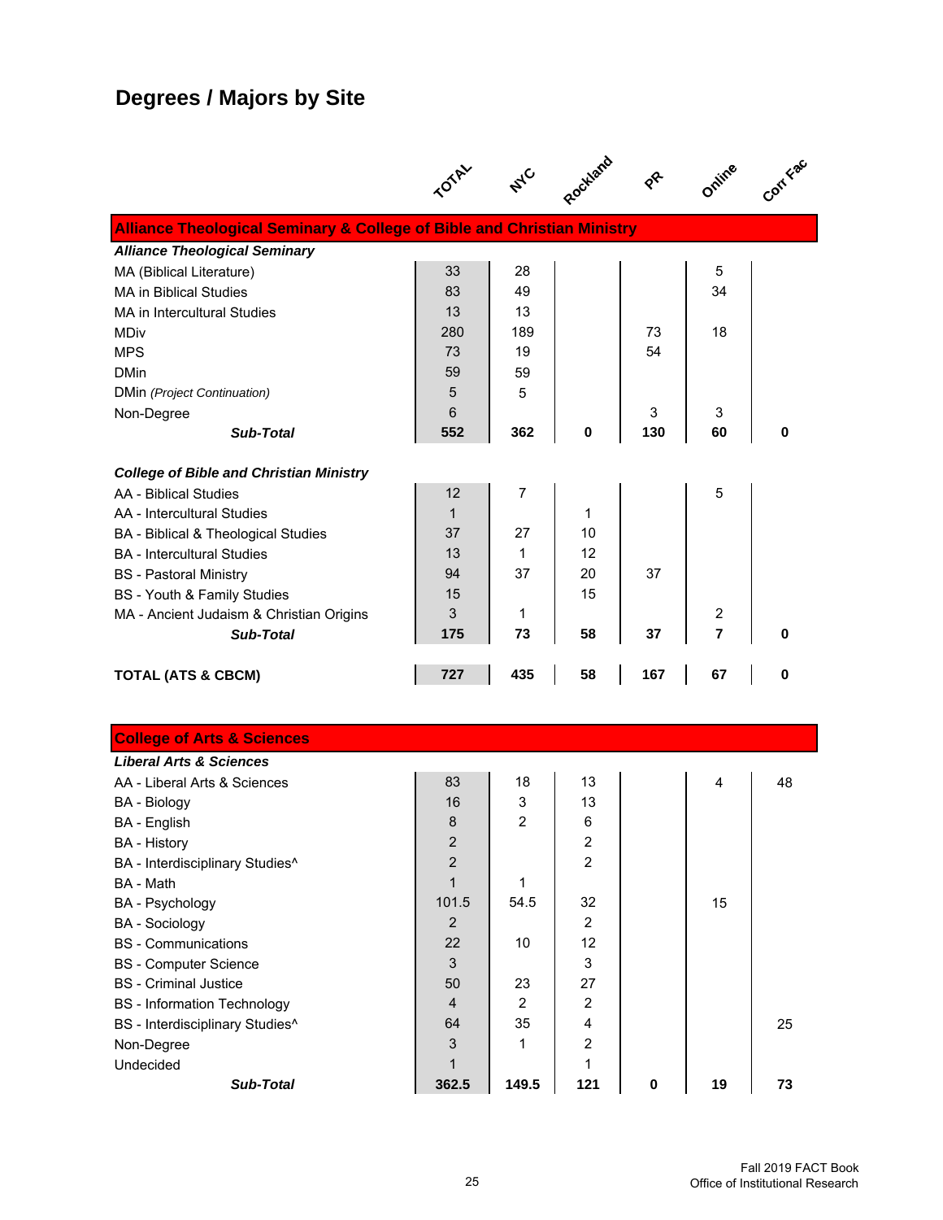## Degrees / Majors by Site

| | TOTAL | NYC | Rockland | PR | Online | Corr Fac |
|---|---|---|---|---|---|---|
| **Alliance Theological Seminary & College of Bible and Christian Ministry** | | | | | | |
| ***Alliance Theological Seminary*** | | | | | | |
| MA (Biblical Literature) | 33 | 28 | | | 5 | |
| MA in Biblical Studies | 83 | 49 | | | 34 | |
| MA in Intercultural Studies | 13 | 13 | | | | |
| MDiv | 280 | 189 | | 73 | 18 | |
| MPS | 73 | 19 | | 54 | | |
| DMin | 59 | 59 | | | | |
| DMin *(Project Continuation)* | 5 | 5 | | | | |
| Non-Degree | 6 | | | 3 | 3 | |
| ***Sub-Total*** | **552** | **362** | **0** | **130** | **60** | **0** |
| ***College of Bible and Christian Ministry*** | | | | | | |
| AA - Biblical Studies | 12 | 7 | | | 5 | |
| AA - Intercultural Studies | 1 | | 1 | | | |
| BA - Biblical & Theological Studies | 37 | 27 | 10 | | | |
| BA - Intercultural Studies | 13 | 1 | 12 | | | |
| BS - Pastoral Ministry | 94 | 37 | 20 | 37 | | |
| BS - Youth & Family Studies | 15 | | 15 | | | |
| MA - Ancient Judaism & Christian Origins | 3 | 1 | | | 2 | |
| ***Sub-Total*** | **175** | **73** | **58** | **37** | **7** | **0** |
| **TOTAL (ATS & CBCM)** | **727** | **435** | **58** | **167** | **67** | **0** |

| | TOTAL | NYC | Rockland | PR | Online | Corr Fac |
|---|---|---|---|---|---|---|
| **College of Arts & Sciences** | | | | | | |
| ***Liberal Arts & Sciences*** | | | | | | |
| AA - Liberal Arts & Sciences | 83 | 18 | 13 | | 4 | 48 |
| BA - Biology | 16 | 3 | 13 | | | |
| BA - English | 8 | 2 | 6 | | | |
| BA - History | 2 | | 2 | | | |
| BA - Interdisciplinary Studies^ | 2 | | 2 | | | |
| BA - Math | 1 | 1 | | | | |
| BA - Psychology | 101.5 | 54.5 | 32 | | 15 | |
| BA - Sociology | 2 | | 2 | | | |
| BS - Communications | 22 | 10 | 12 | | | |
| BS - Computer Science | 3 | | 3 | | | |
| BS - Criminal Justice | 50 | 23 | 27 | | | |
| BS - Information Technology | 4 | 2 | 2 | | | |
| BS - Interdisciplinary Studies^ | 64 | 35 | 4 | | | 25 |
| Non-Degree | 3 | 1 | 2 | | | |
| Undecided | 1 | | 1 | | | |
| ***Sub-Total*** | **362.5** | **149.5** | **121** | **0** | **19** | **73** |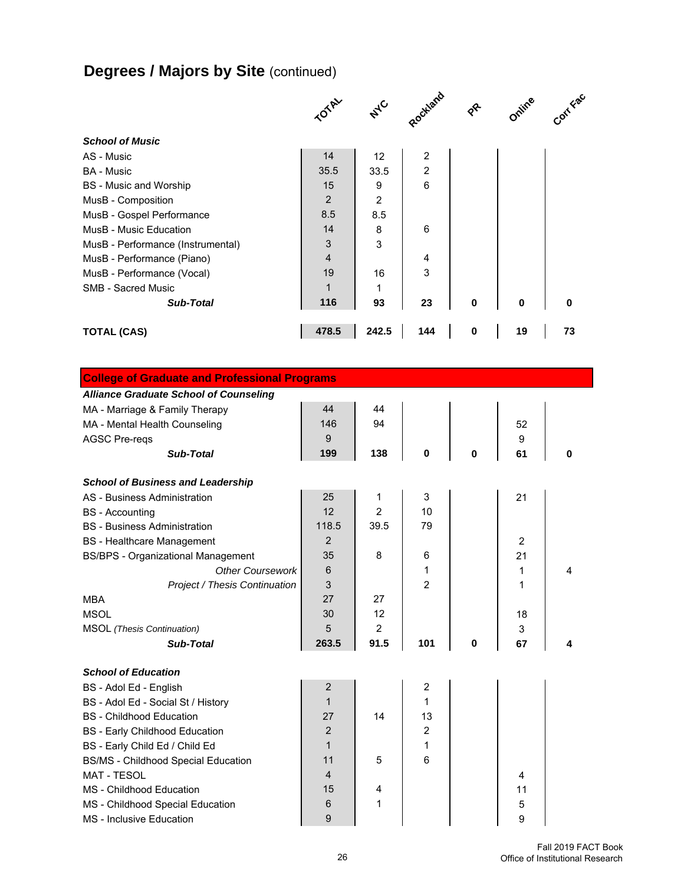## Degrees / Majors by Site (continued)

| | TOTAL | NYC | Rockland | PR | Online | Corr Fac |
|---|---|---|---|---|---|---|
| ***School of Music*** | | | | | | |
| AS - Music | 14 | 12 | 2 | | | |
| BA - Music | 35.5 | 33.5 | 2 | | | |
| BS - Music and Worship | 15 | 9 | 6 | | | |
| MusB - Composition | 2 | 2 | | | | |
| MusB - Gospel Performance | 8.5 | 8.5 | | | | |
| MusB - Music Education | 14 | 8 | 6 | | | |
| MusB - Performance (Instrumental) | 3 | 3 | | | | |
| MusB - Performance (Piano) | 4 | | 4 | | | |
| MusB - Performance (Vocal) | 19 | 16 | 3 | | | |
| SMB - Sacred Music | 1 | 1 | | | | |
| ***Sub-Total*** | **116** | **93** | **23** | **0** | **0** | **0** |
| | | | | | | |
| **TOTAL (CAS)** | **478.5** | **242.5** | **144** | **0** | **19** | **73** |

| **College of Graduate and Professional Programs** | TOTAL | NYC | Rockland | PR | Online | Corr Fac |
|---|---|---|---|---|---|---|
| ***Alliance Graduate School of Counseling*** | | | | | | |
| MA - Marriage & Family Therapy | 44 | 44 | | | | |
| MA - Mental Health Counseling | 146 | 94 | | | 52 | |
| AGSC Pre-reqs | 9 | | | | 9 | |
| ***Sub-Total*** | **199** | **138** | **0** | **0** | **61** | **0** |
| | | | | | | |
| ***School of Business and Leadership*** | | | | | | |
| AS - Business Administration | 25 | 1 | 3 | | 21 | |
| BS - Accounting | 12 | 2 | 10 | | | |
| BS - Business Administration | 118.5 | 39.5 | 79 | | | |
| BS - Healthcare Management | 2 | | | | 2 | |
| BS/BPS - Organizational Management | 35 | 8 | 6 | | 21 | |
| *Other Coursework* | 6 | | 1 | | 1 | 4 |
| *Project / Thesis Continuation* | 3 | | 2 | | 1 | |
| MBA | 27 | 27 | | | | |
| MSOL | 30 | 12 | | | 18 | |
| MSOL *(Thesis Continuation)* | 5 | 2 | | | 3 | |
| ***Sub-Total*** | **263.5** | **91.5** | **101** | **0** | **67** | **4** |
| | | | | | | |
| ***School of Education*** | | | | | | |
| BS - Adol Ed - English | 2 | | 2 | | | |
| BS - Adol Ed - Social St / History | 1 | | 1 | | | |
| BS - Childhood Education | 27 | 14 | 13 | | | |
| BS - Early Childhood Education | 2 | | 2 | | | |
| BS - Early Child Ed / Child Ed | 1 | | 1 | | | |
| BS/MS - Childhood Special Education | 11 | 5 | 6 | | | |
| MAT - TESOL | 4 | | | | 4 | |
| MS - Childhood Education | 15 | 4 | | | 11 | |
| MS - Childhood Special Education | 6 | 1 | | | 5 | |
| MS - Inclusive Education | 9 | | | | 9 | |

Fall 2019 FACT Book
Office of Institutional Research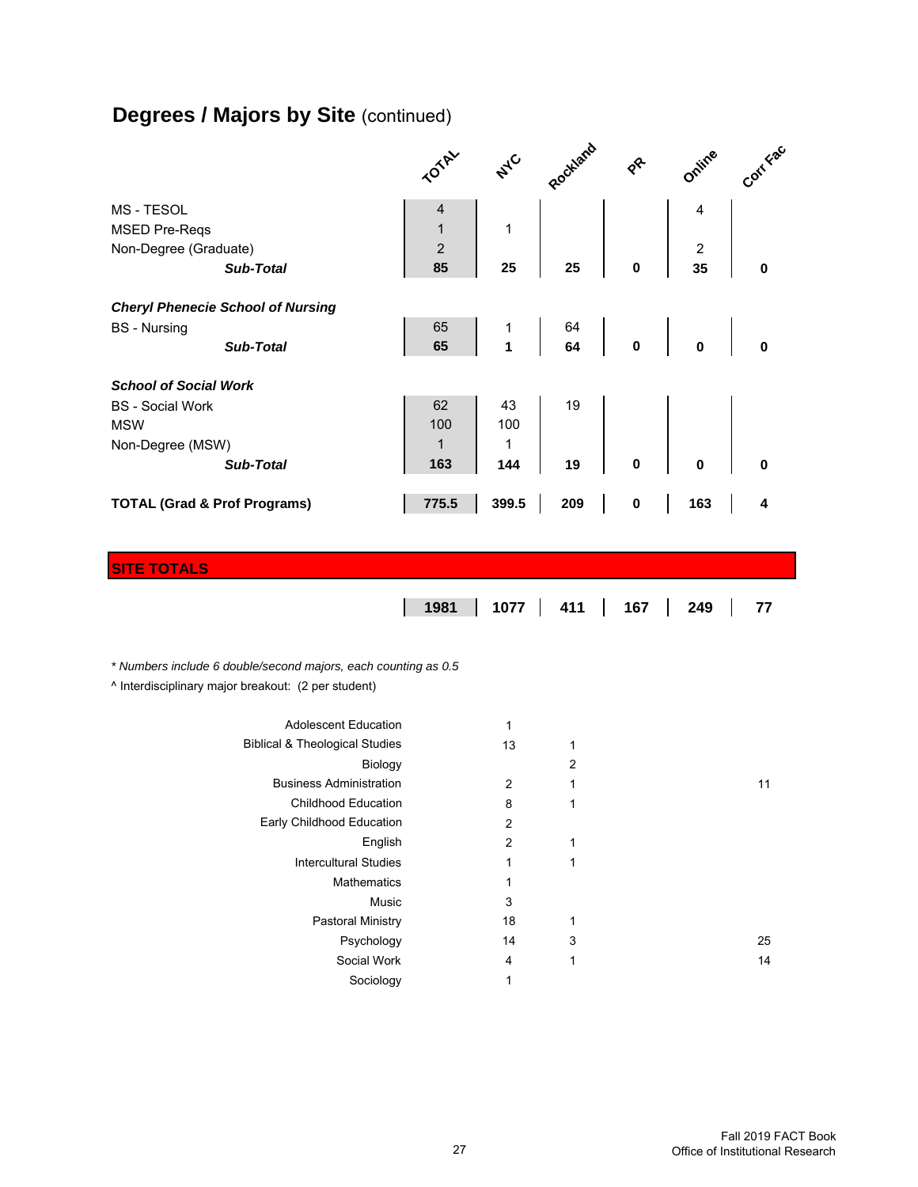## Degrees / Majors by Site (continued)

| | TOTAL | NYC | Rockland | PR | Online | Corr Fac |
|---|---|---|---|---|---|---|
| MS - TESOL | 4 | | | | 4 | |
| MSED Pre-Reqs | 1 | 1 | | | | |
| Non-Degree (Graduate) | 2 | | | | 2 | |
| ***Sub-Total*** | **85** | **25** | **25** | **0** | **35** | **0** |
| ***Cheryl Phenecie School of Nursing*** | | | | | | |
| BS - Nursing | 65 | 1 | 64 | | | |
| ***Sub-Total*** | **65** | **1** | **64** | **0** | **0** | **0** |
| ***School of Social Work*** | | | | | | |
| BS - Social Work | 62 | 43 | 19 | | | |
| MSW | 100 | 100 | | | | |
| Non-Degree (MSW) | 1 | 1 | | | | |
| ***Sub-Total*** | **163** | **144** | **19** | **0** | **0** | **0** |
| **TOTAL (Grad & Prof Programs)** | **775.5** | **399.5** | **209** | **0** | **163** | **4** |

## SITE TOTALS

| TOTAL | NYC | Rockland | PR | Online | Corr Fac |
|---|---|---|---|---|---|
| **1981** | **1077** | **411** | **167** | **249** | **77** |

*\* Numbers include 6 double/second majors, each counting as 0.5*

^ Interdisciplinary major breakout: (2 per student)

| | NYC | Rockland | PR | Online | Corr Fac |
|---|---|---|---|---|---|
| Adolescent Education | 1 | | | | |
| Biblical & Theological Studies | 13 | 1 | | | |
| Biology | | 2 | | | |
| Business Administration | 2 | 1 | | | 11 |
| Childhood Education | 8 | 1 | | | |
| Early Childhood Education | 2 | | | | |
| English | 2 | 1 | | | |
| Intercultural Studies | 1 | 1 | | | |
| Mathematics | 1 | | | | |
| Music | 3 | | | | |
| Pastoral Ministry | 18 | 1 | | | |
| Psychology | 14 | 3 | | | 25 |
| Social Work | 4 | 1 | | | 14 |
| Sociology | 1 | | | | |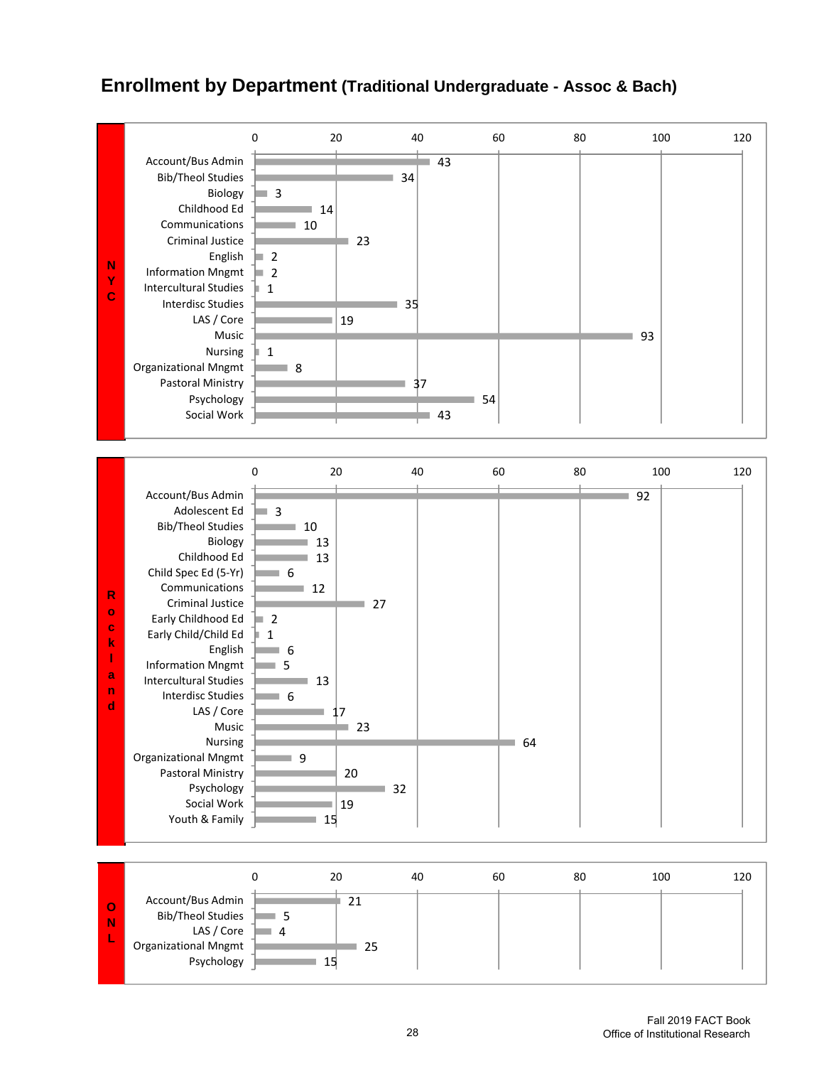# Enrollment by Department (Traditional Undergraduate - Assoc & Bach)

**NYC**

| Department | Enrollment |
|---|---|
| Account/Bus Admin | 43 |
| Bib/Theol Studies | 34 |
| Biology | 3 |
| Childhood Ed | 14 |
| Communications | 10 |
| Criminal Justice | 23 |
| English | 2 |
| Information Mngmt | 2 |
| Intercultural Studies | 1 |
| Interdisc Studies | 35 |
| LAS / Core | 19 |
| Music | 93 |
| Nursing | 1 |
| Organizational Mngmt | 8 |
| Pastoral Ministry | 37 |
| Psychology | 54 |
| Social Work | 43 |

**Rockland**

| Department | Enrollment |
|---|---|
| Account/Bus Admin | 92 |
| Adolescent Ed | 3 |
| Bib/Theol Studies | 10 |
| Biology | 13 |
| Childhood Ed | 13 |
| Child Spec Ed (5-Yr) | 6 |
| Communications | 12 |
| Criminal Justice | 27 |
| Early Childhood Ed | 2 |
| Early Child/Child Ed | 1 |
| English | 6 |
| Information Mngmt | 5 |
| Intercultural Studies | 13 |
| Interdisc Studies | 6 |
| LAS / Core | 17 |
| Music | 23 |
| Nursing | 64 |
| Organizational Mngmt | 9 |
| Pastoral Ministry | 20 |
| Psychology | 32 |
| Social Work | 19 |
| Youth & Family | 15 |

**ONL**

| Department | Enrollment |
|---|---|
| Account/Bus Admin | 21 |
| Bib/Theol Studies | 5 |
| LAS / Core | 4 |
| Organizational Mngmt | 25 |
| Psychology | 15 |

Fall 2019 FACT Book
Office of Institutional Research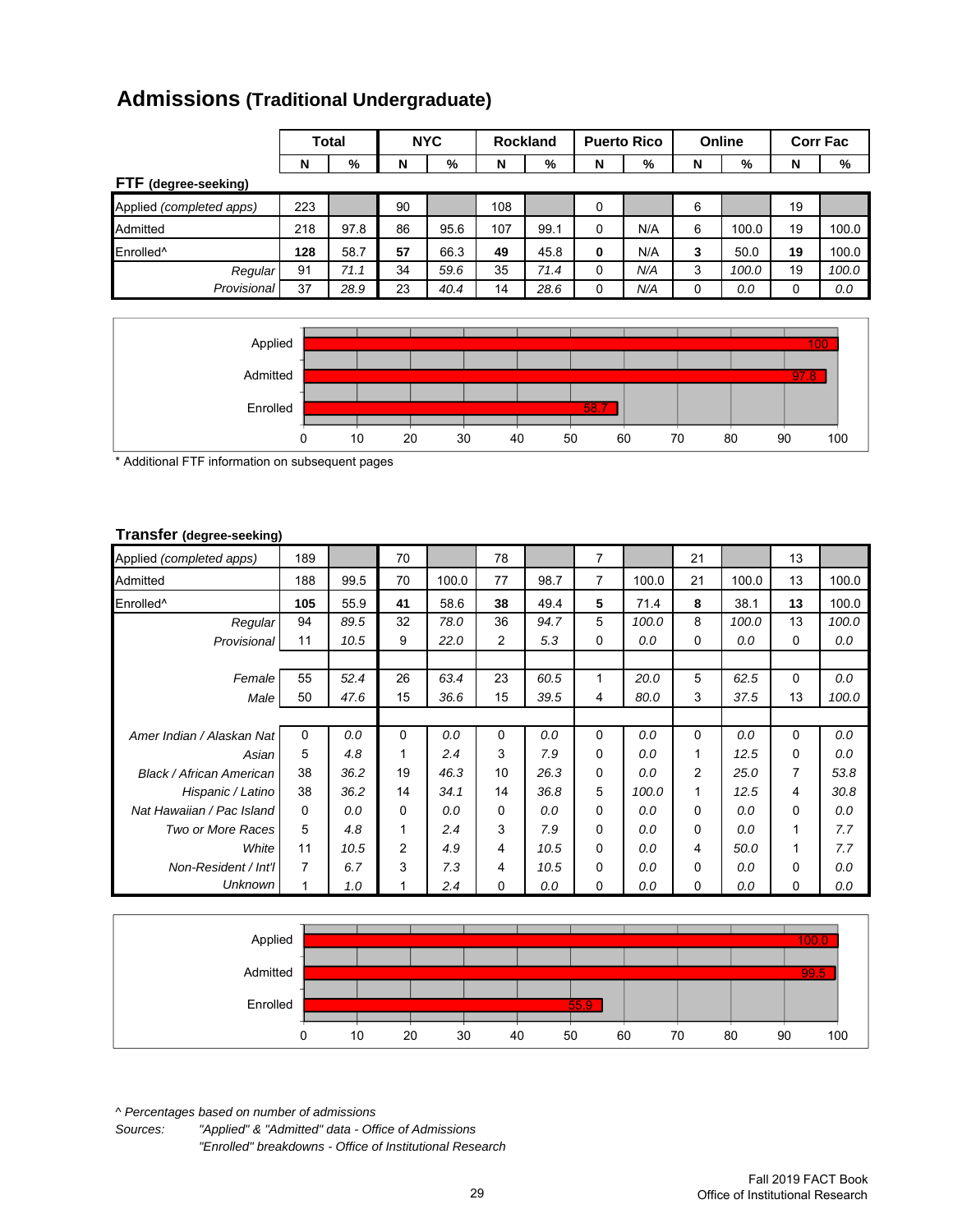# Admissions (Traditional Undergraduate)

| | Total | | NYC | | Rockland | | Puerto Rico | | Online | | Corr Fac | |
|---|---|---|---|---|---|---|---|---|---|---|---|---|
| | N | % | N | % | N | % | N | % | N | % | N | % |
| **FTF (degree-seeking)** | | | | | | | | | | | | |
| Applied *(completed apps)* | 223 | | 90 | | 108 | | 0 | | 6 | | 19 | |
| Admitted | 218 | 97.8 | 86 | 95.6 | 107 | 99.1 | 0 | N/A | 6 | 100.0 | 19 | 100.0 |
| Enrolled^ | **128** | 58.7 | **57** | 66.3 | **49** | 45.8 | **0** | N/A | **3** | 50.0 | **19** | 100.0 |
| *Regular* | 91 | *71.1* | 34 | *59.6* | 35 | *71.4* | 0 | *N/A* | 3 | *100.0* | 19 | *100.0* |
| *Provisional* | 37 | *28.9* | 23 | *40.4* | 14 | *28.6* | 0 | *N/A* | 0 | *0.0* | 0 | *0.0* |

| | % |
|---|---|
| Applied | 100 |
| Admitted | 97.8 |
| Enrolled | 58.7 |

\* Additional FTF information on subsequent pages

| | Total | | NYC | | Rockland | | Puerto Rico | | Online | | Corr Fac | |
|---|---|---|---|---|---|---|---|---|---|---|---|---|
| | N | % | N | % | N | % | N | % | N | % | N | % |
| **Transfer (degree-seeking)** | | | | | | | | | | | | |
| Applied *(completed apps)* | 189 | | 70 | | 78 | | 7 | | 21 | | 13 | |
| Admitted | 188 | 99.5 | 70 | 100.0 | 77 | 98.7 | 7 | 100.0 | 21 | 100.0 | 13 | 100.0 |
| Enrolled^ | **105** | 55.9 | **41** | 58.6 | **38** | 49.4 | **5** | 71.4 | **8** | 38.1 | **13** | 100.0 |
| *Regular* | 94 | *89.5* | 32 | *78.0* | 36 | *94.7* | 5 | *100.0* | 8 | *100.0* | 13 | *100.0* |
| *Provisional* | 11 | *10.5* | 9 | *22.0* | 2 | *5.3* | 0 | *0.0* | 0 | *0.0* | 0 | *0.0* |
| *Female* | 55 | *52.4* | 26 | *63.4* | 23 | *60.5* | 1 | *20.0* | 5 | *62.5* | 0 | *0.0* |
| *Male* | 50 | *47.6* | 15 | *36.6* | 15 | *39.5* | 4 | *80.0* | 3 | *37.5* | 13 | *100.0* |
| *Amer Indian / Alaskan Nat* | 0 | *0.0* | 0 | *0.0* | 0 | *0.0* | 0 | *0.0* | 0 | *0.0* | 0 | *0.0* |
| *Asian* | 5 | *4.8* | 1 | *2.4* | 3 | *7.9* | 0 | *0.0* | 1 | *12.5* | 0 | *0.0* |
| *Black / African American* | 38 | *36.2* | 19 | *46.3* | 10 | *26.3* | 0 | *0.0* | 2 | *25.0* | 7 | *53.8* |
| *Hispanic / Latino* | 38 | *36.2* | 14 | *34.1* | 14 | *36.8* | 5 | *100.0* | 1 | *12.5* | 4 | *30.8* |
| *Nat Hawaiian / Pac Island* | 0 | *0.0* | 0 | *0.0* | 0 | *0.0* | 0 | *0.0* | 0 | *0.0* | 0 | *0.0* |
| *Two or More Races* | 5 | *4.8* | 1 | *2.4* | 3 | *7.9* | 0 | *0.0* | 0 | *0.0* | 1 | *7.7* |
| *White* | 11 | *10.5* | 2 | *4.9* | 4 | *10.5* | 0 | *0.0* | 4 | *50.0* | 1 | *7.7* |
| *Non-Resident / Int'l* | 7 | *6.7* | 3 | *7.3* | 4 | *10.5* | 0 | *0.0* | 0 | *0.0* | 0 | *0.0* |
| *Unknown* | 1 | *1.0* | 1 | *2.4* | 0 | *0.0* | 0 | *0.0* | 0 | *0.0* | 0 | *0.0* |

| | % |
|---|---|
| Applied | 100.0 |
| Admitted | 99.5 |
| Enrolled | 55.9 |

*^ Percentages based on number of admissions*

*Sources: "Applied" & "Admitted" data - Office of Admissions*
*"Enrolled" breakdowns - Office of Institutional Research*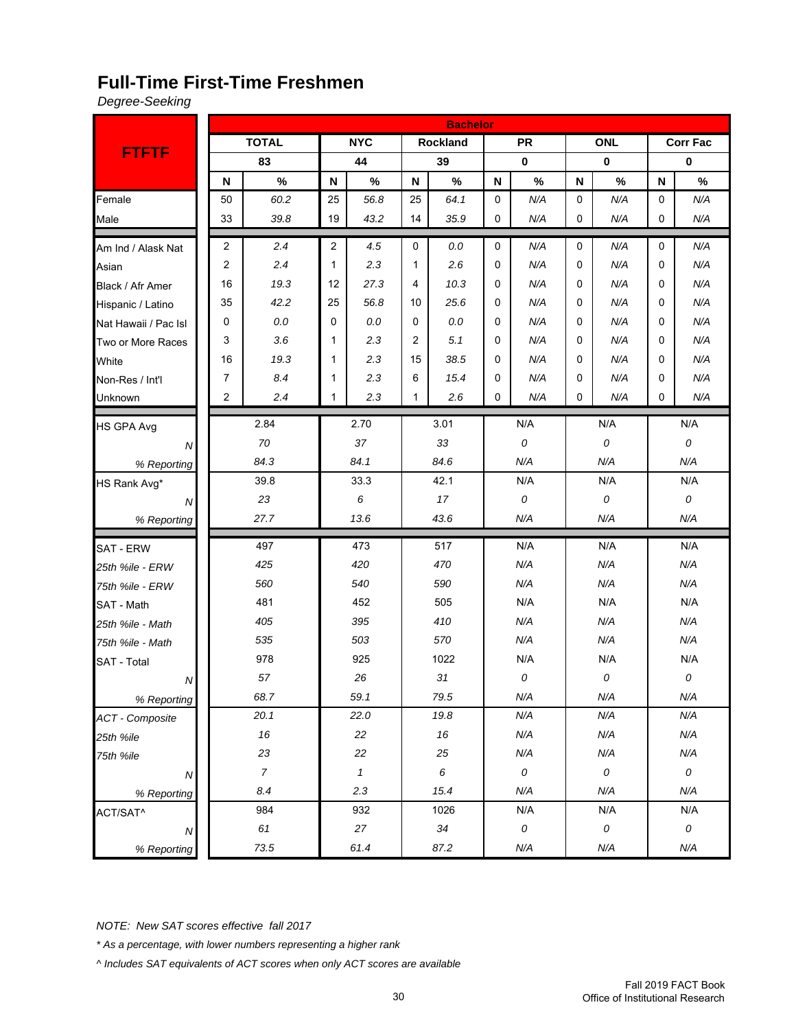# Full-Time First-Time Freshmen

*Degree-Seeking*

| FTFTF | Bachelor | | | | | | | | | | | |
|---|---|---|---|---|---|---|---|---|---|---|---|---|
| | TOTAL | | NYC | | Rockland | | PR | | ONL | | Corr Fac | |
| | 83 | | 44 | | 39 | | 0 | | 0 | | 0 | |
| | N | % | N | % | N | % | N | % | N | % | N | % |
| Female | 50 | 60.2 | 25 | 56.8 | 25 | 64.1 | 0 | N/A | 0 | N/A | 0 | N/A |
| Male | 33 | 39.8 | 19 | 43.2 | 14 | 35.9 | 0 | N/A | 0 | N/A | 0 | N/A |
| Am Ind / Alask Nat | 2 | 2.4 | 2 | 4.5 | 0 | 0.0 | 0 | N/A | 0 | N/A | 0 | N/A |
| Asian | 2 | 2.4 | 1 | 2.3 | 1 | 2.6 | 0 | N/A | 0 | N/A | 0 | N/A |
| Black / Afr Amer | 16 | 19.3 | 12 | 27.3 | 4 | 10.3 | 0 | N/A | 0 | N/A | 0 | N/A |
| Hispanic / Latino | 35 | 42.2 | 25 | 56.8 | 10 | 25.6 | 0 | N/A | 0 | N/A | 0 | N/A |
| Nat Hawaii / Pac Isl | 0 | 0.0 | 0 | 0.0 | 0 | 0.0 | 0 | N/A | 0 | N/A | 0 | N/A |
| Two or More Races | 3 | 3.6 | 1 | 2.3 | 2 | 5.1 | 0 | N/A | 0 | N/A | 0 | N/A |
| White | 16 | 19.3 | 1 | 2.3 | 15 | 38.5 | 0 | N/A | 0 | N/A | 0 | N/A |
| Non-Res / Int'l | 7 | 8.4 | 1 | 2.3 | 6 | 15.4 | 0 | N/A | 0 | N/A | 0 | N/A |
| Unknown | 2 | 2.4 | 1 | 2.3 | 1 | 2.6 | 0 | N/A | 0 | N/A | 0 | N/A |
| HS GPA Avg | 2.84 | | 2.70 | | 3.01 | | N/A | | N/A | | N/A | |
| *N* | *70* | | *37* | | *33* | | *0* | | *0* | | *0* | |
| *% Reporting* | *84.3* | | *84.1* | | *84.6* | | *N/A* | | *N/A* | | *N/A* | |
| HS Rank Avg* | 39.8 | | 33.3 | | 42.1 | | N/A | | N/A | | N/A | |
| *N* | *23* | | *6* | | *17* | | *0* | | *0* | | *0* | |
| *% Reporting* | *27.7* | | *13.6* | | *43.6* | | *N/A* | | *N/A* | | *N/A* | |
| SAT - ERW | 497 | | 473 | | 517 | | N/A | | N/A | | N/A | |
| *25th %ile - ERW* | *425* | | *420* | | *470* | | *N/A* | | *N/A* | | *N/A* | |
| *75th %ile - ERW* | *560* | | *540* | | *590* | | *N/A* | | *N/A* | | *N/A* | |
| SAT - Math | 481 | | 452 | | 505 | | N/A | | N/A | | N/A | |
| *25th %ile - Math* | *405* | | *395* | | *410* | | *N/A* | | *N/A* | | *N/A* | |
| *75th %ile - Math* | *535* | | *503* | | *570* | | *N/A* | | *N/A* | | *N/A* | |
| SAT - Total | 978 | | 925 | | 1022 | | N/A | | N/A | | N/A | |
| *N* | *57* | | *26* | | *31* | | *0* | | *0* | | *0* | |
| *% Reporting* | *68.7* | | *59.1* | | *79.5* | | *N/A* | | *N/A* | | *N/A* | |
| *ACT - Composite* | *20.1* | | *22.0* | | *19.8* | | *N/A* | | *N/A* | | *N/A* | |
| *25th %ile* | *16* | | *22* | | *16* | | *N/A* | | *N/A* | | *N/A* | |
| *75th %ile* | *23* | | *22* | | *25* | | *N/A* | | *N/A* | | *N/A* | |
| *N* | *7* | | *1* | | *6* | | *0* | | *0* | | *0* | |
| *% Reporting* | *8.4* | | *2.3* | | *15.4* | | *N/A* | | *N/A* | | *N/A* | |
| ACT/SAT^ | 984 | | 932 | | 1026 | | N/A | | N/A | | N/A | |
| *N* | *61* | | *27* | | *34* | | *0* | | *0* | | *0* | |
| *% Reporting* | *73.5* | | *61.4* | | *87.2* | | *N/A* | | *N/A* | | *N/A* | |

*NOTE: New SAT scores effective fall 2017*

*\* As a percentage, with lower numbers representing a higher rank*

*^ Includes SAT equivalents of ACT scores when only ACT scores are available*

Fall 2019 FACT Book
Office of Institutional Research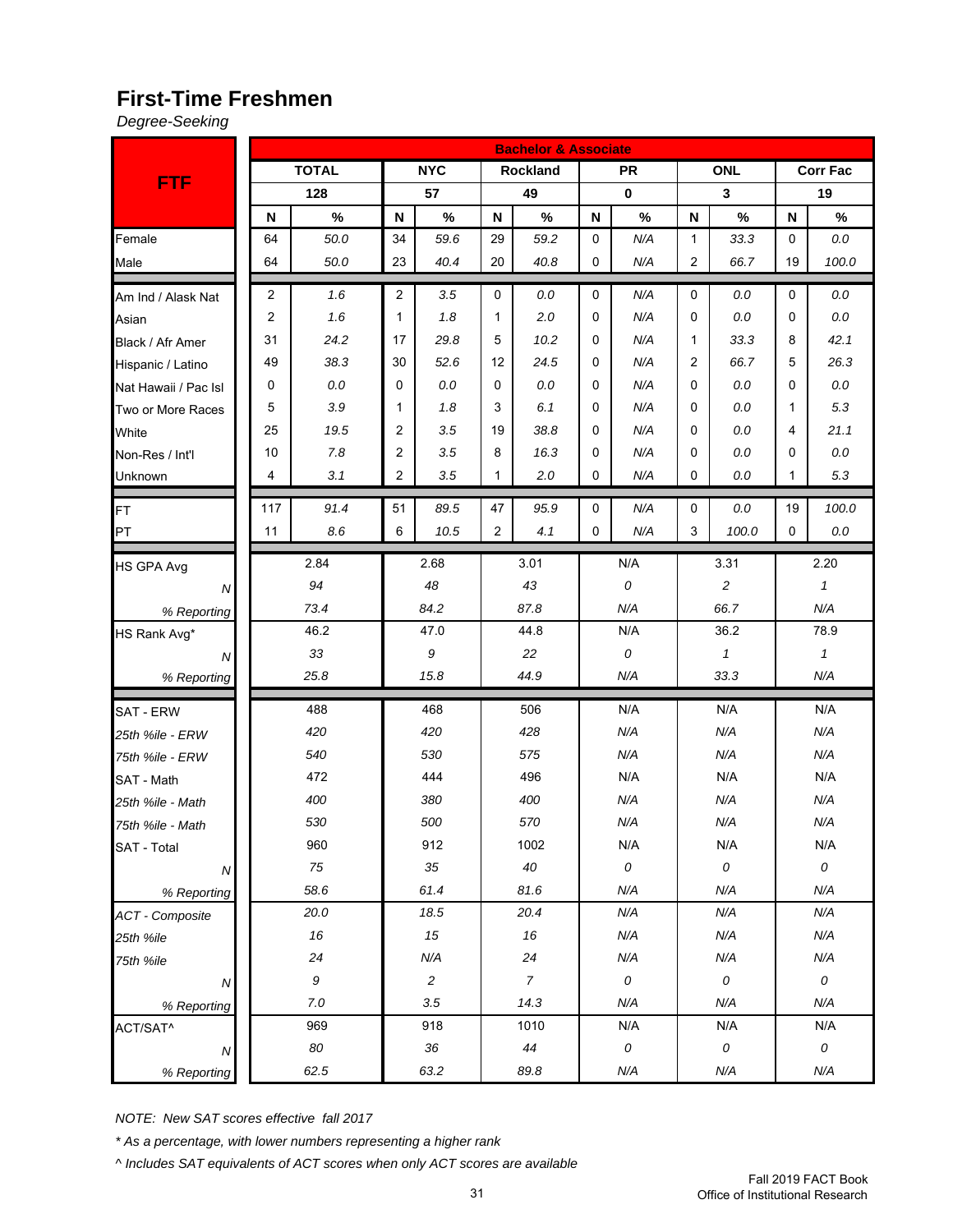# First-Time Freshmen

*Degree-Seeking*

| FTF | Bachelor & Associate | | | | | | | | | | | |
|---|---|---|---|---|---|---|---|---|---|---|---|---|
| | TOTAL | | NYC | | Rockland | | PR | | ONL | | Corr Fac | |
| | 128 | | 57 | | 49 | | 0 | | 3 | | 19 | |
| | N | % | N | % | N | % | N | % | N | % | N | % |
| Female | 64 | *50.0* | 34 | *59.6* | 29 | *59.2* | 0 | *N/A* | 1 | *33.3* | 0 | *0.0* |
| Male | 64 | *50.0* | 23 | *40.4* | 20 | *40.8* | 0 | *N/A* | 2 | *66.7* | 19 | *100.0* |
| Am Ind / Alask Nat | 2 | *1.6* | 2 | *3.5* | 0 | *0.0* | 0 | *N/A* | 0 | *0.0* | 0 | *0.0* |
| Asian | 2 | *1.6* | 1 | *1.8* | 1 | *2.0* | 0 | *N/A* | 0 | *0.0* | 0 | *0.0* |
| Black / Afr Amer | 31 | *24.2* | 17 | *29.8* | 5 | *10.2* | 0 | *N/A* | 1 | *33.3* | 8 | *42.1* |
| Hispanic / Latino | 49 | *38.3* | 30 | *52.6* | 12 | *24.5* | 0 | *N/A* | 2 | *66.7* | 5 | *26.3* |
| Nat Hawaii / Pac Isl | 0 | *0.0* | 0 | *0.0* | 0 | *0.0* | 0 | *N/A* | 0 | *0.0* | 0 | *0.0* |
| Two or More Races | 5 | *3.9* | 1 | *1.8* | 3 | *6.1* | 0 | *N/A* | 0 | *0.0* | 1 | *5.3* |
| White | 25 | *19.5* | 2 | *3.5* | 19 | *38.8* | 0 | *N/A* | 0 | *0.0* | 4 | *21.1* |
| Non-Res / Int'l | 10 | *7.8* | 2 | *3.5* | 8 | *16.3* | 0 | *N/A* | 0 | *0.0* | 0 | *0.0* |
| Unknown | 4 | *3.1* | 2 | *3.5* | 1 | *2.0* | 0 | *N/A* | 0 | *0.0* | 1 | *5.3* |
| FT | 117 | *91.4* | 51 | *89.5* | 47 | *95.9* | 0 | *N/A* | 0 | *0.0* | 19 | *100.0* |
| PT | 11 | *8.6* | 6 | *10.5* | 2 | *4.1* | 0 | *N/A* | 3 | *100.0* | 0 | *0.0* |
| HS GPA Avg | 2.84 | | 2.68 | | 3.01 | | N/A | | 3.31 | | 2.20 | |
| *N* | *94* | | *48* | | *43* | | *0* | | *2* | | *1* | |
| *% Reporting* | *73.4* | | *84.2* | | *87.8* | | *N/A* | | *66.7* | | *N/A* | |
| HS Rank Avg* | 46.2 | | 47.0 | | 44.8 | | N/A | | 36.2 | | 78.9 | |
| *N* | *33* | | *9* | | *22* | | *0* | | *1* | | *1* | |
| *% Reporting* | *25.8* | | *15.8* | | *44.9* | | *N/A* | | *33.3* | | *N/A* | |
| SAT - ERW | 488 | | 468 | | 506 | | N/A | | N/A | | N/A | |
| *25th %ile - ERW* | *420* | | *420* | | *428* | | *N/A* | | *N/A* | | *N/A* | |
| *75th %ile - ERW* | *540* | | *530* | | *575* | | *N/A* | | *N/A* | | *N/A* | |
| SAT - Math | 472 | | 444 | | 496 | | N/A | | N/A | | N/A | |
| *25th %ile - Math* | *400* | | *380* | | *400* | | *N/A* | | *N/A* | | *N/A* | |
| *75th %ile - Math* | *530* | | *500* | | *570* | | *N/A* | | *N/A* | | *N/A* | |
| SAT - Total | 960 | | 912 | | 1002 | | N/A | | N/A | | N/A | |
| *N* | *75* | | *35* | | *40* | | *0* | | *0* | | *0* | |
| *% Reporting* | *58.6* | | *61.4* | | *81.6* | | *N/A* | | *N/A* | | *N/A* | |
| *ACT - Composite* | *20.0* | | *18.5* | | *20.4* | | *N/A* | | *N/A* | | *N/A* | |
| *25th %ile* | *16* | | *15* | | *16* | | *N/A* | | *N/A* | | *N/A* | |
| *75th %ile* | *24* | | *N/A* | | *24* | | *N/A* | | *N/A* | | *N/A* | |
| *N* | *9* | | *2* | | *7* | | *0* | | *0* | | *0* | |
| *% Reporting* | *7.0* | | *3.5* | | *14.3* | | *N/A* | | *N/A* | | *N/A* | |
| ACT/SAT^ | 969 | | 918 | | 1010 | | N/A | | N/A | | N/A | |
| *N* | *80* | | *36* | | *44* | | *0* | | *0* | | *0* | |
| *% Reporting* | *62.5* | | *63.2* | | *89.8* | | *N/A* | | *N/A* | | *N/A* | |

*NOTE: New SAT scores effective fall 2017*

** As a percentage, with lower numbers representing a higher rank*

*^ Includes SAT equivalents of ACT scores when only ACT scores are available*

Fall 2019 FACT Book
Office of Institutional Research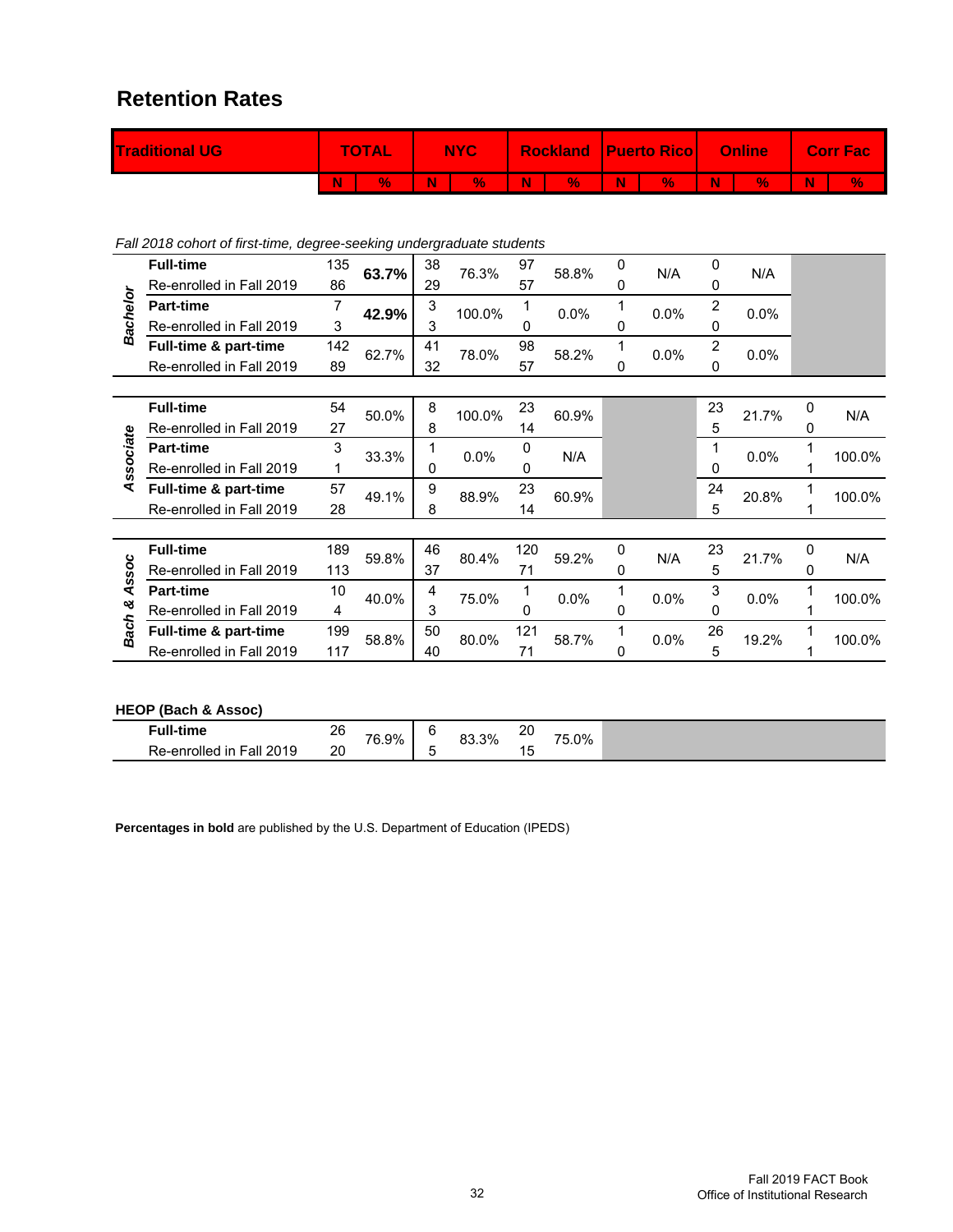## Retention Rates

*Fall 2018 cohort of first-time, degree-seeking undergraduate students*

| Traditional UG | | TOTAL | | NYC | | Rockland | | Puerto Rico | | Online | | Corr Fac | |
|---|---|---|---|---|---|---|---|---|---|---|---|---|---|
| | | N | % | N | % | N | % | N | % | N | % | N | % |
| **Bachelor** | **Full-time** | 135 | **63.7%** | 38 | 76.3% | 97 | 58.8% | 0 | N/A | 0 | N/A | | |
| | Re-enrolled in Fall 2019 | 86 | | 29 | | 57 | | 0 | | 0 | | | |
| | **Part-time** | 7 | **42.9%** | 3 | 100.0% | 1 | 0.0% | 1 | 0.0% | 2 | 0.0% | | |
| | Re-enrolled in Fall 2019 | 3 | | 3 | | 0 | | 0 | | 0 | | | |
| | **Full-time & part-time** | 142 | 62.7% | 41 | 78.0% | 98 | 58.2% | 1 | 0.0% | 2 | 0.0% | | |
| | Re-enrolled in Fall 2019 | 89 | | 32 | | 57 | | 0 | | 0 | | | |
| **Associate** | **Full-time** | 54 | 50.0% | 8 | 100.0% | 23 | 60.9% | | | 23 | 21.7% | 0 | N/A |
| | Re-enrolled in Fall 2019 | 27 | | 8 | | 14 | | | | 5 | | 0 | |
| | **Part-time** | 3 | 33.3% | 1 | 0.0% | 0 | N/A | | | 1 | 0.0% | 1 | 100.0% |
| | Re-enrolled in Fall 2019 | 1 | | 0 | | 0 | | | | 0 | | 1 | |
| | **Full-time & part-time** | 57 | 49.1% | 9 | 88.9% | 23 | 60.9% | | | 24 | 20.8% | 1 | 100.0% |
| | Re-enrolled in Fall 2019 | 28 | | 8 | | 14 | | | | 5 | | 1 | |
| **Bach & Assoc** | **Full-time** | 189 | 59.8% | 46 | 80.4% | 120 | 59.2% | 0 | N/A | 23 | 21.7% | 0 | N/A |
| | Re-enrolled in Fall 2019 | 113 | | 37 | | 71 | | 0 | | 5 | | 0 | |
| | **Part-time** | 10 | 40.0% | 4 | 75.0% | 1 | 0.0% | 1 | 0.0% | 3 | 0.0% | 1 | 100.0% |
| | Re-enrolled in Fall 2019 | 4 | | 3 | | 0 | | 0 | | 0 | | 1 | |
| | **Full-time & part-time** | 199 | 58.8% | 50 | 80.0% | 121 | 58.7% | 1 | 0.0% | 26 | 19.2% | 1 | 100.0% |
| | Re-enrolled in Fall 2019 | 117 | | 40 | | 71 | | 0 | | 5 | | 1 | |

**HEOP (Bach & Assoc)**

| | TOTAL N | TOTAL % | NYC N | NYC % | Rockland N | Rockland % |
|---|---|---|---|---|---|---|
| **Full-time** | 26 | 76.9% | 6 | 83.3% | 20 | 75.0% |
| Re-enrolled in Fall 2019 | 20 | | 5 | | 15 | |

**Percentages in bold** are published by the U.S. Department of Education (IPEDS)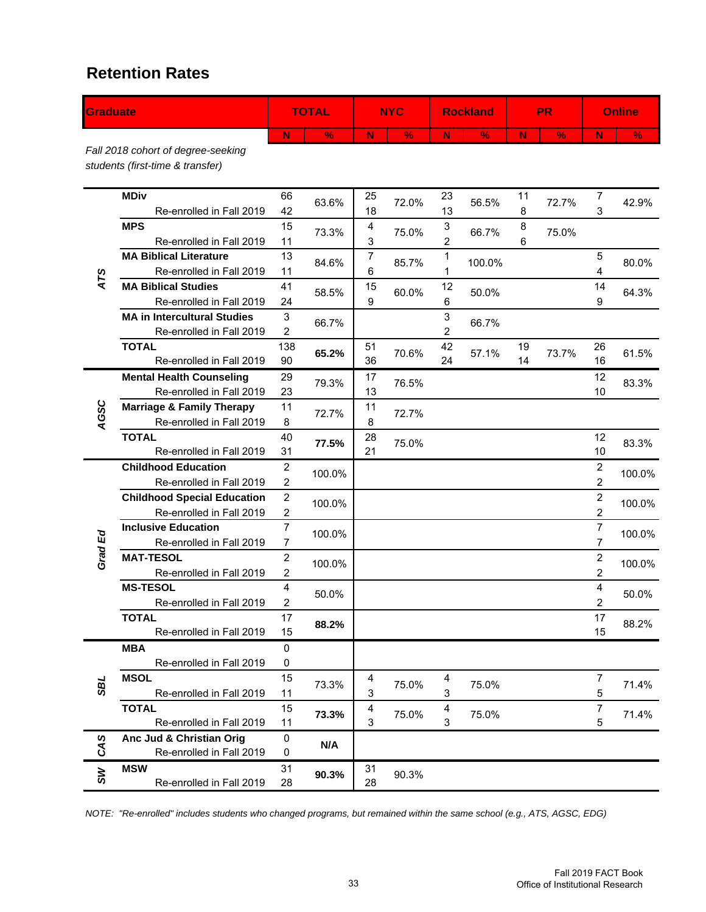## Retention Rates

*Fall 2018 cohort of degree-seeking students (first-time & transfer)*

| Graduate | | TOTAL N | TOTAL % | NYC N | NYC % | Rockland N | Rockland % | PR N | PR % | Online N | Online % |
|---|---|---|---|---|---|---|---|---|---|---|---|
| ATS | **MDiv** | 66 | 63.6% | 25 | 72.0% | 23 | 56.5% | 11 | 72.7% | 7 | 42.9% |
| | Re-enrolled in Fall 2019 | 42 | | 18 | | 13 | | 8 | | 3 | |
| | **MPS** | 15 | 73.3% | 4 | 75.0% | 3 | 66.7% | 8 | 75.0% | | |
| | Re-enrolled in Fall 2019 | 11 | | 3 | | 2 | | 6 | | | |
| | **MA Biblical Literature** | 13 | 84.6% | 7 | 85.7% | 1 | 100.0% | | | 5 | 80.0% |
| | Re-enrolled in Fall 2019 | 11 | | 6 | | 1 | | | | 4 | |
| | **MA Biblical Studies** | 41 | 58.5% | 15 | 60.0% | 12 | 50.0% | | | 14 | 64.3% |
| | Re-enrolled in Fall 2019 | 24 | | 9 | | 6 | | | | 9 | |
| | **MA in Intercultural Studies** | 3 | 66.7% | | | 3 | 66.7% | | | | |
| | Re-enrolled in Fall 2019 | 2 | | | | 2 | | | | | |
| | **TOTAL** | 138 | **65.2%** | 51 | 70.6% | 42 | 57.1% | 19 | 73.7% | 26 | 61.5% |
| | Re-enrolled in Fall 2019 | 90 | | 36 | | 24 | | 14 | | 16 | |
| AGSC | **Mental Health Counseling** | 29 | 79.3% | 17 | 76.5% | | | | | 12 | 83.3% |
| | Re-enrolled in Fall 2019 | 23 | | 13 | | | | | | 10 | |
| | **Marriage & Family Therapy** | 11 | 72.7% | 11 | 72.7% | | | | | | |
| | Re-enrolled in Fall 2019 | 8 | | 8 | | | | | | | |
| | **TOTAL** | 40 | **77.5%** | 28 | 75.0% | | | | | 12 | 83.3% |
| | Re-enrolled in Fall 2019 | 31 | | 21 | | | | | | 10 | |
| Grad Ed | **Childhood Education** | 2 | 100.0% | | | | | | | 2 | 100.0% |
| | Re-enrolled in Fall 2019 | 2 | | | | | | | | 2 | |
| | **Childhood Special Education** | 2 | 100.0% | | | | | | | 2 | 100.0% |
| | Re-enrolled in Fall 2019 | 2 | | | | | | | | 2 | |
| | **Inclusive Education** | 7 | 100.0% | | | | | | | 7 | 100.0% |
| | Re-enrolled in Fall 2019 | 7 | | | | | | | | 7 | |
| | **MAT-TESOL** | 2 | 100.0% | | | | | | | 2 | 100.0% |
| | Re-enrolled in Fall 2019 | 2 | | | | | | | | 2 | |
| | **MS-TESOL** | 4 | 50.0% | | | | | | | 4 | 50.0% |
| | Re-enrolled in Fall 2019 | 2 | | | | | | | | 2 | |
| | **TOTAL** | 17 | **88.2%** | | | | | | | 17 | 88.2% |
| | Re-enrolled in Fall 2019 | 15 | | | | | | | | 15 | |
| SBL | **MBA** | 0 | | | | | | | | | |
| | Re-enrolled in Fall 2019 | 0 | | | | | | | | | |
| | **MSOL** | 15 | 73.3% | 4 | 75.0% | 4 | 75.0% | | | 7 | 71.4% |
| | Re-enrolled in Fall 2019 | 11 | | 3 | | 3 | | | | 5 | |
| | **TOTAL** | 15 | **73.3%** | 4 | 75.0% | 4 | 75.0% | | | 7 | 71.4% |
| | Re-enrolled in Fall 2019 | 11 | | 3 | | 3 | | | | 5 | |
| CAS | **Anc Jud & Christian Orig** | 0 | **N/A** | | | | | | | | |
| | Re-enrolled in Fall 2019 | 0 | | | | | | | | | |
| SW | **MSW** | 31 | **90.3%** | 31 | 90.3% | | | | | | |
| | Re-enrolled in Fall 2019 | 28 | | 28 | | | | | | | |

*NOTE: "Re-enrolled" includes students who changed programs, but remained within the same school (e.g., ATS, AGSC, EDG)*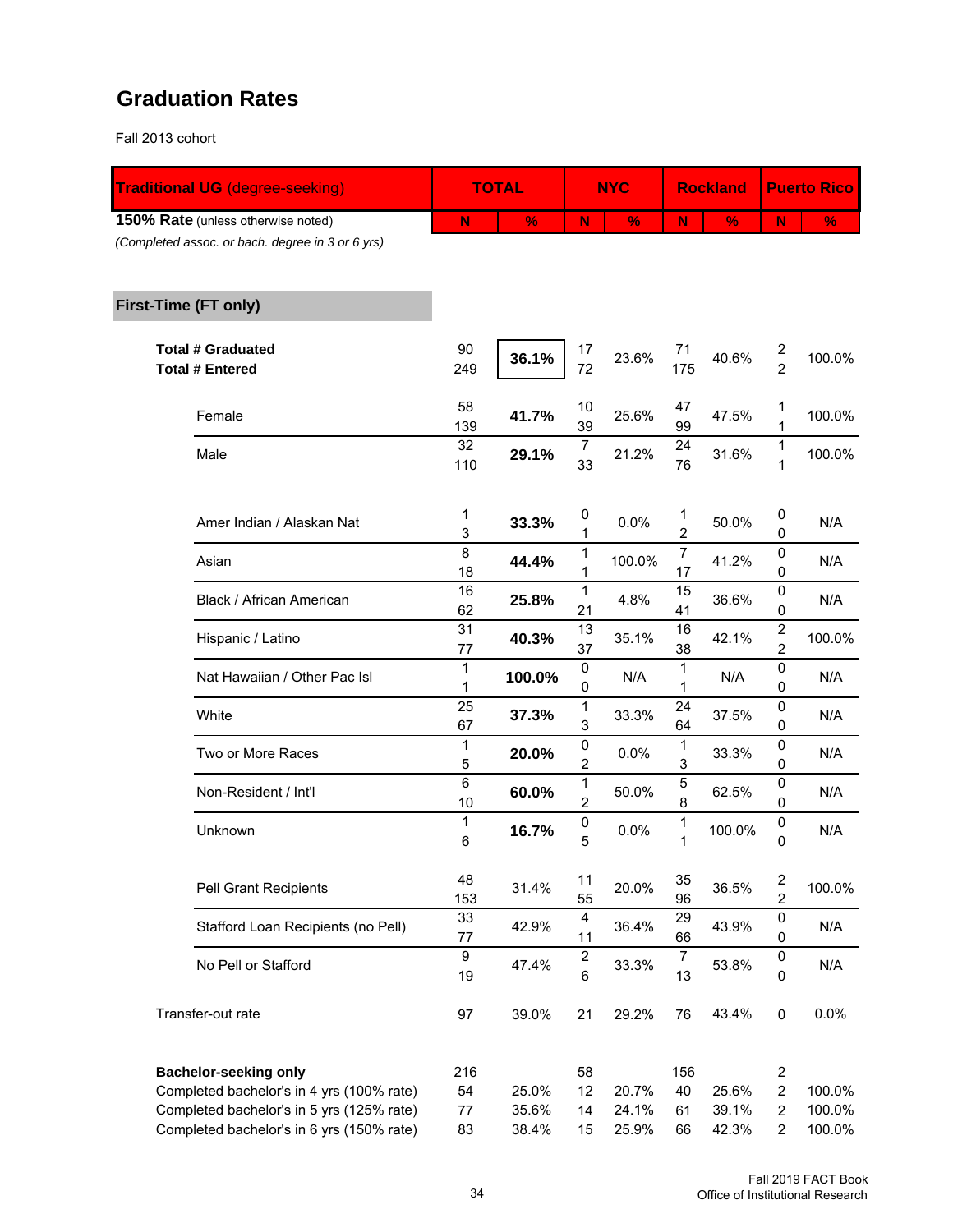## Graduation Rates

Fall 2013 cohort

| Traditional UG (degree-seeking) | TOTAL | | NYC | | Rockland | | Puerto Rico | |
|---|---|---|---|---|---|---|---|---|
| **150% Rate** (unless otherwise noted) *(Completed assoc. or bach. degree in 3 or 6 yrs)* | N | % | N | % | N | % | N | % |
| **First-Time (FT only)** | | | | | | | | |
| **Total # Graduated** | 90 | **36.1%** | 17 | 23.6% | 71 | 40.6% | 2 | 100.0% |
| **Total # Entered** | 249 | | 72 | | 175 | | 2 | |
| Female | 58 / 139 | **41.7%** | 10 / 39 | 25.6% | 47 / 99 | 47.5% | 1 / 1 | 100.0% |
| Male | 32 / 110 | **29.1%** | 7 / 33 | 21.2% | 24 / 76 | 31.6% | 1 / 1 | 100.0% |
| Amer Indian / Alaskan Nat | 1 / 3 | **33.3%** | 0 / 1 | 0.0% | 1 / 2 | 50.0% | 0 / 0 | N/A |
| Asian | 8 / 18 | **44.4%** | 1 / 1 | 100.0% | 7 / 17 | 41.2% | 0 / 0 | N/A |
| Black / African American | 16 / 62 | **25.8%** | 1 / 21 | 4.8% | 15 / 41 | 36.6% | 0 / 0 | N/A |
| Hispanic / Latino | 31 / 77 | **40.3%** | 13 / 37 | 35.1% | 16 / 38 | 42.1% | 2 / 2 | 100.0% |
| Nat Hawaiian / Other Pac Isl | 1 / 1 | **100.0%** | 0 / 0 | N/A | 1 / 1 | N/A | 0 / 0 | N/A |
| White | 25 / 67 | **37.3%** | 1 / 3 | 33.3% | 24 / 64 | 37.5% | 0 / 0 | N/A |
| Two or More Races | 1 / 5 | **20.0%** | 0 / 2 | 0.0% | 1 / 3 | 33.3% | 0 / 0 | N/A |
| Non-Resident / Int'l | 6 / 10 | **60.0%** | 1 / 2 | 50.0% | 5 / 8 | 62.5% | 0 / 0 | N/A |
| Unknown | 1 / 6 | **16.7%** | 0 / 5 | 0.0% | 1 / 1 | 100.0% | 0 / 0 | N/A |
| Pell Grant Recipients | 48 / 153 | 31.4% | 11 / 55 | 20.0% | 35 / 96 | 36.5% | 2 / 2 | 100.0% |
| Stafford Loan Recipients (no Pell) | 33 / 77 | 42.9% | 4 / 11 | 36.4% | 29 / 66 | 43.9% | 0 / 0 | N/A |
| No Pell or Stafford | 9 / 19 | 47.4% | 2 / 6 | 33.3% | 7 / 13 | 53.8% | 0 / 0 | N/A |
| Transfer-out rate | 97 | 39.0% | 21 | 29.2% | 76 | 43.4% | 0 | 0.0% |
| **Bachelor-seeking only** | 216 | | 58 | | 156 | | 2 | |
| Completed bachelor's in 4 yrs (100% rate) | 54 | 25.0% | 12 | 20.7% | 40 | 25.6% | 2 | 100.0% |
| Completed bachelor's in 5 yrs (125% rate) | 77 | 35.6% | 14 | 24.1% | 61 | 39.1% | 2 | 100.0% |
| Completed bachelor's in 6 yrs (150% rate) | 83 | 38.4% | 15 | 25.9% | 66 | 42.3% | 2 | 100.0% |

Fall 2019 FACT Book
Office of Institutional Research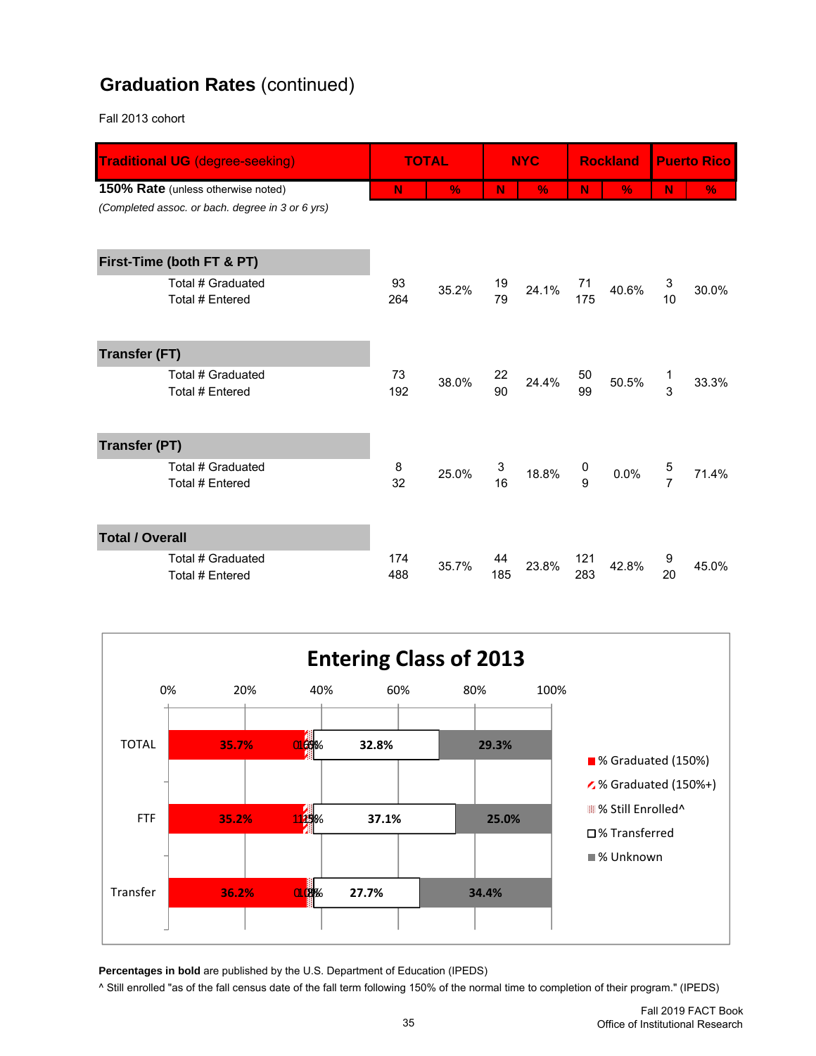## **Graduation Rates** (continued)

Fall 2013 cohort

| Traditional UG (degree-seeking) | TOTAL | | NYC | | Rockland | | Puerto Rico | |
|---|---|---|---|---|---|---|---|---|
| **150% Rate** (unless otherwise noted) *(Completed assoc. or bach. degree in 3 or 6 yrs)* | N | % | N | % | N | % | N | % |
| **First-Time (both FT & PT)** | | | | | | | | |
| Total # Graduated | 93 | 35.2% | 19 | 24.1% | 71 | 40.6% | 3 | 30.0% |
| Total # Entered | 264 | | 79 | | 175 | | 10 | |
| **Transfer (FT)** | | | | | | | | |
| Total # Graduated | 73 | 38.0% | 22 | 24.4% | 50 | 50.5% | 1 | 33.3% |
| Total # Entered | 192 | | 90 | | 99 | | 3 | |
| **Transfer (PT)** | | | | | | | | |
| Total # Graduated | 8 | 25.0% | 3 | 18.8% | 0 | 0.0% | 5 | 71.4% |
| Total # Entered | 32 | | 16 | | 9 | | 7 | |
| **Total / Overall** | | | | | | | | |
| Total # Graduated | 174 | 35.7% | 44 | 23.8% | 121 | 42.8% | 9 | 45.0% |
| Total # Entered | 488 | | 185 | | 283 | | 20 | |

**Entering Class of 2013**

| | % Graduated (150%) | % Graduated (150%+) / % Still Enrolled^ | % Transferred | % Unknown |
|---|---|---|---|---|
| TOTAL | 35.7% | 0.6% / 1.6% | 32.8% | 29.3% |
| FTF | 35.2% | 1.1% / 1.5% | 37.1% | 25.0% |
| Transfer | 36.2% | 0.0% / 1.8% | 27.7% | 34.4% |

**Percentages in bold** are published by the U.S. Department of Education (IPEDS)

^ Still enrolled "as of the fall census date of the fall term following 150% of the normal time to completion of their program." (IPEDS)

Fall 2019 FACT Book
Office of Institutional Research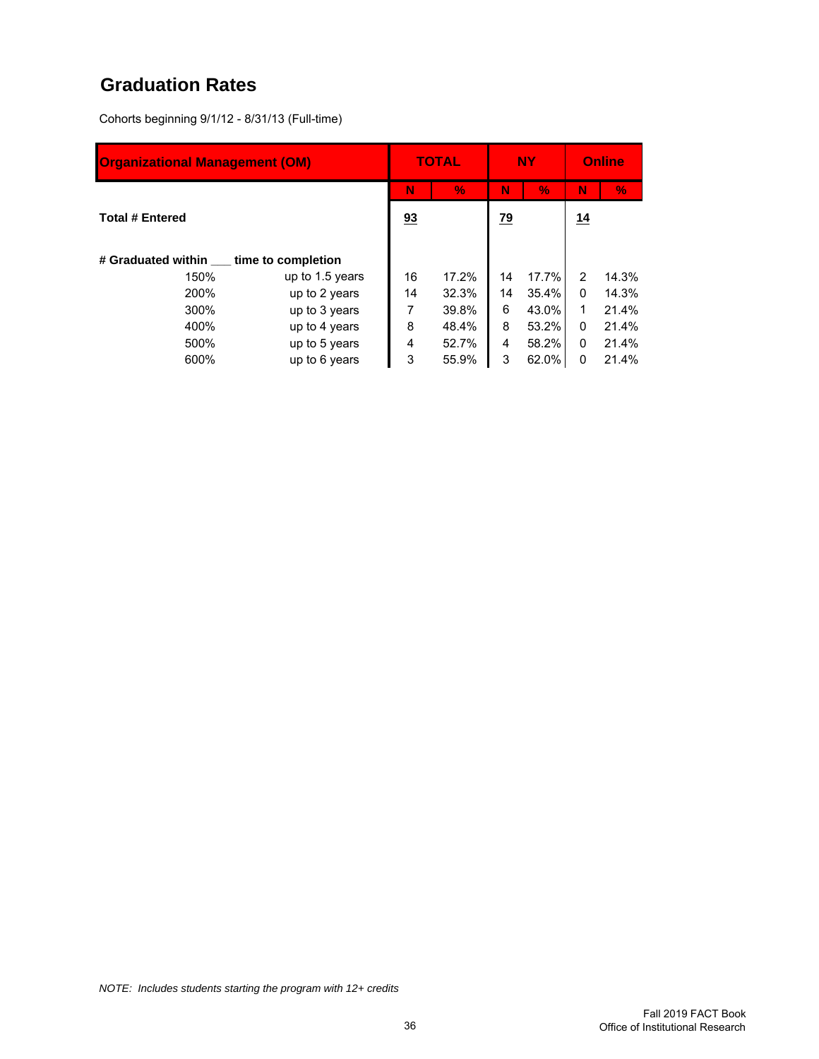## Graduation Rates

Cohorts beginning 9/1/12 - 8/31/13 (Full-time)

| Organizational Management (OM) | | TOTAL | | NY | | Online | |
|---|---|---|---|---|---|---|---|
| | | N | % | N | % | N | % |
| **Total # Entered** | | 93 | | 79 | | 14 | |
| **# Graduated within ___ time to completion** | | | | | | | |
| 150% | up to 1.5 years | 16 | 17.2% | 14 | 17.7% | 2 | 14.3% |
| 200% | up to 2 years | 14 | 32.3% | 14 | 35.4% | 0 | 14.3% |
| 300% | up to 3 years | 7 | 39.8% | 6 | 43.0% | 1 | 21.4% |
| 400% | up to 4 years | 8 | 48.4% | 8 | 53.2% | 0 | 21.4% |
| 500% | up to 5 years | 4 | 52.7% | 4 | 58.2% | 0 | 21.4% |
| 600% | up to 6 years | 3 | 55.9% | 3 | 62.0% | 0 | 21.4% |

*NOTE: Includes students starting the program with 12+ credits*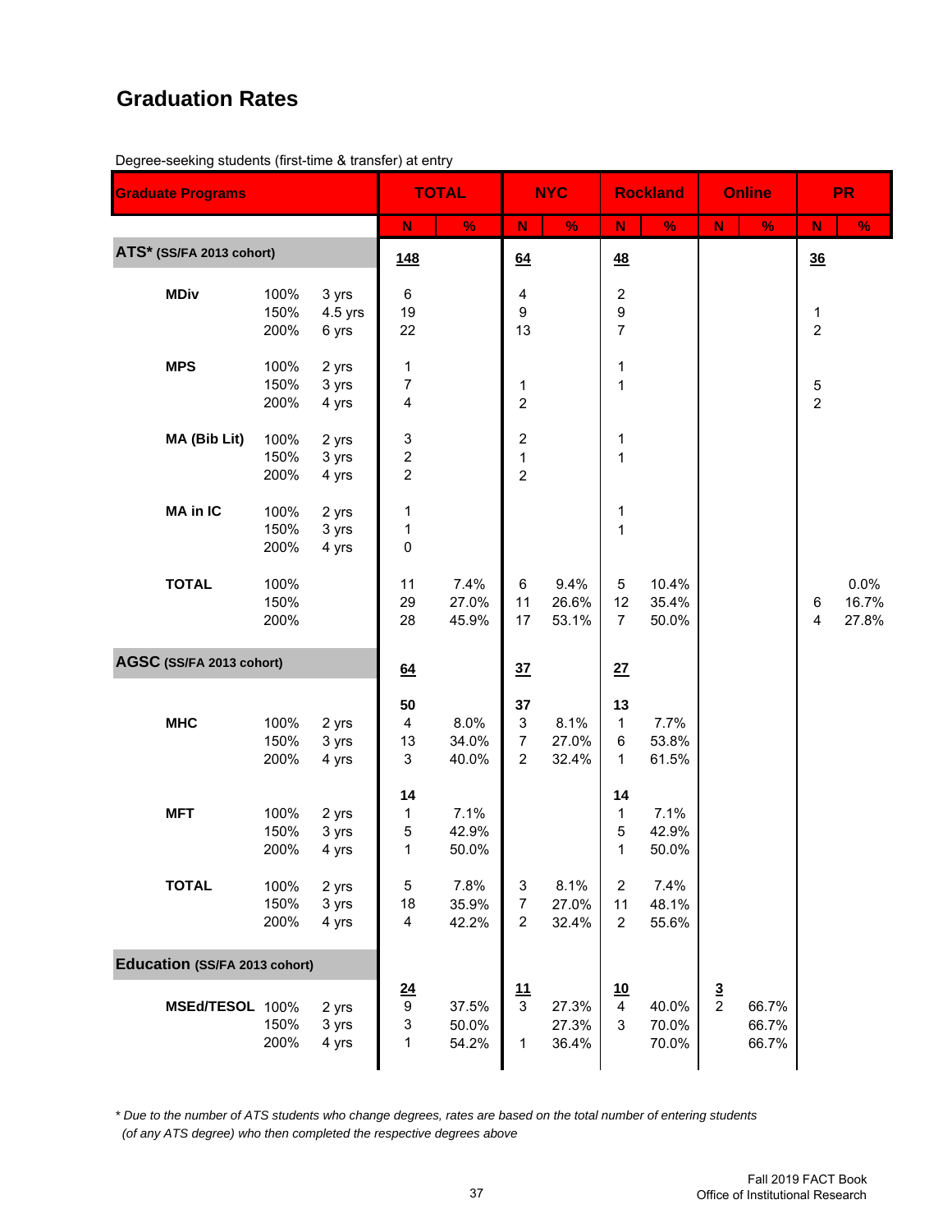## Graduation Rates

Degree-seeking students (first-time & transfer) at entry

| Graduate Programs | | | TOTAL | | NYC | | Rockland | | Online | | PR | |
|---|---|---|---|---|---|---|---|---|---|---|---|---|
| | | | N | % | N | % | N | % | N | % | N | % |
| **ATS* (SS/FA 2013 cohort)** | | | **148** | | **64** | | **48** | | | | **36** | |
| **MDiv** | 100% | 3 yrs | 6 | | 4 | | 2 | | | | | |
| | 150% | 4.5 yrs | 19 | | 9 | | 9 | | | | 1 | |
| | 200% | 6 yrs | 22 | | 13 | | 7 | | | | 2 | |
| **MPS** | 100% | 2 yrs | 1 | | | | 1 | | | | | |
| | 150% | 3 yrs | 7 | | 1 | | 1 | | | | 5 | |
| | 200% | 4 yrs | 4 | | 2 | | | | | | 2 | |
| **MA (Bib Lit)** | 100% | 2 yrs | 3 | | 2 | | 1 | | | | | |
| | 150% | 3 yrs | 2 | | 1 | | 1 | | | | | |
| | 200% | 4 yrs | 2 | | 2 | | | | | | | |
| **MA in IC** | 100% | 2 yrs | 1 | | | | 1 | | | | | |
| | 150% | 3 yrs | 1 | | | | 1 | | | | | |
| | 200% | 4 yrs | 0 | | | | | | | | | |
| **TOTAL** | 100% | | 11 | 7.4% | 6 | 9.4% | 5 | 10.4% | | | | 0.0% |
| | 150% | | 29 | 27.0% | 11 | 26.6% | 12 | 35.4% | | | 6 | 16.7% |
| | 200% | | 28 | 45.9% | 17 | 53.1% | 7 | 50.0% | | | 4 | 27.8% |
| **AGSC (SS/FA 2013 cohort)** | | | **64** | | **37** | | **27** | | | | | |
| | | | **50** | | **37** | | **13** | | | | | |
| **MHC** | 100% | 2 yrs | 4 | 8.0% | 3 | 8.1% | 1 | 7.7% | | | | |
| | 150% | 3 yrs | 13 | 34.0% | 7 | 27.0% | 6 | 53.8% | | | | |
| | 200% | 4 yrs | 3 | 40.0% | 2 | 32.4% | 1 | 61.5% | | | | |
| | | | **14** | | | | **14** | | | | | |
| **MFT** | 100% | 2 yrs | 1 | 7.1% | | | 1 | 7.1% | | | | |
| | 150% | 3 yrs | 5 | 42.9% | | | 5 | 42.9% | | | | |
| | 200% | 4 yrs | 1 | 50.0% | | | 1 | 50.0% | | | | |
| **TOTAL** | 100% | 2 yrs | 5 | 7.8% | 3 | 8.1% | 2 | 7.4% | | | | |
| | 150% | 3 yrs | 18 | 35.9% | 7 | 27.0% | 11 | 48.1% | | | | |
| | 200% | 4 yrs | 4 | 42.2% | 2 | 32.4% | 2 | 55.6% | | | | |
| **Education (SS/FA 2013 cohort)** | | | | | | | | | | | | |
| | | | **24** | | **11** | | **10** | | **3** | | | |
| **MSEd/TESOL** | 100% | 2 yrs | 9 | 37.5% | 3 | 27.3% | 4 | 40.0% | 2 | 66.7% | | |
| | 150% | 3 yrs | 3 | 50.0% | | 27.3% | 3 | 70.0% | | 66.7% | | |
| | 200% | 4 yrs | 1 | 54.2% | 1 | 36.4% | | 70.0% | | 66.7% | | |

*\* Due to the number of ATS students who change degrees, rates are based on the total number of entering students (of any ATS degree) who then completed the respective degrees above*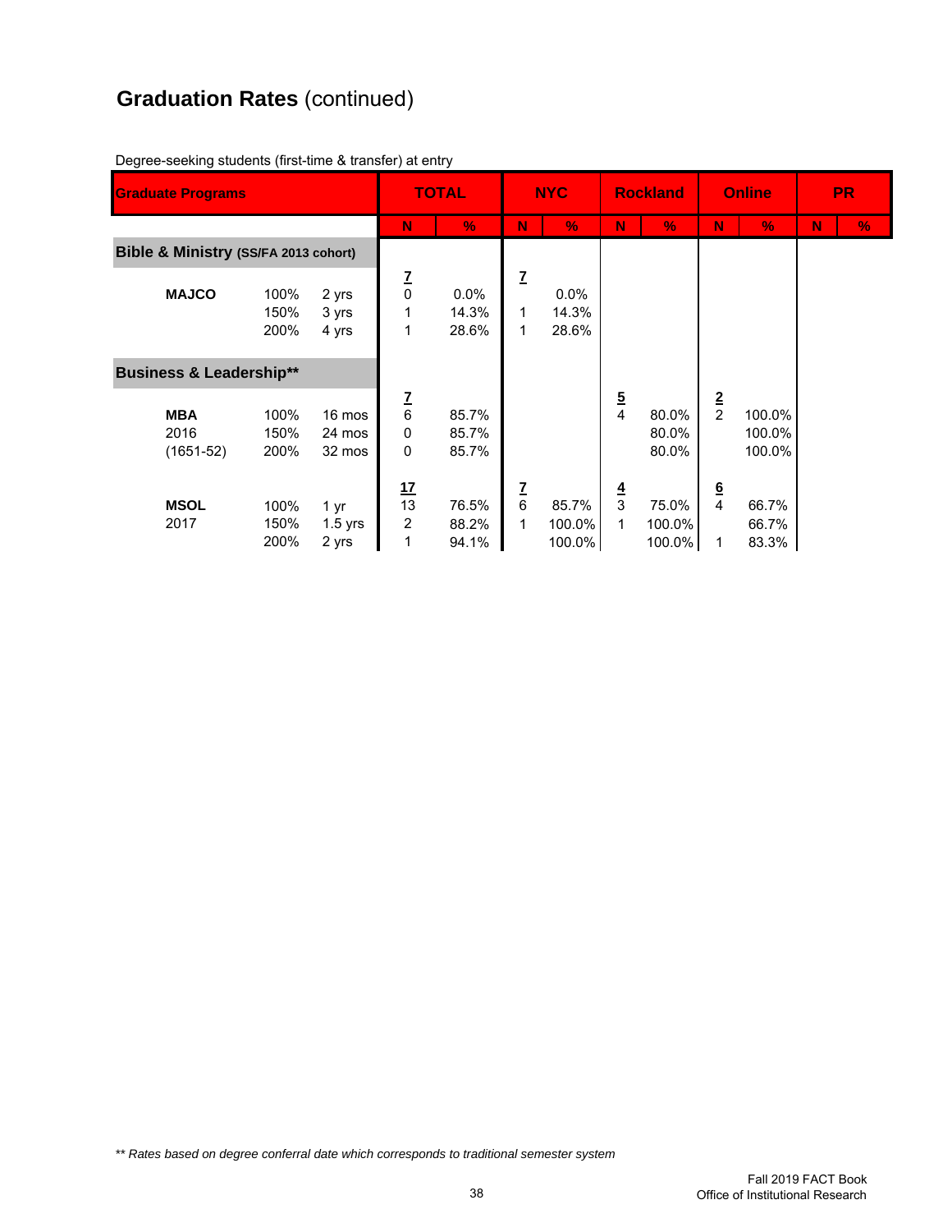## Graduation Rates (continued)

Degree-seeking students (first-time & transfer) at entry

| Graduate Programs | | | TOTAL | | NYC | | Rockland | | Online | | PR | |
|---|---|---|---|---|---|---|---|---|---|---|---|---|
| | | | N | % | N | % | N | % | N | % | N | % |
| **Bible & Ministry (SS/FA 2013 cohort)** | | | | | | | | | | | | |
| | | | 7 | | 7 | | | | | | | |
| **MAJCO** | 100% | 2 yrs | 0 | 0.0% | | 0.0% | | | | | | |
| | 150% | 3 yrs | 1 | 14.3% | 1 | 14.3% | | | | | | |
| | 200% | 4 yrs | 1 | 28.6% | 1 | 28.6% | | | | | | |
| **Business & Leadership**** | | | | | | | | | | | | |
| | | | 7 | | | | 5 | | 2 | | | |
| **MBA** | 100% | 16 mos | 6 | 85.7% | | | 4 | 80.0% | 2 | 100.0% | | |
| 2016 | 150% | 24 mos | 0 | 85.7% | | | | 80.0% | | 100.0% | | |
| (1651-52) | 200% | 32 mos | 0 | 85.7% | | | | 80.0% | | 100.0% | | |
| | | | 17 | | 7 | | 4 | | 6 | | | |
| **MSOL** | 100% | 1 yr | 13 | 76.5% | 6 | 85.7% | 3 | 75.0% | 4 | 66.7% | | |
| 2017 | 150% | 1.5 yrs | 2 | 88.2% | 1 | 100.0% | 1 | 100.0% | | 66.7% | | |
| | 200% | 2 yrs | 1 | 94.1% | | 100.0% | | 100.0% | 1 | 83.3% | | |

*** Rates based on degree conferral date which corresponds to traditional semester system*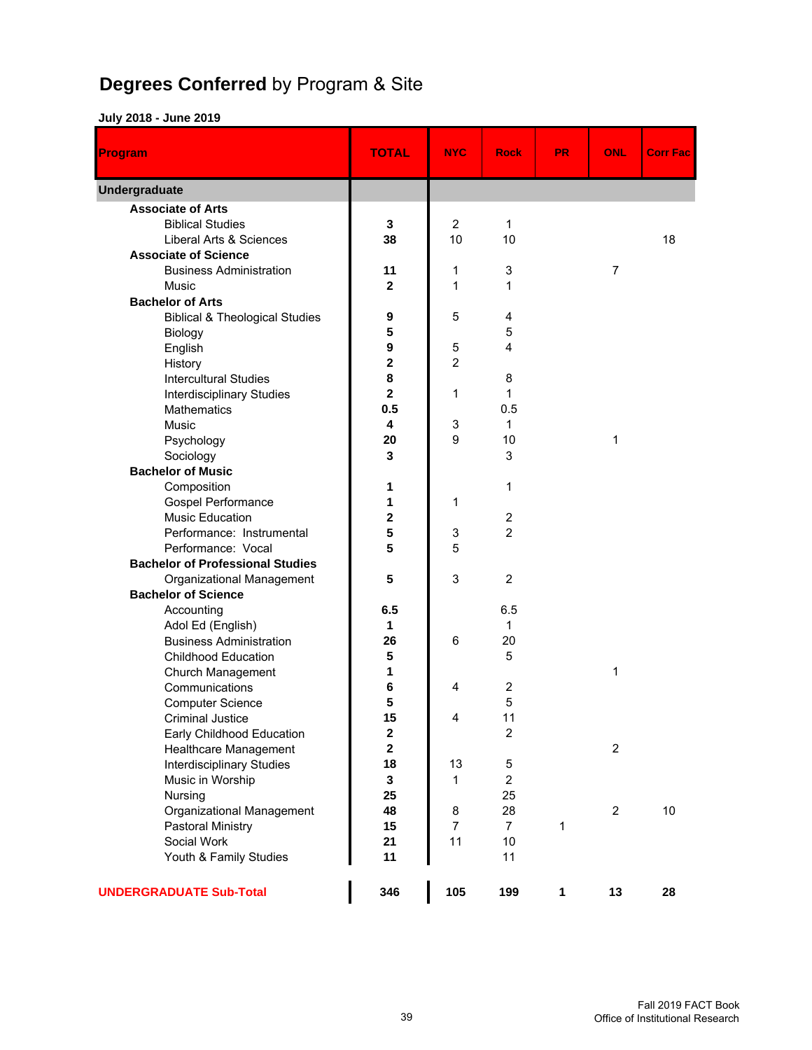# **Degrees Conferred** by Program & Site

**July 2018 - June 2019**

| Program | TOTAL | NYC | Rock | PR | ONL | Corr Fac |
|---|---|---|---|---|---|---|
| **Undergraduate** | | | | | | |
| **Associate of Arts** | | | | | | |
| Biblical Studies | **3** | 2 | 1 | | | |
| Liberal Arts & Sciences | **38** | 10 | 10 | | | 18 |
| **Associate of Science** | | | | | | |
| Business Administration | **11** | 1 | 3 | | 7 | |
| Music | **2** | 1 | 1 | | | |
| **Bachelor of Arts** | | | | | | |
| Biblical & Theological Studies | **9** | 5 | 4 | | | |
| Biology | **5** | | 5 | | | |
| English | **9** | 5 | 4 | | | |
| History | **2** | 2 | | | | |
| Intercultural Studies | **8** | | 8 | | | |
| Interdisciplinary Studies | **2** | 1 | 1 | | | |
| Mathematics | **0.5** | | 0.5 | | | |
| Music | **4** | 3 | 1 | | | |
| Psychology | **20** | 9 | 10 | | 1 | |
| Sociology | **3** | | 3 | | | |
| **Bachelor of Music** | | | | | | |
| Composition | **1** | | 1 | | | |
| Gospel Performance | **1** | 1 | | | | |
| Music Education | **2** | | 2 | | | |
| Performance: Instrumental | **5** | 3 | 2 | | | |
| Performance: Vocal | **5** | 5 | | | | |
| **Bachelor of Professional Studies** | | | | | | |
| Organizational Management | **5** | 3 | 2 | | | |
| **Bachelor of Science** | | | | | | |
| Accounting | **6.5** | | 6.5 | | | |
| Adol Ed (English) | **1** | | 1 | | | |
| Business Administration | **26** | 6 | 20 | | | |
| Childhood Education | **5** | | 5 | | | |
| Church Management | **1** | | | | 1 | |
| Communications | **6** | 4 | 2 | | | |
| Computer Science | **5** | | 5 | | | |
| Criminal Justice | **15** | 4 | 11 | | | |
| Early Childhood Education | **2** | | 2 | | | |
| Healthcare Management | **2** | | | | 2 | |
| Interdisciplinary Studies | **18** | 13 | 5 | | | |
| Music in Worship | **3** | 1 | 2 | | | |
| Nursing | **25** | | 25 | | | |
| Organizational Management | **48** | 8 | 28 | | 2 | 10 |
| Pastoral Ministry | **15** | 7 | 7 | 1 | | |
| Social Work | **21** | 11 | 10 | | | |
| Youth & Family Studies | **11** | | 11 | | | |
| **UNDERGRADUATE Sub-Total** | **346** | **105** | **199** | **1** | **13** | **28** |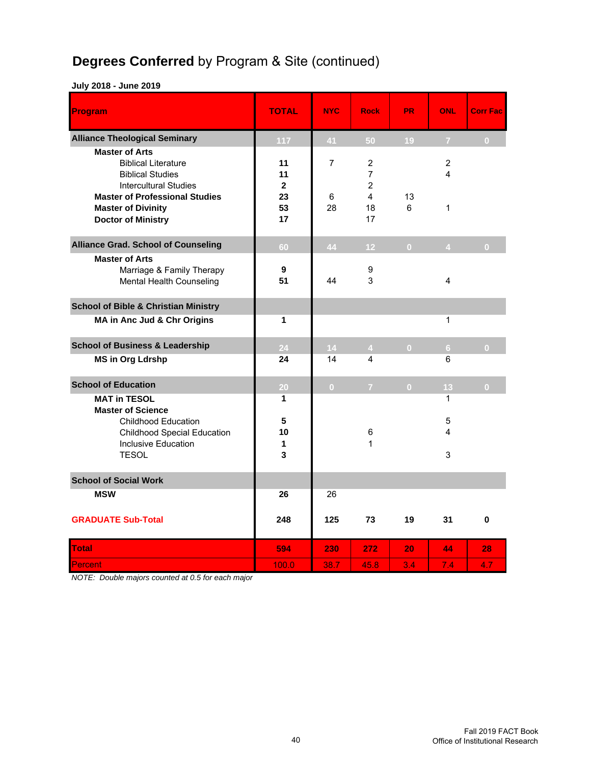# **Degrees Conferred** by Program & Site (continued)

**July 2018 - June 2019**

| Program | TOTAL | NYC | Rock | PR | ONL | Corr Fac |
|---|---|---|---|---|---|---|
| **Alliance Theological Seminary** | 117 | 41 | 50 | 19 | 7 | 0 |
| **Master of Arts** | | | | | | |
| Biblical Literature | **11** | 7 | 2 | | 2 | |
| Biblical Studies | **11** | | 7 | | 4 | |
| Intercultural Studies | **2** | | 2 | | | |
| **Master of Professional Studies** | **23** | 6 | 4 | 13 | | |
| **Master of Divinity** | **53** | 28 | 18 | 6 | 1 | |
| **Doctor of Ministry** | **17** | | 17 | | | |
| **Alliance Grad. School of Counseling** | 60 | 44 | 12 | 0 | 4 | 0 |
| **Master of Arts** | | | | | | |
| Marriage & Family Therapy | **9** | | 9 | | | |
| Mental Health Counseling | **51** | 44 | 3 | | 4 | |
| **School of Bible & Christian Ministry** | | | | | | |
| **MA in Anc Jud & Chr Origins** | **1** | | | | 1 | |
| **School of Business & Leadership** | 24 | 14 | 4 | 0 | 6 | 0 |
| **MS in Org Ldrshp** | **24** | 14 | 4 | | 6 | |
| **School of Education** | 20 | 0 | 7 | 0 | 13 | 0 |
| **MAT in TESOL** | **1** | | | | 1 | |
| **Master of Science** | | | | | | |
| Childhood Education | **5** | | | | 5 | |
| Childhood Special Education | **10** | | 6 | | 4 | |
| Inclusive Education | **1** | | 1 | | | |
| TESOL | **3** | | | | 3 | |
| **School of Social Work** | | | | | | |
| **MSW** | **26** | 26 | | | | |
| **GRADUATE Sub-Total** | **248** | **125** | **73** | **19** | **31** | **0** |
| **Total** | **594** | **230** | **272** | **20** | **44** | **28** |
| Percent | 100.0 | 38.7 | 45.8 | 3.4 | 7.4 | 4.7 |

*NOTE: Double majors counted at 0.5 for each major*

Fall 2019 FACT Book
Office of Institutional Research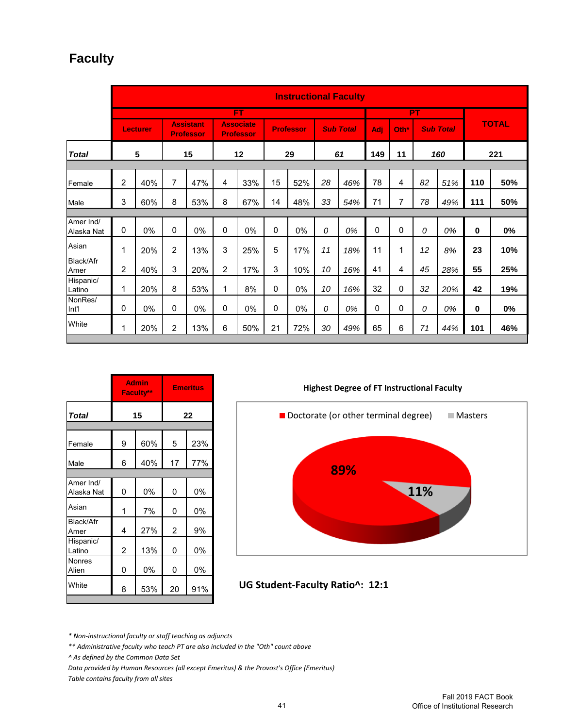## Faculty

| | Instructional Faculty | | | | | | | | | | | | | | | | | |
|---|---|---|---|---|---|---|---|---|---|---|---|---|---|---|---|---|---|---|
| | FT | | | | | | | | | | PT | | | | | TOTAL | |
| | Lecturer | | Assistant Professor | | Associate Professor | | Professor | | *Sub Total* | | Adj | Oth* | *Sub Total* | | | |
| ***Total*** | 5 | | 15 | | 12 | | 29 | | *61* | | 149 | 11 | *160* | | **221** | |
| Female | 2 | 40% | 7 | 47% | 4 | 33% | 15 | 52% | *28* | *46%* | 78 | 4 | *82* | *51%* | **110** | **50%** |
| Male | 3 | 60% | 8 | 53% | 8 | 67% | 14 | 48% | *33* | *54%* | 71 | 7 | *78* | *49%* | **111** | **50%** |
| Amer Ind/ Alaska Nat | 0 | 0% | 0 | 0% | 0 | 0% | 0 | 0% | *0* | *0%* | 0 | 0 | *0* | *0%* | **0** | **0%** |
| Asian | 1 | 20% | 2 | 13% | 3 | 25% | 5 | 17% | *11* | *18%* | 11 | 1 | *12* | *8%* | **23** | **10%** |
| Black/Afr Amer | 2 | 40% | 3 | 20% | 2 | 17% | 3 | 10% | *10* | *16%* | 41 | 4 | *45* | *28%* | **55** | **25%** |
| Hispanic/ Latino | 1 | 20% | 8 | 53% | 1 | 8% | 0 | 0% | *10* | *16%* | 32 | 0 | *32* | *20%* | **42** | **19%** |
| NonRes/ Int'l | 0 | 0% | 0 | 0% | 0 | 0% | 0 | 0% | *0* | *0%* | 0 | 0 | *0* | *0%* | **0** | **0%** |
| White | 1 | 20% | 2 | 13% | 6 | 50% | 21 | 72% | *30* | *49%* | 65 | 6 | *71* | *44%* | **101** | **46%** |

| | Admin Faculty** | | Emeritus | |
|---|---|---|---|---|
| ***Total*** | 15 | | 22 | |
| Female | 9 | 60% | 5 | 23% |
| Male | 6 | 40% | 17 | 77% |
| Amer Ind/ Alaska Nat | 0 | 0% | 0 | 0% |
| Asian | 1 | 7% | 0 | 0% |
| Black/Afr Amer | 4 | 27% | 2 | 9% |
| Hispanic/ Latino | 2 | 13% | 0 | 0% |
| Nonres Alien | 0 | 0% | 0 | 0% |
| White | 8 | 53% | 20 | 91% |

**Highest Degree of FT Instructional Faculty**

- Doctorate (or other terminal degree): 89%
- Masters: 11%

**UG Student-Faculty Ratio^: 12:1**

*\* Non-instructional faculty or staff teaching as adjuncts*

*\*\* Administrative faculty who teach PT are also included in the "Oth" count above*

*^ As defined by the Common Data Set*

*Data provided by Human Resources (all except Emeritus) & the Provost's Office (Emeritus)*

*Table contains faculty from all sites*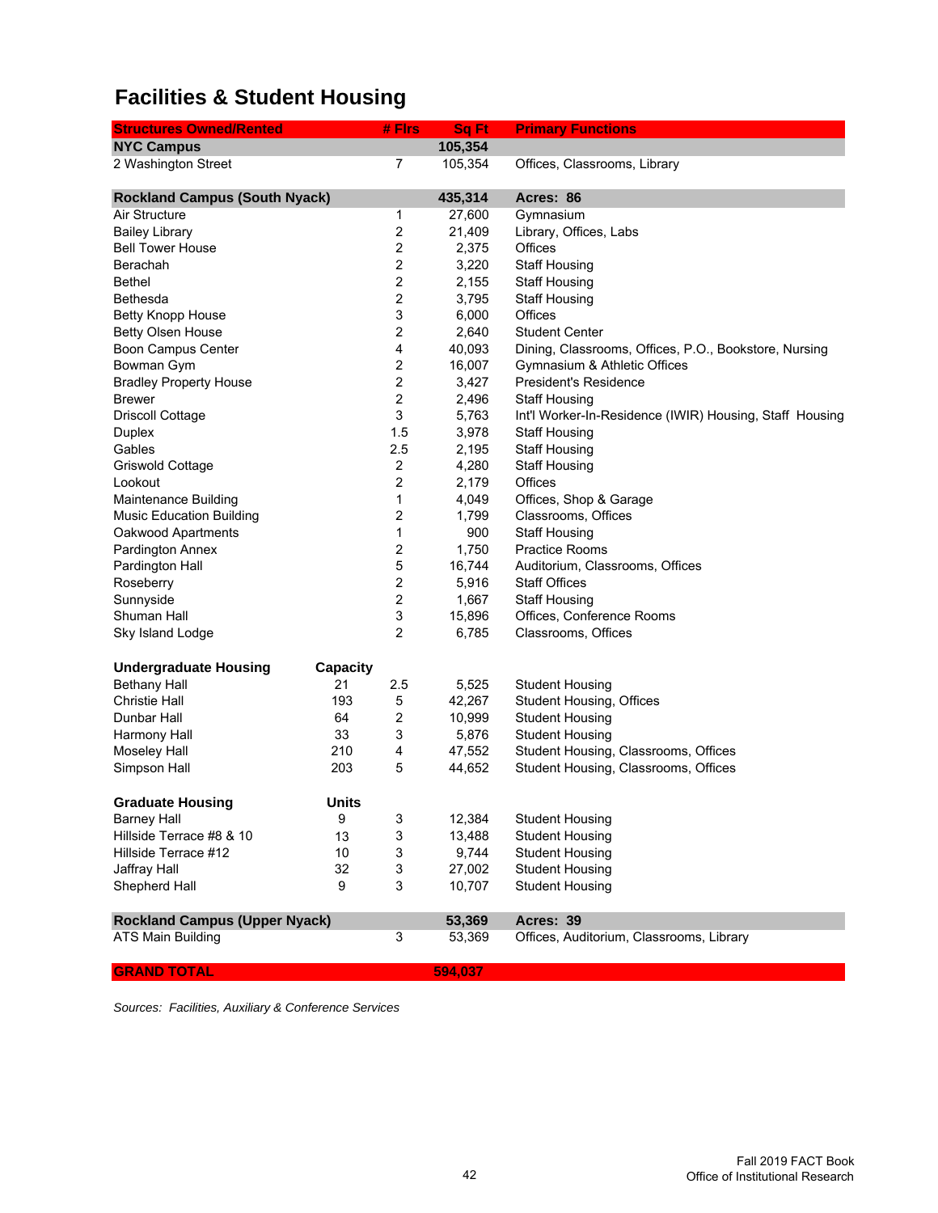# Facilities & Student Housing

| Structures Owned/Rented | | # Flrs | Sq Ft | Primary Functions |
|---|---|---|---|---|
| **NYC Campus** | | | **105,354** | |
| 2 Washington Street | | 7 | 105,354 | Offices, Classrooms, Library |
| | | | | |
| **Rockland Campus (South Nyack)** | | | **435,314** | **Acres: 86** |
| Air Structure | | 1 | 27,600 | Gymnasium |
| Bailey Library | | 2 | 21,409 | Library, Offices, Labs |
| Bell Tower House | | 2 | 2,375 | Offices |
| Berachah | | 2 | 3,220 | Staff Housing |
| Bethel | | 2 | 2,155 | Staff Housing |
| Bethesda | | 2 | 3,795 | Staff Housing |
| Betty Knopp House | | 3 | 6,000 | Offices |
| Betty Olsen House | | 2 | 2,640 | Student Center |
| Boon Campus Center | | 4 | 40,093 | Dining, Classrooms, Offices, P.O., Bookstore, Nursing |
| Bowman Gym | | 2 | 16,007 | Gymnasium & Athletic Offices |
| Bradley Property House | | 2 | 3,427 | President's Residence |
| Brewer | | 2 | 2,496 | Staff Housing |
| Driscoll Cottage | | 3 | 5,763 | Int'l Worker-In-Residence (IWIR) Housing, Staff Housing |
| Duplex | | 1.5 | 3,978 | Staff Housing |
| Gables | | 2.5 | 2,195 | Staff Housing |
| Griswold Cottage | | 2 | 4,280 | Staff Housing |
| Lookout | | 2 | 2,179 | Offices |
| Maintenance Building | | 1 | 4,049 | Offices, Shop & Garage |
| Music Education Building | | 2 | 1,799 | Classrooms, Offices |
| Oakwood Apartments | | 1 | 900 | Staff Housing |
| Pardington Annex | | 2 | 1,750 | Practice Rooms |
| Pardington Hall | | 5 | 16,744 | Auditorium, Classrooms, Offices |
| Roseberry | | 2 | 5,916 | Staff Offices |
| Sunnyside | | 2 | 1,667 | Staff Housing |
| Shuman Hall | | 3 | 15,896 | Offices, Conference Rooms |
| Sky Island Lodge | | 2 | 6,785 | Classrooms, Offices |
| | | | | |
| **Undergraduate Housing** | **Capacity** | | | |
| Bethany Hall | 21 | 2.5 | 5,525 | Student Housing |
| Christie Hall | 193 | 5 | 42,267 | Student Housing, Offices |
| Dunbar Hall | 64 | 2 | 10,999 | Student Housing |
| Harmony Hall | 33 | 3 | 5,876 | Student Housing |
| Moseley Hall | 210 | 4 | 47,552 | Student Housing, Classrooms, Offices |
| Simpson Hall | 203 | 5 | 44,652 | Student Housing, Classrooms, Offices |
| | | | | |
| **Graduate Housing** | **Units** | | | |
| Barney Hall | 9 | 3 | 12,384 | Student Housing |
| Hillside Terrace #8 & 10 | 13 | 3 | 13,488 | Student Housing |
| Hillside Terrace #12 | 10 | 3 | 9,744 | Student Housing |
| Jaffray Hall | 32 | 3 | 27,002 | Student Housing |
| Shepherd Hall | 9 | 3 | 10,707 | Student Housing |
| | | | | |
| **Rockland Campus (Upper Nyack)** | | | **53,369** | **Acres: 39** |
| ATS Main Building | | 3 | 53,369 | Offices, Auditorium, Classrooms, Library |
| | | | | |
| **GRAND TOTAL** | | | **594,037** | |

*Sources: Facilities, Auxiliary & Conference Services*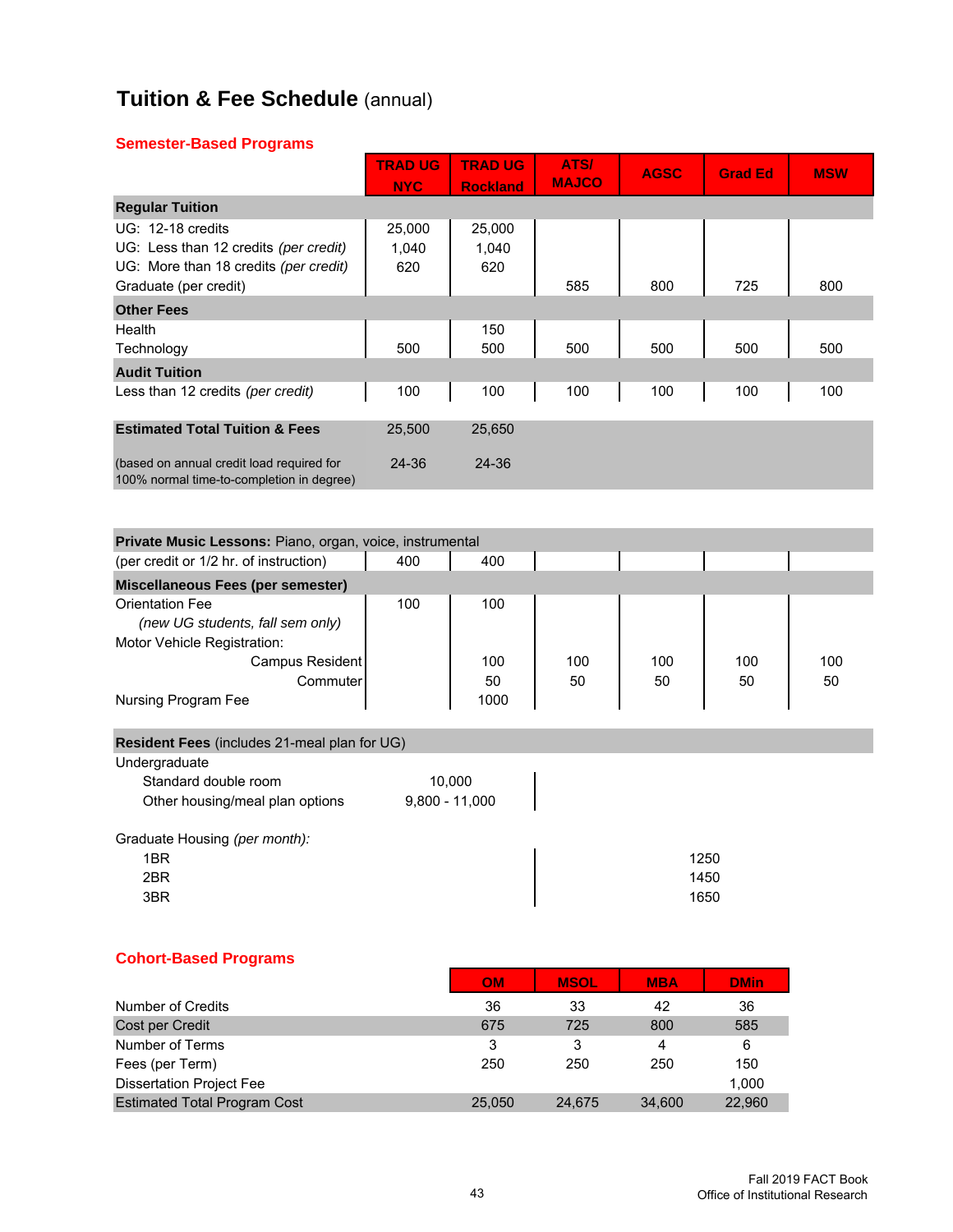# Tuition & Fee Schedule (annual)

## Semester-Based Programs

| | TRAD UG NYC | TRAD UG Rockland | ATS/ MAJCO | AGSC | Grad Ed | MSW |
|---|---|---|---|---|---|---|
| **Regular Tuition** | | | | | | |
| UG: 12-18 credits | 25,000 | 25,000 | | | | |
| UG: Less than 12 credits *(per credit)* | 1,040 | 1,040 | | | | |
| UG: More than 18 credits *(per credit)* | 620 | 620 | | | | |
| Graduate (per credit) | | | 585 | 800 | 725 | 800 |
| **Other Fees** | | | | | | |
| Health | | 150 | | | | |
| Technology | 500 | 500 | 500 | 500 | 500 | 500 |
| **Audit Tuition** | | | | | | |
| Less than 12 credits *(per credit)* | 100 | 100 | 100 | 100 | 100 | 100 |
| **Estimated Total Tuition & Fees** | 25,500 | 25,650 | | | | |
| (based on annual credit load required for 100% normal time-to-completion in degree) | 24-36 | 24-36 | | | | |
| **Private Music Lessons:** Piano, organ, voice, instrumental | | | | | | |
| (per credit or 1/2 hr. of instruction) | 400 | 400 | | | | |
| **Miscellaneous Fees (per semester)** | | | | | | |
| Orientation Fee *(new UG students, fall sem only)* | 100 | 100 | | | | |
| Motor Vehicle Registration: | | | | | | |
| Campus Resident | | 100 | 100 | 100 | 100 | 100 |
| Commuter | | 50 | 50 | 50 | 50 | 50 |
| Nursing Program Fee | | 1000 | | | | |

**Resident Fees** (includes 21-meal plan for UG)

| | Undergraduate (TRAD UG NYC / Rockland) |
|---|---|
| Standard double room | 10,000 |
| Other housing/meal plan options | 9,800 - 11,000 |

| Graduate Housing *(per month)*: | Graduate |
|---|---|
| 1BR | 1250 |
| 2BR | 1450 |
| 3BR | 1650 |

## Cohort-Based Programs

| | OM | MSOL | MBA | DMin |
|---|---|---|---|---|
| Number of Credits | 36 | 33 | 42 | 36 |
| Cost per Credit | 675 | 725 | 800 | 585 |
| Number of Terms | 3 | 3 | 4 | 6 |
| Fees (per Term) | 250 | 250 | 250 | 150 |
| Dissertation Project Fee | | | | 1,000 |
| Estimated Total Program Cost | 25,050 | 24,675 | 34,600 | 22,960 |

Fall 2019 FACT Book
Office of Institutional Research